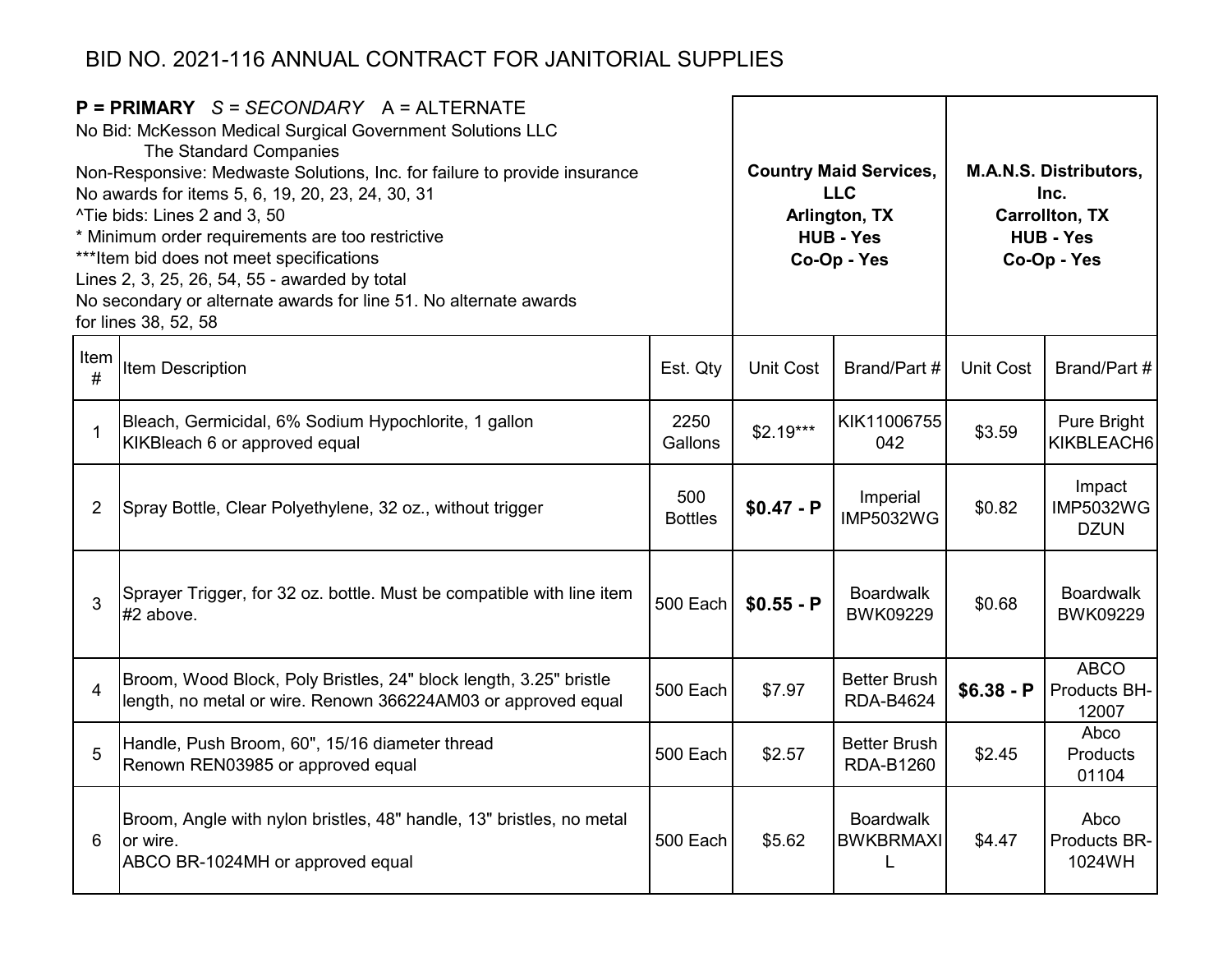# BID NO. 2021-116 ANNUAL CONTRACT FOR JANITORIAL SUPPLIES

**P = PRIMARY** *S = SECONDARY* A = ALTERNATE
No Bid: McKesson Medical Surgical Government Solutions LLC
The Standard Companies
Non-Responsive: Medwaste Solutions, Inc. for failure to provide insurance
No awards for items 5, 6, 19, 20, 23, 24, 30, 31
^Tie bids: Lines 2 and 3, 50
* Minimum order requirements are too restrictive
***Item bid does not meet specifications
Lines 2, 3, 25, 26, 54, 55 - awarded by total
No secondary or alternate awards for line 51. No alternate awards for lines 38, 52, 58

| | | | **Country Maid Services, LLC Arlington, TX HUB - Yes Co-Op - Yes** | | **M.A.N.S. Distributors, Inc. Carrollton, TX HUB - Yes Co-Op - Yes** | |
|---|---|---|---|---|---|---|
| Item # | Item Description | Est. Qty | Unit Cost | Brand/Part # | Unit Cost | Brand/Part # |
| 1 | Bleach, Germicidal, 6% Sodium Hypochlorite, 1 gallon KIKBleach 6 or approved equal | 2250 Gallons | $2.19*** | KIK11006755042 | $3.59 | Pure Bright KIKBLEACH6 |
| 2 | Spray Bottle, Clear Polyethylene, 32 oz., without trigger | 500 Bottles | **$0.47 - P** | Imperial IMP5032WG | $0.82 | Impact IMP5032WGDZUN |
| 3 | Sprayer Trigger, for 32 oz. bottle. Must be compatible with line item #2 above. | 500 Each | **$0.55 - P** | Boardwalk BWK09229 | $0.68 | Boardwalk BWK09229 |
| 4 | Broom, Wood Block, Poly Bristles, 24" block length, 3.25" bristle length, no metal or wire. Renown 366224AM03 or approved equal | 500 Each | $7.97 | Better Brush RDA-B4624 | **$6.38 - P** | ABCO Products BH-12007 |
| 5 | Handle, Push Broom, 60", 15/16 diameter thread Renown REN03985 or approved equal | 500 Each | $2.57 | Better Brush RDA-B1260 | $2.45 | Abco Products 01104 |
| 6 | Broom, Angle with nylon bristles, 48" handle, 13" bristles, no metal or wire. ABCO BR-1024MH or approved equal | 500 Each | $5.62 | Boardwalk BWKBRMAXIL | $4.47 | Abco Products BR-1024WH |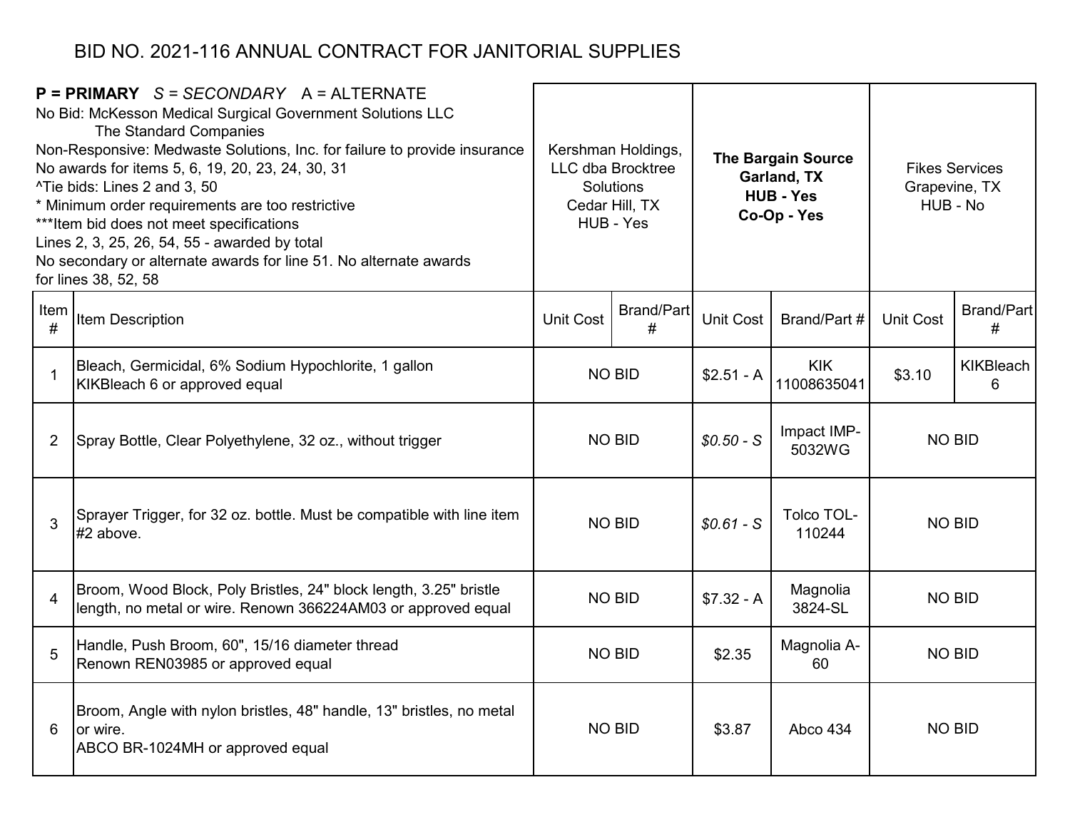# BID NO. 2021-116 ANNUAL CONTRACT FOR JANITORIAL SUPPLIES

| **P = PRIMARY** *S = SECONDARY* A = ALTERNATE<br>No Bid: McKesson Medical Surgical Government Solutions LLC<br>The Standard Companies<br>Non-Responsive: Medwaste Solutions, Inc. for failure to provide insurance<br>No awards for items 5, 6, 19, 20, 23, 24, 30, 31<br>^Tie bids: Lines 2 and 3, 50<br>* Minimum order requirements are too restrictive<br>***Item bid does not meet specifications<br>Lines 2, 3, 25, 26, 54, 55 - awarded by total<br>No secondary or alternate awards for line 51. No alternate awards for lines 38, 52, 58 | | Kershman Holdings, LLC dba Brocktree Solutions<br>Cedar Hill, TX<br>HUB - Yes | | **The Bargain Source<br>Garland, TX<br>HUB - Yes<br>Co-Op - Yes** | | Fikes Services<br>Grapevine, TX<br>HUB - No | |
|---|---|---|---|---|---|---|---|
| Item # | Item Description | Unit Cost | Brand/Part # | Unit Cost | Brand/Part # | Unit Cost | Brand/Part # |
| 1 | Bleach, Germicidal, 6% Sodium Hypochlorite, 1 gallon<br>KIKBleach 6 or approved equal | NO BID | | $2.51 - A | KIK 11008635041 | $3.10 | KIKBleach 6 |
| 2 | Spray Bottle, Clear Polyethylene, 32 oz., without trigger | NO BID | | *$0.50 - S* | Impact IMP-5032WG | NO BID | |
| 3 | Sprayer Trigger, for 32 oz. bottle. Must be compatible with line item #2 above. | NO BID | | *$0.61 - S* | Tolco TOL-110244 | NO BID | |
| 4 | Broom, Wood Block, Poly Bristles, 24" block length, 3.25" bristle length, no metal or wire. Renown 366224AM03 or approved equal | NO BID | | $7.32 - A | Magnolia 3824-SL | NO BID | |
| 5 | Handle, Push Broom, 60", 15/16 diameter thread<br>Renown REN03985 or approved equal | NO BID | | $2.35 | Magnolia A-60 | NO BID | |
| 6 | Broom, Angle with nylon bristles, 48" handle, 13" bristles, no metal or wire.<br>ABCO BR-1024MH or approved equal | NO BID | | $3.87 | Abco 434 | NO BID | |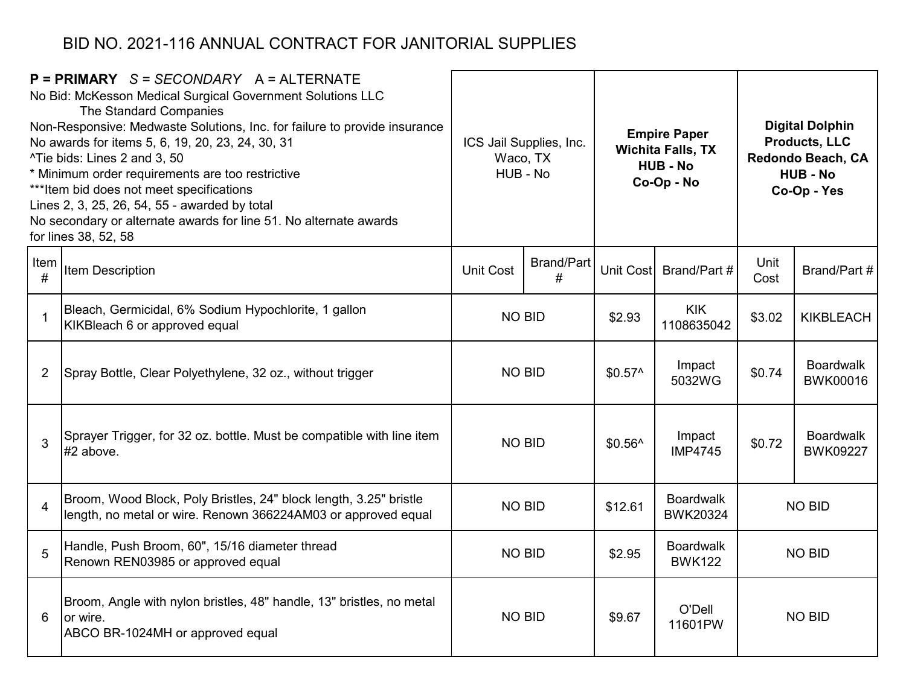# BID NO. 2021-116 ANNUAL CONTRACT FOR JANITORIAL SUPPLIES

**P = PRIMARY** *S = SECONDARY* A = ALTERNATE
No Bid: McKesson Medical Surgical Government Solutions LLC
The Standard Companies
Non-Responsive: Medwaste Solutions, Inc. for failure to provide insurance
No awards for items 5, 6, 19, 20, 23, 24, 30, 31
^Tie bids: Lines 2 and 3, 50
* Minimum order requirements are too restrictive
***Item bid does not meet specifications
Lines 2, 3, 25, 26, 54, 55 - awarded by total
No secondary or alternate awards for line 51. No alternate awards for lines 38, 52, 58

| | | ICS Jail Supplies, Inc. Waco, TX HUB - No | | **Empire Paper Wichita Falls, TX HUB - No Co-Op - No** | | **Digital Dolphin Products, LLC Redondo Beach, CA HUB - No Co-Op - Yes** | |
|---|---|---|---|---|---|---|---|
| Item # | Item Description | Unit Cost | Brand/Part # | Unit Cost | Brand/Part # | Unit Cost | Brand/Part # |
| 1 | Bleach, Germicidal, 6% Sodium Hypochlorite, 1 gallon KIKBleach 6 or approved equal | NO BID | | $2.93 | KIK 1108635042 | $3.02 | KIKBLEACH |
| 2 | Spray Bottle, Clear Polyethylene, 32 oz., without trigger | NO BID | | $0.57^ | Impact 5032WG | $0.74 | Boardwalk BWK00016 |
| 3 | Sprayer Trigger, for 32 oz. bottle. Must be compatible with line item #2 above. | NO BID | | $0.56^ | Impact IMP4745 | $0.72 | Boardwalk BWK09227 |
| 4 | Broom, Wood Block, Poly Bristles, 24" block length, 3.25" bristle length, no metal or wire. Renown 366224AM03 or approved equal | NO BID | | $12.61 | Boardwalk BWK20324 | NO BID | |
| 5 | Handle, Push Broom, 60", 15/16 diameter thread Renown REN03985 or approved equal | NO BID | | $2.95 | Boardwalk BWK122 | NO BID | |
| 6 | Broom, Angle with nylon bristles, 48" handle, 13" bristles, no metal or wire. ABCO BR-1024MH or approved equal | NO BID | | $9.67 | O'Dell 11601PW | NO BID | |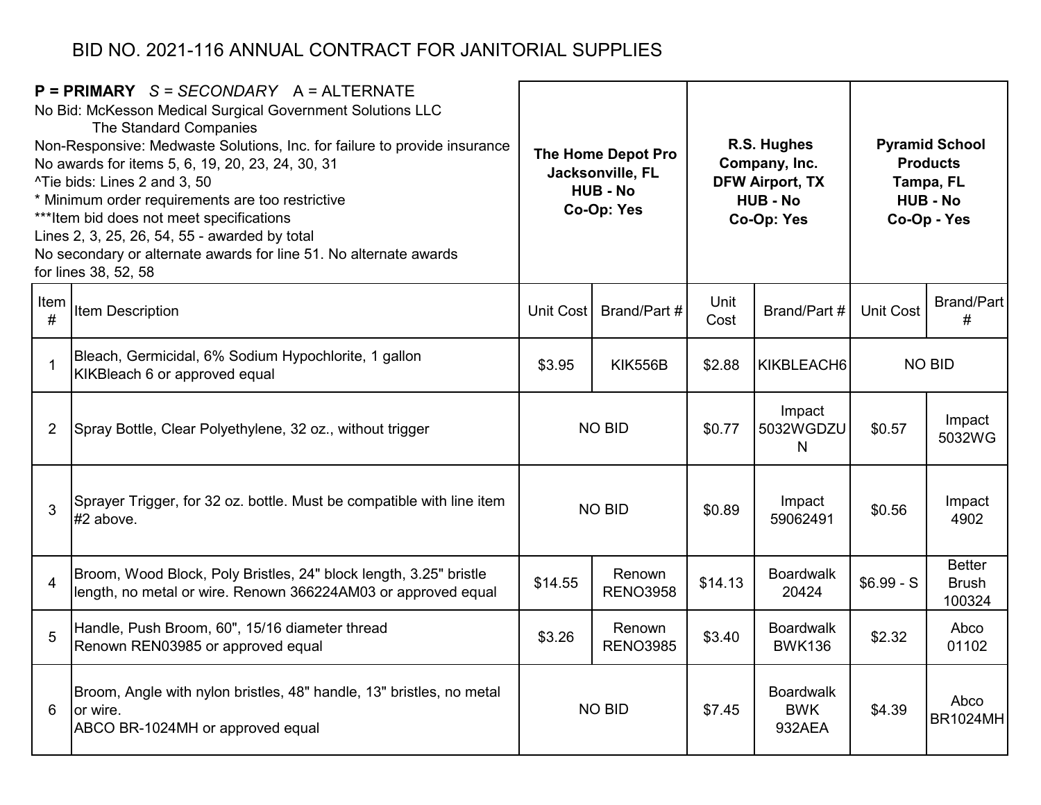# BID NO. 2021-116 ANNUAL CONTRACT FOR JANITORIAL SUPPLIES

**P = PRIMARY** *S = SECONDARY* A = ALTERNATE
No Bid: McKesson Medical Surgical Government Solutions LLC
The Standard Companies
Non-Responsive: Medwaste Solutions, Inc. for failure to provide insurance
No awards for items 5, 6, 19, 20, 23, 24, 30, 31
^Tie bids: Lines 2 and 3, 50
* Minimum order requirements are too restrictive
***Item bid does not meet specifications
Lines 2, 3, 25, 26, 54, 55 - awarded by total
No secondary or alternate awards for line 51. No alternate awards for lines 38, 52, 58

| | | **The Home Depot Pro Jacksonville, FL HUB - No Co-Op: Yes** | | **R.S. Hughes Company, Inc. DFW Airport, TX HUB - No Co-Op: Yes** | | **Pyramid School Products Tampa, FL HUB - No Co-Op - Yes** | |
|---|---|---|---|---|---|---|---|
| Item # | Item Description | Unit Cost | Brand/Part # | Unit Cost | Brand/Part # | Unit Cost | Brand/Part # |
| 1 | Bleach, Germicidal, 6% Sodium Hypochlorite, 1 gallon KIKBleach 6 or approved equal | $3.95 | KIK556B | $2.88 | KIKBLEACH6 | NO BID | |
| 2 | Spray Bottle, Clear Polyethylene, 32 oz., without trigger | NO BID | | $0.77 | Impact 5032WGDZUN | $0.57 | Impact 5032WG |
| 3 | Sprayer Trigger, for 32 oz. bottle. Must be compatible with line item #2 above. | NO BID | | $0.89 | Impact 59062491 | $0.56 | Impact 4902 |
| 4 | Broom, Wood Block, Poly Bristles, 24" block length, 3.25" bristle length, no metal or wire. Renown 366224AM03 or approved equal | $14.55 | Renown RENO3958 | $14.13 | Boardwalk 20424 | $6.99 - S | Better Brush 100324 |
| 5 | Handle, Push Broom, 60", 15/16 diameter thread Renown REN03985 or approved equal | $3.26 | Renown RENO3985 | $3.40 | Boardwalk BWK136 | $2.32 | Abco 01102 |
| 6 | Broom, Angle with nylon bristles, 48" handle, 13" bristles, no metal or wire. ABCO BR-1024MH or approved equal | NO BID | | $7.45 | Boardwalk BWK 932AEA | $4.39 | Abco BR1024MH |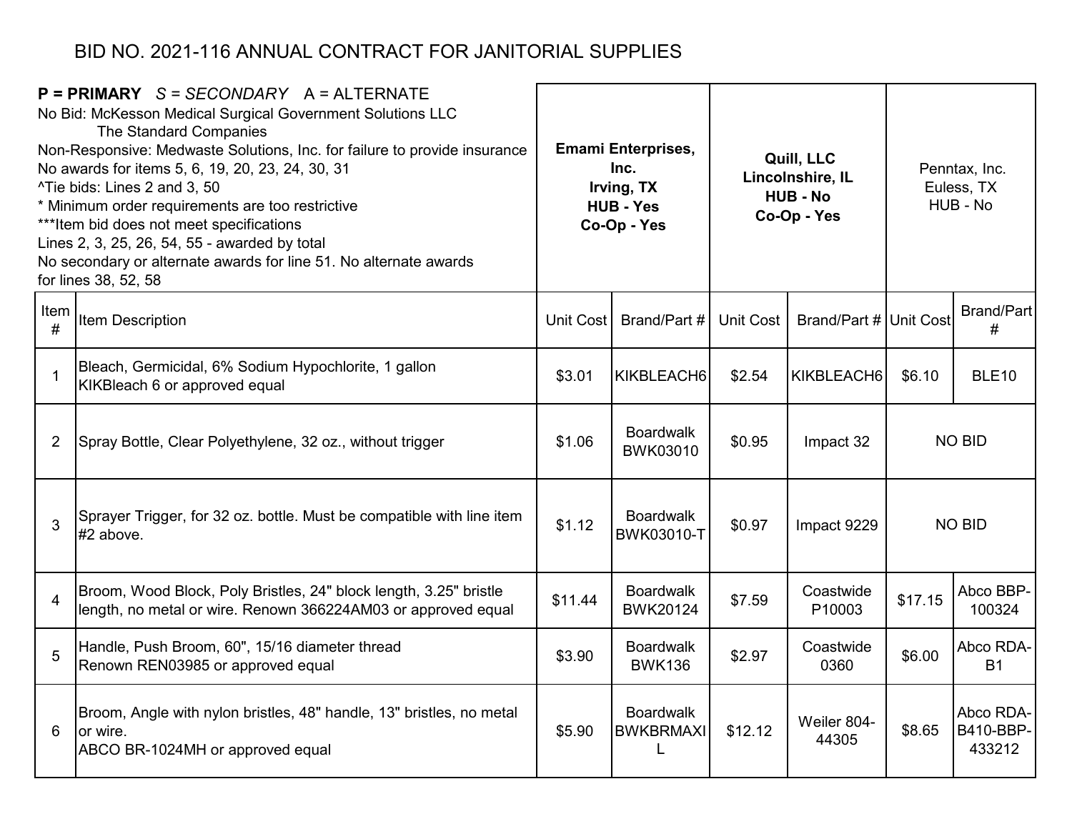# BID NO. 2021-116 ANNUAL CONTRACT FOR JANITORIAL SUPPLIES

| **P = PRIMARY** *S = SECONDARY* A = ALTERNATE<br>No Bid: McKesson Medical Surgical Government Solutions LLC<br>The Standard Companies<br>Non-Responsive: Medwaste Solutions, Inc. for failure to provide insurance<br>No awards for items 5, 6, 19, 20, 23, 24, 30, 31<br>^Tie bids: Lines 2 and 3, 50<br>* Minimum order requirements are too restrictive<br>***Item bid does not meet specifications<br>Lines 2, 3, 25, 26, 54, 55 - awarded by total<br>No secondary or alternate awards for line 51. No alternate awards for lines 38, 52, 58 | | **Emami Enterprises, Inc.<br>Irving, TX<br>HUB - Yes<br>Co-Op - Yes** | | **Quill, LLC<br>Lincolnshire, IL<br>HUB - No<br>Co-Op - Yes** | | Penntax, Inc.<br>Euless, TX<br>HUB - No | |
|---|---|---|---|---|---|---|---|
| Item # | Item Description | Unit Cost | Brand/Part # | Unit Cost | Brand/Part # | Unit Cost | Brand/Part # |
| 1 | Bleach, Germicidal, 6% Sodium Hypochlorite, 1 gallon<br>KIKBleach 6 or approved equal | $3.01 | KIKBLEACH6 | $2.54 | KIKBLEACH6 | $6.10 | BLE10 |
| 2 | Spray Bottle, Clear Polyethylene, 32 oz., without trigger | $1.06 | Boardwalk BWK03010 | $0.95 | Impact 32 | NO BID | |
| 3 | Sprayer Trigger, for 32 oz. bottle. Must be compatible with line item #2 above. | $1.12 | Boardwalk BWK03010-T | $0.97 | Impact 9229 | NO BID | |
| 4 | Broom, Wood Block, Poly Bristles, 24" block length, 3.25" bristle length, no metal or wire. Renown 366224AM03 or approved equal | $11.44 | Boardwalk BWK20124 | $7.59 | Coastwide P10003 | $17.15 | Abco BBP-100324 |
| 5 | Handle, Push Broom, 60", 15/16 diameter thread<br>Renown REN03985 or approved equal | $3.90 | Boardwalk BWK136 | $2.97 | Coastwide 0360 | $6.00 | Abco RDA-B1 |
| 6 | Broom, Angle with nylon bristles, 48" handle, 13" bristles, no metal or wire.<br>ABCO BR-1024MH or approved equal | $5.90 | Boardwalk BWKBRMAXIL | $12.12 | Weiler 804-44305 | $8.65 | Abco RDA-B410-BBP-433212 |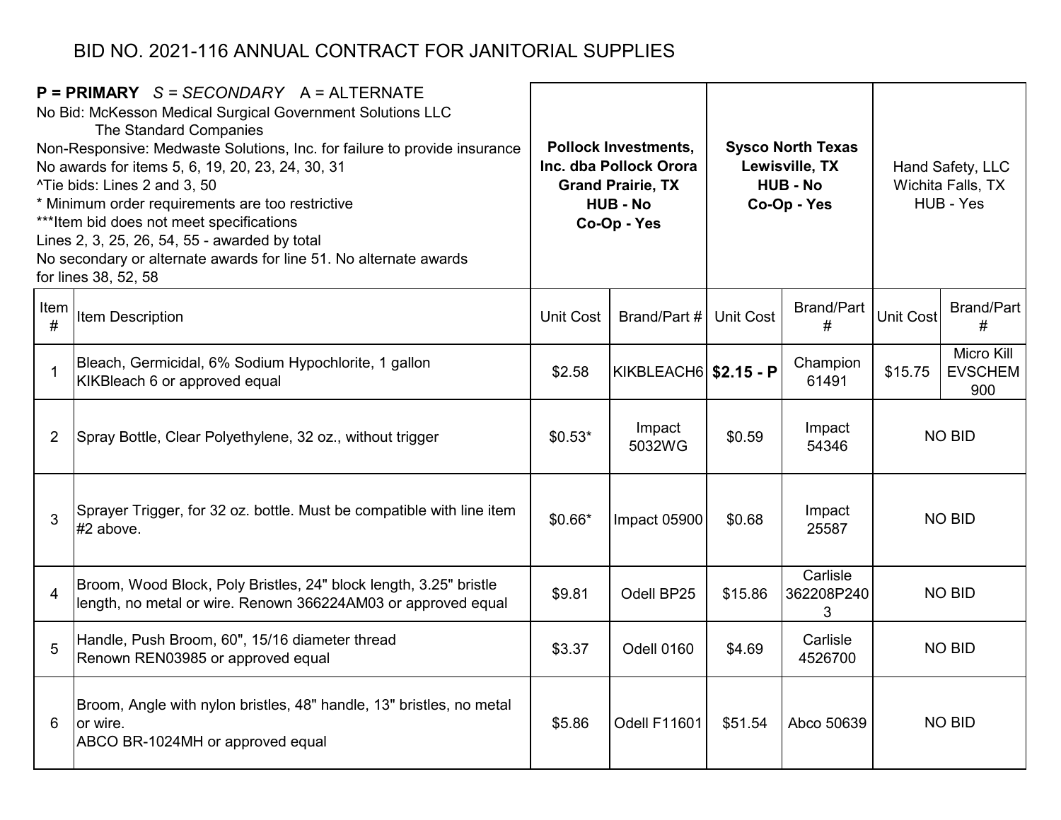# BID NO. 2021-116 ANNUAL CONTRACT FOR JANITORIAL SUPPLIES

**P = PRIMARY** *S = SECONDARY* A = ALTERNATE
No Bid: McKesson Medical Surgical Government Solutions LLC
The Standard Companies
Non-Responsive: Medwaste Solutions, Inc. for failure to provide insurance
No awards for items 5, 6, 19, 20, 23, 24, 30, 31
^Tie bids: Lines 2 and 3, 50
* Minimum order requirements are too restrictive
***Item bid does not meet specifications
Lines 2, 3, 25, 26, 54, 55 - awarded by total
No secondary or alternate awards for line 51. No alternate awards for lines 38, 52, 58

| | | **Pollock Investments, Inc. dba Pollock Orora Grand Prairie, TX HUB - No Co-Op - Yes** | | **Sysco North Texas Lewisville, TX HUB - No Co-Op - Yes** | | Hand Safety, LLC Wichita Falls, TX HUB - Yes | |
|---|---|---|---|---|---|---|---|
| Item # | Item Description | Unit Cost | Brand/Part # | Unit Cost | Brand/Part # | Unit Cost | Brand/Part # |
| 1 | Bleach, Germicidal, 6% Sodium Hypochlorite, 1 gallon KIKBleach 6 or approved equal | $2.58 | KIKBLEACH6 | **$2.15 - P** | Champion 61491 | $15.75 | Micro Kill EVSCHEM 900 |
| 2 | Spray Bottle, Clear Polyethylene, 32 oz., without trigger | $0.53* | Impact 5032WG | $0.59 | Impact 54346 | NO BID | |
| 3 | Sprayer Trigger, for 32 oz. bottle. Must be compatible with line item #2 above. | $0.66* | Impact 05900 | $0.68 | Impact 25587 | NO BID | |
| 4 | Broom, Wood Block, Poly Bristles, 24" block length, 3.25" bristle length, no metal or wire. Renown 366224AM03 or approved equal | $9.81 | Odell BP25 | $15.86 | Carlisle 362208P2403 | NO BID | |
| 5 | Handle, Push Broom, 60", 15/16 diameter thread Renown REN03985 or approved equal | $3.37 | Odell 0160 | $4.69 | Carlisle 4526700 | NO BID | |
| 6 | Broom, Angle with nylon bristles, 48" handle, 13" bristles, no metal or wire. ABCO BR-1024MH or approved equal | $5.86 | Odell F11601 | $51.54 | Abco 50639 | NO BID | |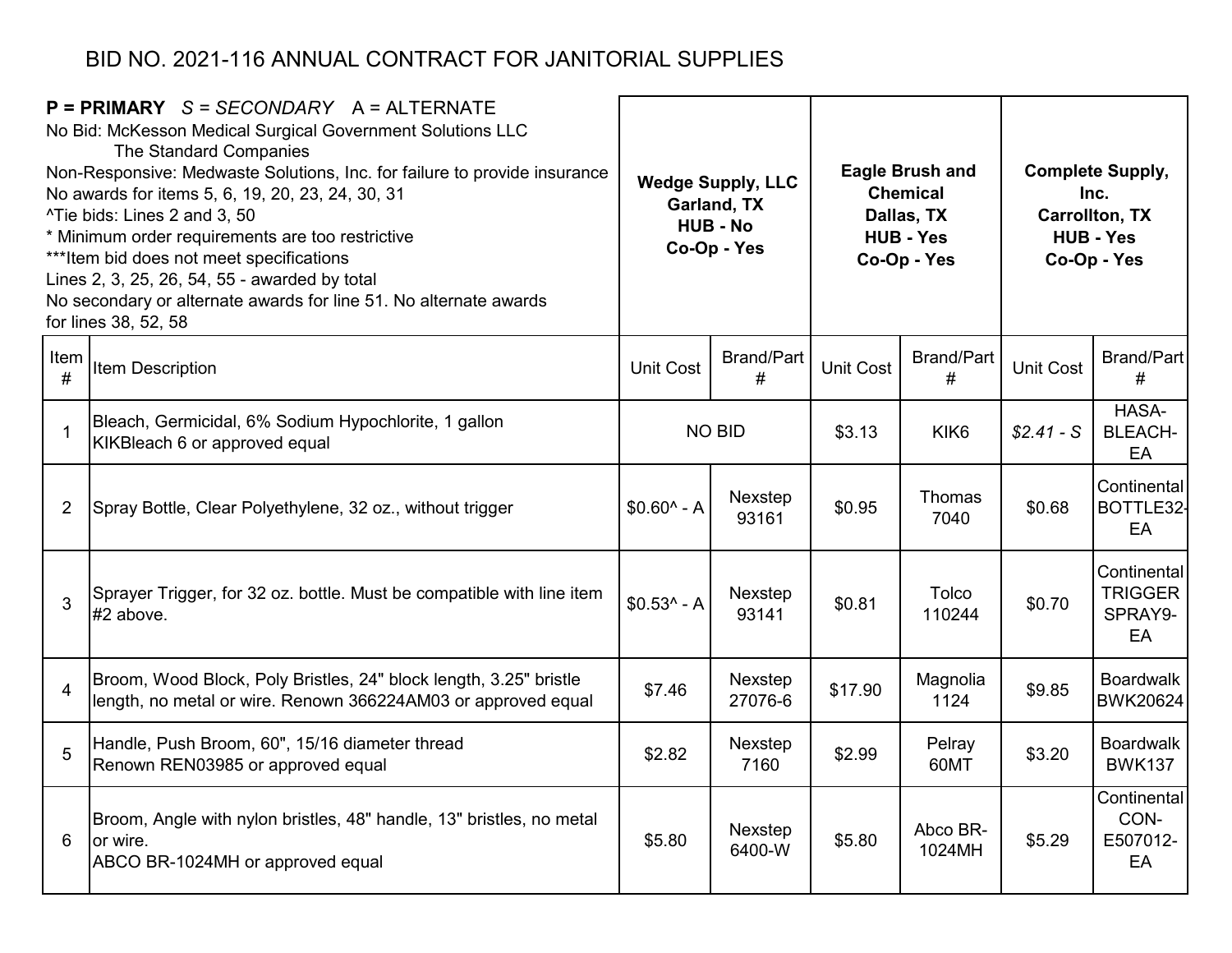# BID NO. 2021-116 ANNUAL CONTRACT FOR JANITORIAL SUPPLIES

**P = PRIMARY** *S = SECONDARY* A = ALTERNATE
No Bid: McKesson Medical Surgical Government Solutions LLC
The Standard Companies
Non-Responsive: Medwaste Solutions, Inc. for failure to provide insurance
No awards for items 5, 6, 19, 20, 23, 24, 30, 31
^Tie bids: Lines 2 and 3, 50
* Minimum order requirements are too restrictive
***Item bid does not meet specifications
Lines 2, 3, 25, 26, 54, 55 - awarded by total
No secondary or alternate awards for line 51. No alternate awards for lines 38, 52, 58

| Item # | Item Description | **Wedge Supply, LLC Garland, TX HUB - No Co-Op - Yes** | | **Eagle Brush and Chemical Dallas, TX HUB - Yes Co-Op - Yes** | | **Complete Supply, Inc. Carrollton, TX HUB - Yes Co-Op - Yes** | |
|---|---|---|---|---|---|---|---|
| | | Unit Cost | Brand/Part # | Unit Cost | Brand/Part # | Unit Cost | Brand/Part # |
| 1 | Bleach, Germicidal, 6% Sodium Hypochlorite, 1 gallon KIKBleach 6 or approved equal | NO BID | | $3.13 | KIK6 | *$2.41 - S* | HASA-BLEACH-EA |
| 2 | Spray Bottle, Clear Polyethylene, 32 oz., without trigger | $0.60^ - A | Nexstep 93161 | $0.95 | Thomas 7040 | $0.68 | Continental BOTTLE32-EA |
| 3 | Sprayer Trigger, for 32 oz. bottle. Must be compatible with line item #2 above. | $0.53^ - A | Nexstep 93141 | $0.81 | Tolco 110244 | $0.70 | Continental TRIGGER SPRAY9-EA |
| 4 | Broom, Wood Block, Poly Bristles, 24" block length, 3.25" bristle length, no metal or wire. Renown 366224AM03 or approved equal | $7.46 | Nexstep 27076-6 | $17.90 | Magnolia 1124 | $9.85 | Boardwalk BWK20624 |
| 5 | Handle, Push Broom, 60", 15/16 diameter thread Renown REN03985 or approved equal | $2.82 | Nexstep 7160 | $2.99 | Pelray 60MT | $3.20 | Boardwalk BWK137 |
| 6 | Broom, Angle with nylon bristles, 48" handle, 13" bristles, no metal or wire. ABCO BR-1024MH or approved equal | $5.80 | Nexstep 6400-W | $5.80 | Abco BR-1024MH | $5.29 | Continental CON-E507012-EA |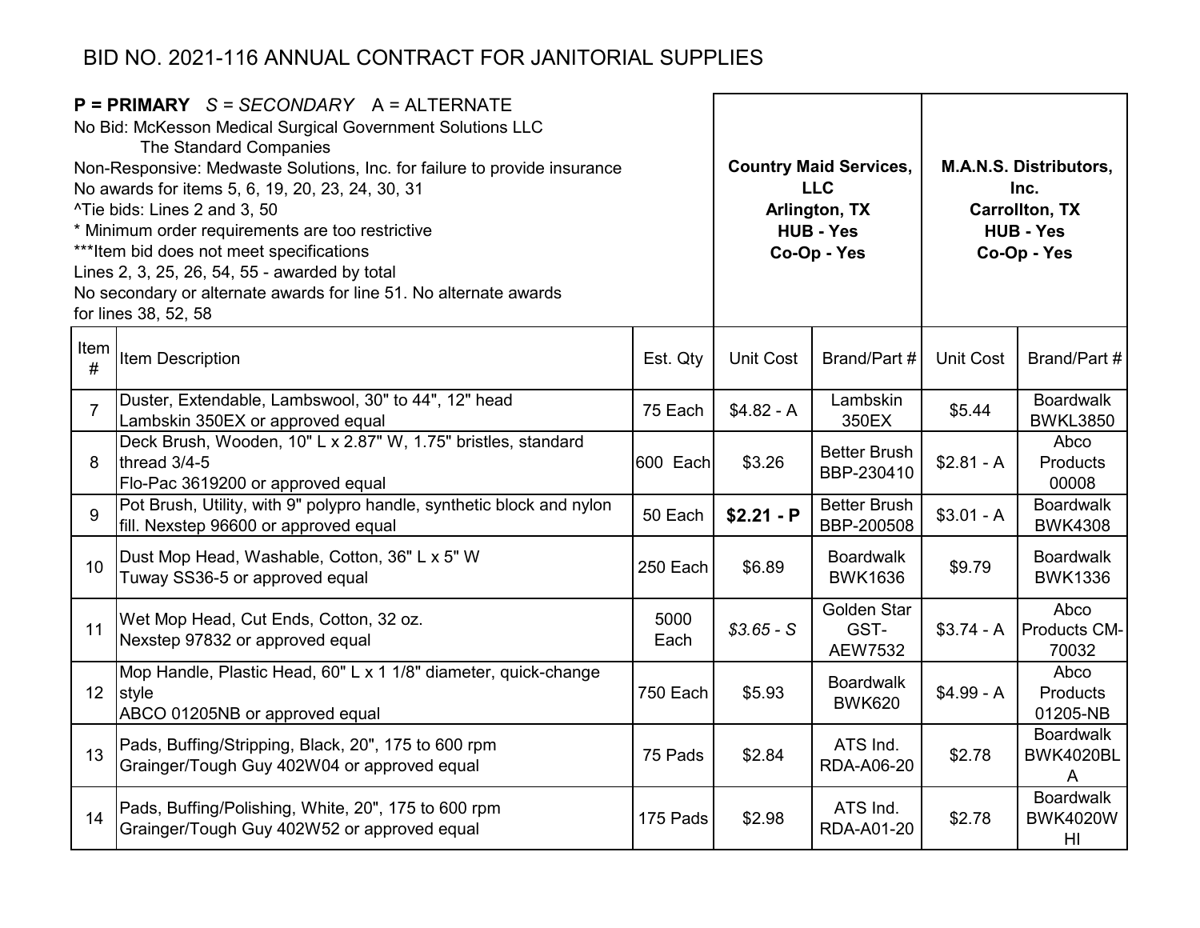# BID NO. 2021-116 ANNUAL CONTRACT FOR JANITORIAL SUPPLIES

**P = PRIMARY** *S = SECONDARY* A = ALTERNATE
No Bid: McKesson Medical Surgical Government Solutions LLC
The Standard Companies
Non-Responsive: Medwaste Solutions, Inc. for failure to provide insurance
No awards for items 5, 6, 19, 20, 23, 24, 30, 31
^Tie bids: Lines 2 and 3, 50
* Minimum order requirements are too restrictive
***Item bid does not meet specifications
Lines 2, 3, 25, 26, 54, 55 - awarded by total
No secondary or alternate awards for line 51. No alternate awards for lines 38, 52, 58

| | | | **Country Maid Services, LLC Arlington, TX HUB - Yes Co-Op - Yes** | | **M.A.N.S. Distributors, Inc. Carrollton, TX HUB - Yes Co-Op - Yes** | |
|---|---|---|---|---|---|---|
| Item # | Item Description | Est. Qty | Unit Cost | Brand/Part # | Unit Cost | Brand/Part # |
| 7 | Duster, Extendable, Lambswool, 30" to 44", 12" head Lambskin 350EX or approved equal | 75 Each | $4.82 - A | Lambskin 350EX | $5.44 | Boardwalk BWKL3850 |
| 8 | Deck Brush, Wooden, 10" L x 2.87" W, 1.75" bristles, standard thread 3/4-5 Flo-Pac 3619200 or approved equal | 600 Each | $3.26 | Better Brush BBP-230410 | $2.81 - A | Abco Products 00008 |
| 9 | Pot Brush, Utility, with 9" polypro handle, synthetic block and nylon fill. Nexstep 96600 or approved equal | 50 Each | **$2.21 - P** | Better Brush BBP-200508 | $3.01 - A | Boardwalk BWK4308 |
| 10 | Dust Mop Head, Washable, Cotton, 36" L x 5" W Tuway SS36-5 or approved equal | 250 Each | $6.89 | Boardwalk BWK1636 | $9.79 | Boardwalk BWK1336 |
| 11 | Wet Mop Head, Cut Ends, Cotton, 32 oz. Nexstep 97832 or approved equal | 5000 Each | *$3.65 - S* | Golden Star GST-AEW7532 | $3.74 - A | Abco Products CM-70032 |
| 12 | Mop Handle, Plastic Head, 60" L x 1 1/8" diameter, quick-change style ABCO 01205NB or approved equal | 750 Each | $5.93 | Boardwalk BWK620 | $4.99 - A | Abco Products 01205-NB |
| 13 | Pads, Buffing/Stripping, Black, 20", 175 to 600 rpm Grainger/Tough Guy 402W04 or approved equal | 75 Pads | $2.84 | ATS Ind. RDA-A06-20 | $2.78 | Boardwalk BWK4020BLA |
| 14 | Pads, Buffing/Polishing, White, 20", 175 to 600 rpm Grainger/Tough Guy 402W52 or approved equal | 175 Pads | $2.98 | ATS Ind. RDA-A01-20 | $2.78 | Boardwalk BWK4020WHI |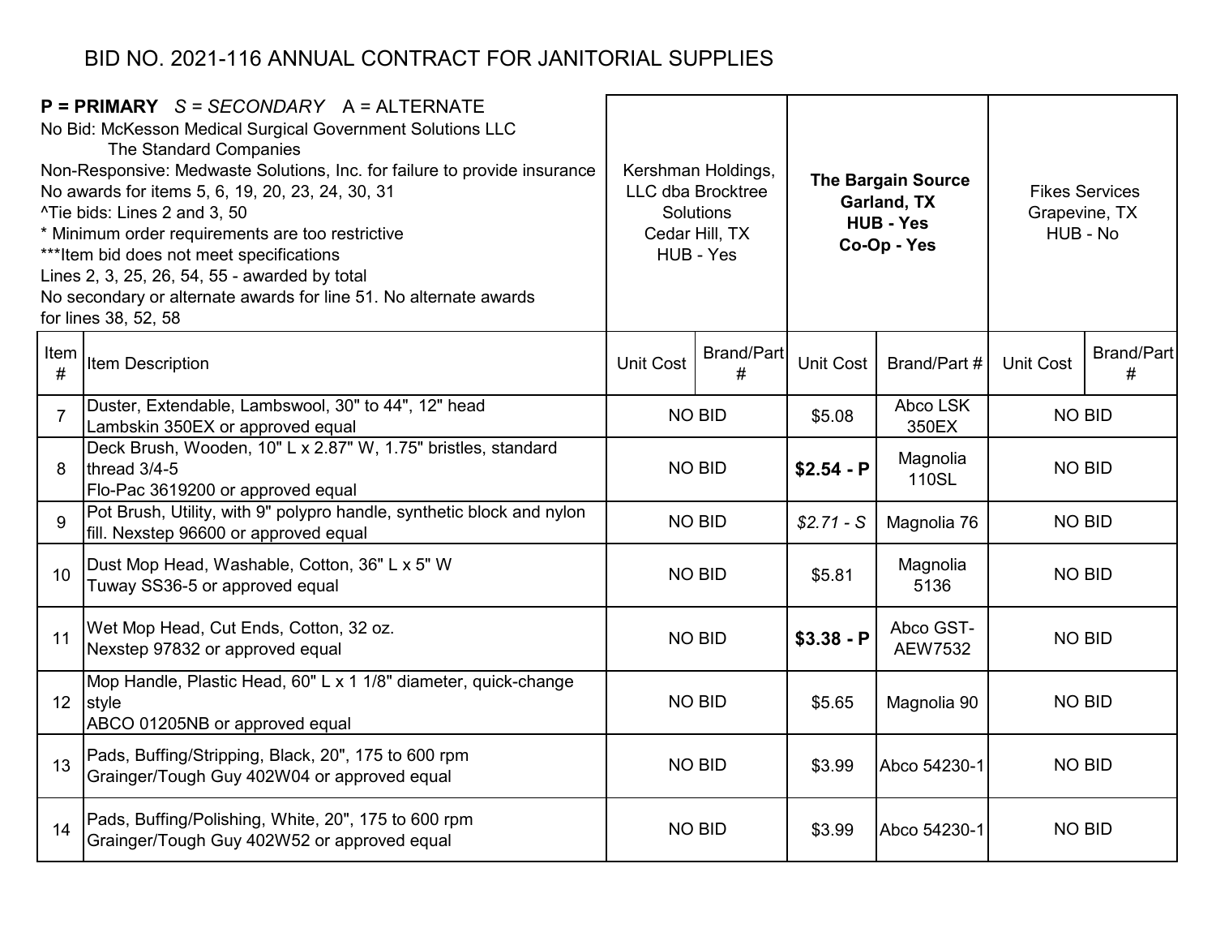# BID NO. 2021-116 ANNUAL CONTRACT FOR JANITORIAL SUPPLIES

**P = PRIMARY** *S = SECONDARY* A = ALTERNATE
No Bid: McKesson Medical Surgical Government Solutions LLC
The Standard Companies
Non-Responsive: Medwaste Solutions, Inc. for failure to provide insurance
No awards for items 5, 6, 19, 20, 23, 24, 30, 31
^Tie bids: Lines 2 and 3, 50
* Minimum order requirements are too restrictive
***Item bid does not meet specifications
Lines 2, 3, 25, 26, 54, 55 - awarded by total
No secondary or alternate awards for line 51. No alternate awards for lines 38, 52, 58

| | | Kershman Holdings, LLC dba Brocktree Solutions Cedar Hill, TX HUB - Yes | | **The Bargain Source Garland, TX HUB - Yes Co-Op - Yes** | | Fikes Services Grapevine, TX HUB - No | |
|---|---|---|---|---|---|---|---|
| Item # | Item Description | Unit Cost | Brand/Part # | Unit Cost | Brand/Part # | Unit Cost | Brand/Part # |
| 7 | Duster, Extendable, Lambswool, 30" to 44", 12" head Lambskin 350EX or approved equal | NO BID | | $5.08 | Abco LSK 350EX | NO BID | |
| 8 | Deck Brush, Wooden, 10" L x 2.87" W, 1.75" bristles, standard thread 3/4-5 Flo-Pac 3619200 or approved equal | NO BID | | **$2.54 - P** | Magnolia 110SL | NO BID | |
| 9 | Pot Brush, Utility, with 9" polypro handle, synthetic block and nylon fill. Nexstep 96600 or approved equal | NO BID | | *$2.71 - S* | Magnolia 76 | NO BID | |
| 10 | Dust Mop Head, Washable, Cotton, 36" L x 5" W Tuway SS36-5 or approved equal | NO BID | | $5.81 | Magnolia 5136 | NO BID | |
| 11 | Wet Mop Head, Cut Ends, Cotton, 32 oz. Nexstep 97832 or approved equal | NO BID | | **$3.38 - P** | Abco GST-AEW7532 | NO BID | |
| 12 | Mop Handle, Plastic Head, 60" L x 1 1/8" diameter, quick-change style ABCO 01205NB or approved equal | NO BID | | $5.65 | Magnolia 90 | NO BID | |
| 13 | Pads, Buffing/Stripping, Black, 20", 175 to 600 rpm Grainger/Tough Guy 402W04 or approved equal | NO BID | | $3.99 | Abco 54230-1 | NO BID | |
| 14 | Pads, Buffing/Polishing, White, 20", 175 to 600 rpm Grainger/Tough Guy 402W52 or approved equal | NO BID | | $3.99 | Abco 54230-1 | NO BID | |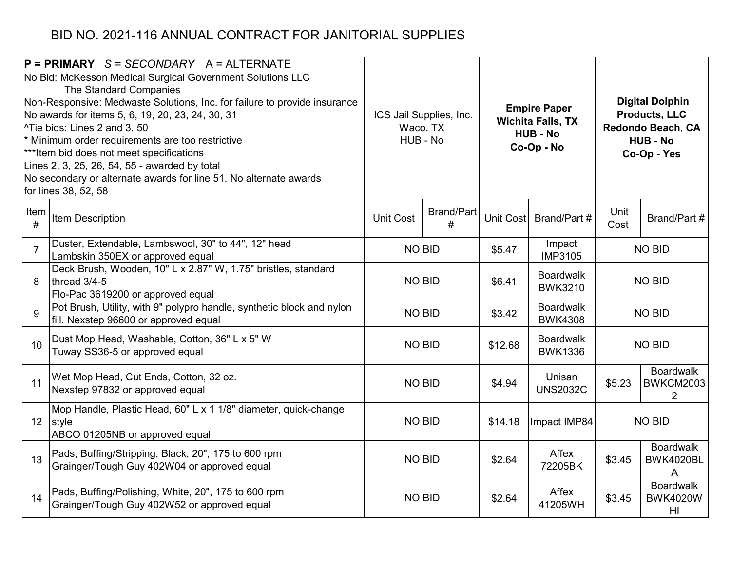# BID NO. 2021-116 ANNUAL CONTRACT FOR JANITORIAL SUPPLIES

| **P = PRIMARY** *S = SECONDARY* A = ALTERNATE<br>No Bid: McKesson Medical Surgical Government Solutions LLC<br>The Standard Companies<br>Non-Responsive: Medwaste Solutions, Inc. for failure to provide insurance<br>No awards for items 5, 6, 19, 20, 23, 24, 30, 31<br>^Tie bids: Lines 2 and 3, 50<br>* Minimum order requirements are too restrictive<br>***Item bid does not meet specifications<br>Lines 2, 3, 25, 26, 54, 55 - awarded by total<br>No secondary or alternate awards for line 51. No alternate awards for lines 38, 52, 58 | | ICS Jail Supplies, Inc.<br>Waco, TX<br>HUB - No | | **Empire Paper**<br>**Wichita Falls, TX**<br>**HUB - No**<br>**Co-Op - No** | | **Digital Dolphin Products, LLC**<br>**Redondo Beach, CA**<br>**HUB - No**<br>**Co-Op - Yes** | |
|---|---|---|---|---|---|---|---|
| Item # | Item Description | Unit Cost | Brand/Part # | Unit Cost | Brand/Part # | Unit Cost | Brand/Part # |
| 7 | Duster, Extendable, Lambswool, 30" to 44", 12" head<br>Lambskin 350EX or approved equal | NO BID | | $5.47 | Impact IMP3105 | NO BID | |
| 8 | Deck Brush, Wooden, 10" L x 2.87" W, 1.75" bristles, standard thread 3/4-5<br>Flo-Pac 3619200 or approved equal | NO BID | | $6.41 | Boardwalk BWK3210 | NO BID | |
| 9 | Pot Brush, Utility, with 9" polypro handle, synthetic block and nylon fill. Nexstep 96600 or approved equal | NO BID | | $3.42 | Boardwalk BWK4308 | NO BID | |
| 10 | Dust Mop Head, Washable, Cotton, 36" L x 5" W<br>Tuway SS36-5 or approved equal | NO BID | | $12.68 | Boardwalk BWK1336 | NO BID | |
| 11 | Wet Mop Head, Cut Ends, Cotton, 32 oz.<br>Nexstep 97832 or approved equal | NO BID | | $4.94 | Unisan UNS2032C | $5.23 | Boardwalk BWKCM20032 |
| 12 | Mop Handle, Plastic Head, 60" L x 1 1/8" diameter, quick-change style<br>ABCO 01205NB or approved equal | NO BID | | $14.18 | Impact IMP84 | NO BID | |
| 13 | Pads, Buffing/Stripping, Black, 20", 175 to 600 rpm<br>Grainger/Tough Guy 402W04 or approved equal | NO BID | | $2.64 | Affex 72205BK | $3.45 | Boardwalk BWK4020BLA |
| 14 | Pads, Buffing/Polishing, White, 20", 175 to 600 rpm<br>Grainger/Tough Guy 402W52 or approved equal | NO BID | | $2.64 | Affex 41205WH | $3.45 | Boardwalk BWK4020WHI |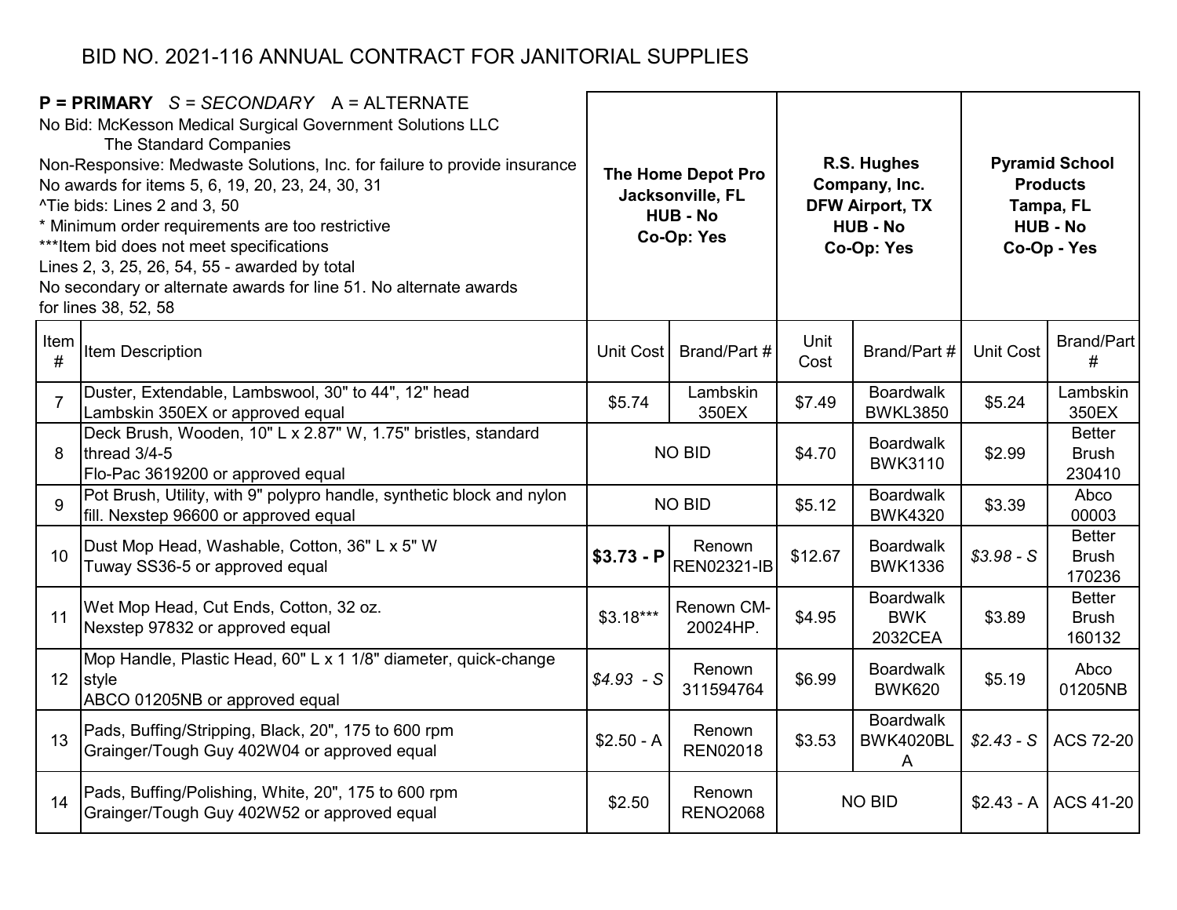# BID NO. 2021-116 ANNUAL CONTRACT FOR JANITORIAL SUPPLIES

**P = PRIMARY** *S = SECONDARY* A = ALTERNATE
No Bid: McKesson Medical Surgical Government Solutions LLC
The Standard Companies
Non-Responsive: Medwaste Solutions, Inc. for failure to provide insurance
No awards for items 5, 6, 19, 20, 23, 24, 30, 31
^Tie bids: Lines 2 and 3, 50
* Minimum order requirements are too restrictive
***Item bid does not meet specifications
Lines 2, 3, 25, 26, 54, 55 - awarded by total
No secondary or alternate awards for line 51. No alternate awards for lines 38, 52, 58

| | | The Home Depot Pro Jacksonville, FL HUB - No Co-Op: Yes | | R.S. Hughes Company, Inc. DFW Airport, TX HUB - No Co-Op: Yes | | Pyramid School Products Tampa, FL HUB - No Co-Op - Yes | |
|---|---|---|---|---|---|---|---|
| Item # | Item Description | Unit Cost | Brand/Part # | Unit Cost | Brand/Part # | Unit Cost | Brand/Part # |
| 7 | Duster, Extendable, Lambswool, 30" to 44", 12" head Lambskin 350EX or approved equal | $5.74 | Lambskin 350EX | $7.49 | Boardwalk BWKL3850 | $5.24 | Lambskin 350EX |
| 8 | Deck Brush, Wooden, 10" L x 2.87" W, 1.75" bristles, standard thread 3/4-5 Flo-Pac 3619200 or approved equal | NO BID | | $4.70 | Boardwalk BWK3110 | $2.99 | Better Brush 230410 |
| 9 | Pot Brush, Utility, with 9" polypro handle, synthetic block and nylon fill. Nexstep 96600 or approved equal | NO BID | | $5.12 | Boardwalk BWK4320 | $3.39 | Abco 00003 |
| 10 | Dust Mop Head, Washable, Cotton, 36" L x 5" W Tuway SS36-5 or approved equal | **$3.73 - P** | Renown REN02321-IB | $12.67 | Boardwalk BWK1336 | *$3.98 - S* | Better Brush 170236 |
| 11 | Wet Mop Head, Cut Ends, Cotton, 32 oz. Nexstep 97832 or approved equal | $3.18*** | Renown CM-20024HP. | $4.95 | Boardwalk BWK 2032CEA | $3.89 | Better Brush 160132 |
| 12 | Mop Handle, Plastic Head, 60" L x 1 1/8" diameter, quick-change style ABCO 01205NB or approved equal | *$4.93 - S* | Renown 311594764 | $6.99 | Boardwalk BWK620 | $5.19 | Abco 01205NB |
| 13 | Pads, Buffing/Stripping, Black, 20", 175 to 600 rpm Grainger/Tough Guy 402W04 or approved equal | $2.50 - A | Renown REN02018 | $3.53 | Boardwalk BWK4020BLA | *$2.43 - S* | ACS 72-20 |
| 14 | Pads, Buffing/Polishing, White, 20", 175 to 600 rpm Grainger/Tough Guy 402W52 or approved equal | $2.50 | Renown RENO2068 | NO BID | | $2.43 - A | ACS 41-20 |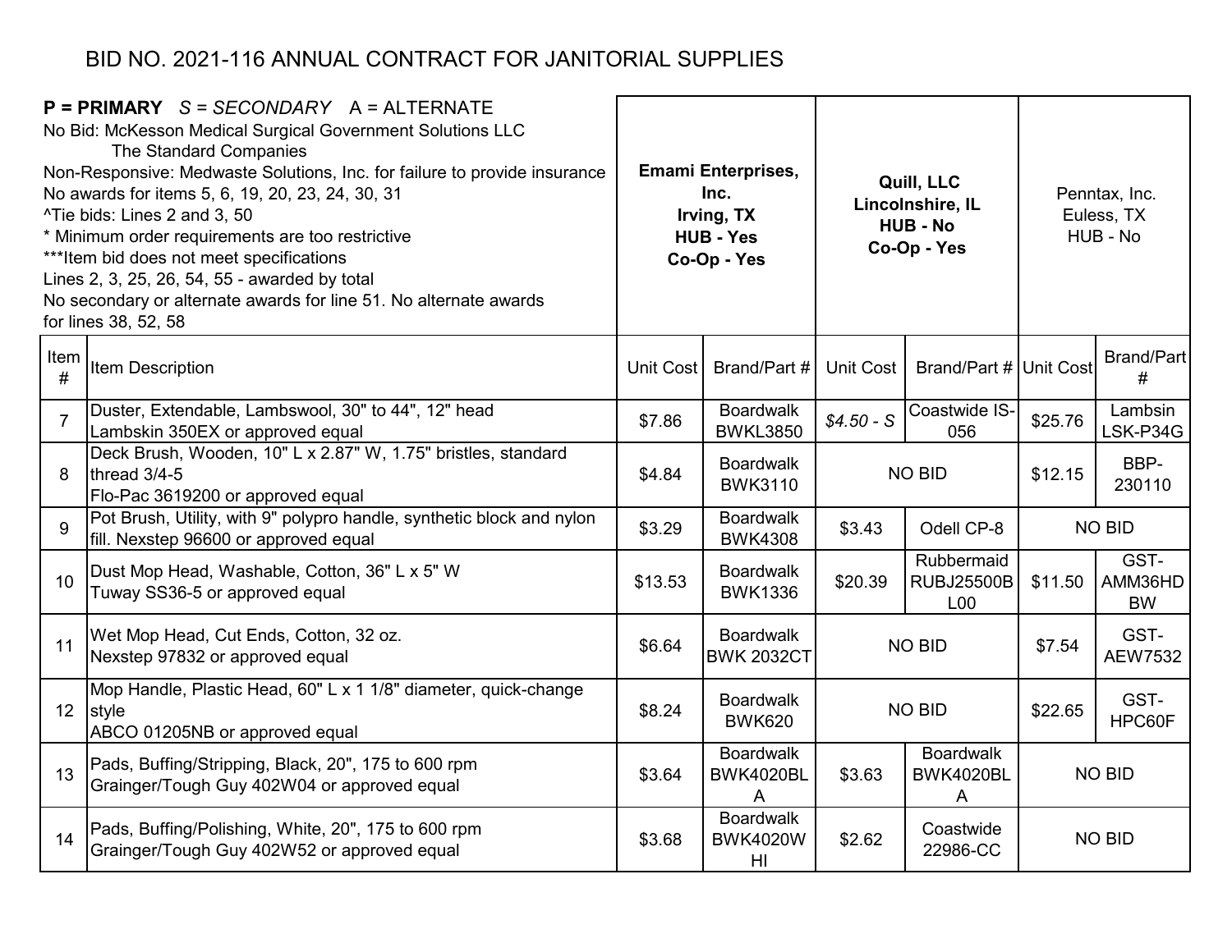# BID NO. 2021-116 ANNUAL CONTRACT FOR JANITORIAL SUPPLIES

**P = PRIMARY** *S = SECONDARY* A = ALTERNATE
No Bid: McKesson Medical Surgical Government Solutions LLC
The Standard Companies
Non-Responsive: Medwaste Solutions, Inc. for failure to provide insurance
No awards for items 5, 6, 19, 20, 23, 24, 30, 31
^Tie bids: Lines 2 and 3, 50
* Minimum order requirements are too restrictive
***Item bid does not meet specifications
Lines 2, 3, 25, 26, 54, 55 - awarded by total
No secondary or alternate awards for line 51. No alternate awards for lines 38, 52, 58

| | | **Emami Enterprises, Inc. Irving, TX HUB - Yes Co-Op - Yes** | | **Quill, LLC Lincolnshire, IL HUB - No Co-Op - Yes** | | Penntax, Inc. Euless, TX HUB - No | |
|---|---|---|---|---|---|---|---|
| Item # | Item Description | Unit Cost | Brand/Part # | Unit Cost | Brand/Part # | Unit Cost | Brand/Part # |
| 7 | Duster, Extendable, Lambswool, 30" to 44", 12" head Lambskin 350EX or approved equal | $7.86 | Boardwalk BWKL3850 | *$4.50 - S* | Coastwide IS-056 | $25.76 | Lambsin LSK-P34G |
| 8 | Deck Brush, Wooden, 10" L x 2.87" W, 1.75" bristles, standard thread 3/4-5 Flo-Pac 3619200 or approved equal | $4.84 | Boardwalk BWK3110 | NO BID | | $12.15 | BBP-230110 |
| 9 | Pot Brush, Utility, with 9" polypro handle, synthetic block and nylon fill. Nexstep 96600 or approved equal | $3.29 | Boardwalk BWK4308 | $3.43 | Odell CP-8 | NO BID | |
| 10 | Dust Mop Head, Washable, Cotton, 36" L x 5" W Tuway SS36-5 or approved equal | $13.53 | Boardwalk BWK1336 | $20.39 | Rubbermaid RUBJ25500BL00 | $11.50 | GST-AMM36HDBW |
| 11 | Wet Mop Head, Cut Ends, Cotton, 32 oz. Nexstep 97832 or approved equal | $6.64 | Boardwalk BWK 2032CT | NO BID | | $7.54 | GST-AEW7532 |
| 12 | Mop Handle, Plastic Head, 60" L x 1 1/8" diameter, quick-change style ABCO 01205NB or approved equal | $8.24 | Boardwalk BWK620 | NO BID | | $22.65 | GST-HPC60F |
| 13 | Pads, Buffing/Stripping, Black, 20", 175 to 600 rpm Grainger/Tough Guy 402W04 or approved equal | $3.64 | Boardwalk BWK4020BLA | $3.63 | Boardwalk BWK4020BLA | NO BID | |
| 14 | Pads, Buffing/Polishing, White, 20", 175 to 600 rpm Grainger/Tough Guy 402W52 or approved equal | $3.68 | Boardwalk BWK4020WHI | $2.62 | Coastwide 22986-CC | NO BID | |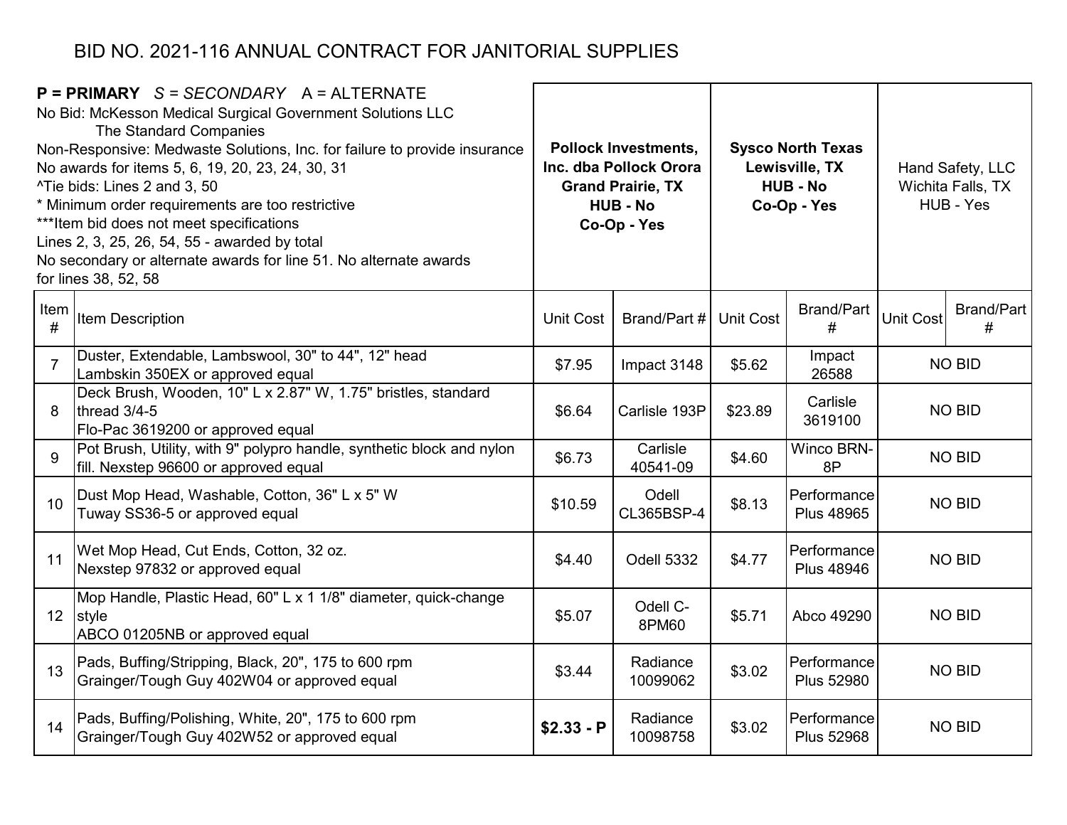# BID NO. 2021-116 ANNUAL CONTRACT FOR JANITORIAL SUPPLIES

**P = PRIMARY** *S = SECONDARY* A = ALTERNATE
No Bid: McKesson Medical Surgical Government Solutions LLC
The Standard Companies
Non-Responsive: Medwaste Solutions, Inc. for failure to provide insurance
No awards for items 5, 6, 19, 20, 23, 24, 30, 31
^Tie bids: Lines 2 and 3, 50
* Minimum order requirements are too restrictive
***Item bid does not meet specifications
Lines 2, 3, 25, 26, 54, 55 - awarded by total
No secondary or alternate awards for line 51. No alternate awards for lines 38, 52, 58

| | | **Pollock Investments, Inc. dba Pollock Orora Grand Prairie, TX HUB - No Co-Op - Yes** | | **Sysco North Texas Lewisville, TX HUB - No Co-Op - Yes** | | Hand Safety, LLC Wichita Falls, TX HUB - Yes | |
|---|---|---|---|---|---|---|---|
| Item # | Item Description | Unit Cost | Brand/Part # | Unit Cost | Brand/Part # | Unit Cost | Brand/Part # |
| 7 | Duster, Extendable, Lambswool, 30" to 44", 12" head Lambskin 350EX or approved equal | $7.95 | Impact 3148 | $5.62 | Impact 26588 | NO BID | |
| 8 | Deck Brush, Wooden, 10" L x 2.87" W, 1.75" bristles, standard thread 3/4-5 Flo-Pac 3619200 or approved equal | $6.64 | Carlisle 193P | $23.89 | Carlisle 3619100 | NO BID | |
| 9 | Pot Brush, Utility, with 9" polypro handle, synthetic block and nylon fill. Nexstep 96600 or approved equal | $6.73 | Carlisle 40541-09 | $4.60 | Winco BRN-8P | NO BID | |
| 10 | Dust Mop Head, Washable, Cotton, 36" L x 5" W Tuway SS36-5 or approved equal | $10.59 | Odell CL365BSP-4 | $8.13 | Performance Plus 48965 | NO BID | |
| 11 | Wet Mop Head, Cut Ends, Cotton, 32 oz. Nexstep 97832 or approved equal | $4.40 | Odell 5332 | $4.77 | Performance Plus 48946 | NO BID | |
| 12 | Mop Handle, Plastic Head, 60" L x 1 1/8" diameter, quick-change style ABCO 01205NB or approved equal | $5.07 | Odell C-8PM60 | $5.71 | Abco 49290 | NO BID | |
| 13 | Pads, Buffing/Stripping, Black, 20", 175 to 600 rpm Grainger/Tough Guy 402W04 or approved equal | $3.44 | Radiance 10099062 | $3.02 | Performance Plus 52980 | NO BID | |
| 14 | Pads, Buffing/Polishing, White, 20", 175 to 600 rpm Grainger/Tough Guy 402W52 or approved equal | **$2.33 - P** | Radiance 10098758 | $3.02 | Performance Plus 52968 | NO BID | |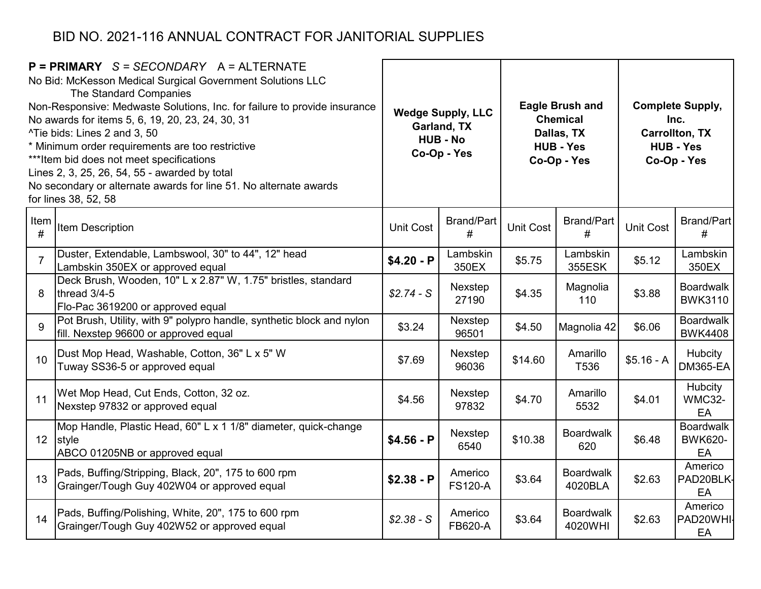# BID NO. 2021-116 ANNUAL CONTRACT FOR JANITORIAL SUPPLIES

| **P = PRIMARY** *S = SECONDARY* A = ALTERNATE<br>No Bid: McKesson Medical Surgical Government Solutions LLC<br>The Standard Companies<br>Non-Responsive: Medwaste Solutions, Inc. for failure to provide insurance<br>No awards for items 5, 6, 19, 20, 23, 24, 30, 31<br>^Tie bids: Lines 2 and 3, 50<br>* Minimum order requirements are too restrictive<br>***Item bid does not meet specifications<br>Lines 2, 3, 25, 26, 54, 55 - awarded by total<br>No secondary or alternate awards for line 51. No alternate awards for lines 38, 52, 58 | | **Wedge Supply, LLC Garland, TX HUB - No Co-Op - Yes** | | **Eagle Brush and Chemical Dallas, TX HUB - Yes Co-Op - Yes** | | **Complete Supply, Inc. Carrollton, TX HUB - Yes Co-Op - Yes** | |
|---|---|---|---|---|---|---|---|
| Item # | Item Description | Unit Cost | Brand/Part # | Unit Cost | Brand/Part # | Unit Cost | Brand/Part # |
| 7 | Duster, Extendable, Lambswool, 30" to 44", 12" head<br>Lambskin 350EX or approved equal | **$4.20 - P** | Lambskin 350EX | $5.75 | Lambskin 355ESK | $5.12 | Lambskin 350EX |
| 8 | Deck Brush, Wooden, 10" L x 2.87" W, 1.75" bristles, standard thread 3/4-5<br>Flo-Pac 3619200 or approved equal | *$2.74 - S* | Nexstep 27190 | $4.35 | Magnolia 110 | $3.88 | Boardwalk BWK3110 |
| 9 | Pot Brush, Utility, with 9" polypro handle, synthetic block and nylon fill. Nexstep 96600 or approved equal | $3.24 | Nexstep 96501 | $4.50 | Magnolia 42 | $6.06 | Boardwalk BWK4408 |
| 10 | Dust Mop Head, Washable, Cotton, 36" L x 5" W<br>Tuway SS36-5 or approved equal | $7.69 | Nexstep 96036 | $14.60 | Amarillo T536 | $5.16 - A | Hubcity DM365-EA |
| 11 | Wet Mop Head, Cut Ends, Cotton, 32 oz.<br>Nexstep 97832 or approved equal | $4.56 | Nexstep 97832 | $4.70 | Amarillo 5532 | $4.01 | Hubcity WMC32-EA |
| 12 | Mop Handle, Plastic Head, 60" L x 1 1/8" diameter, quick-change style<br>ABCO 01205NB or approved equal | **$4.56 - P** | Nexstep 6540 | $10.38 | Boardwalk 620 | $6.48 | Boardwalk BWK620-EA |
| 13 | Pads, Buffing/Stripping, Black, 20", 175 to 600 rpm<br>Grainger/Tough Guy 402W04 or approved equal | **$2.38 - P** | Americo FS120-A | $3.64 | Boardwalk 4020BLA | $2.63 | Americo PAD20BLK-EA |
| 14 | Pads, Buffing/Polishing, White, 20", 175 to 600 rpm<br>Grainger/Tough Guy 402W52 or approved equal | *$2.38 - S* | Americo FB620-A | $3.64 | Boardwalk 4020WHI | $2.63 | Americo PAD20WHI-EA |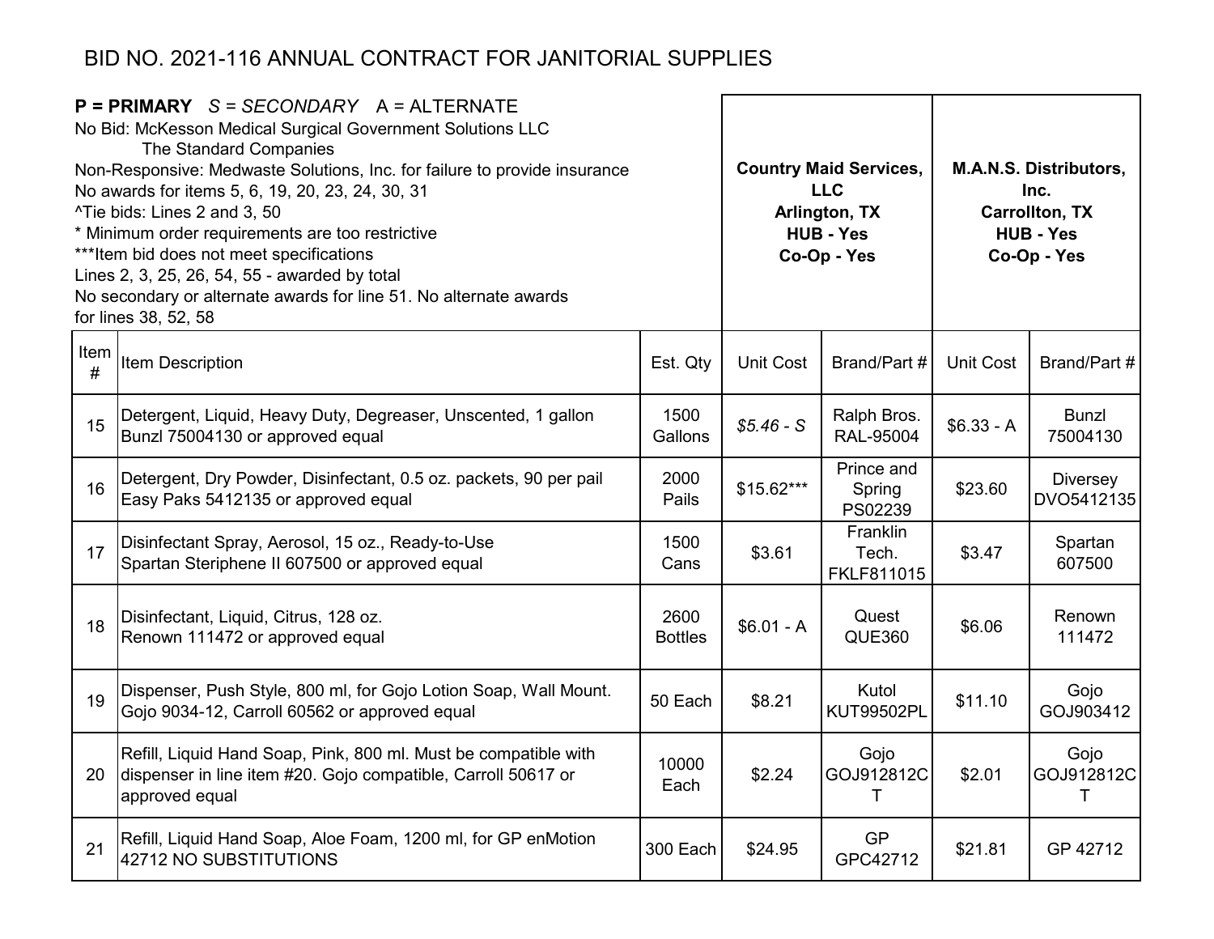# BID NO. 2021-116 ANNUAL CONTRACT FOR JANITORIAL SUPPLIES

**P = PRIMARY** *S = SECONDARY* A = ALTERNATE
No Bid: McKesson Medical Surgical Government Solutions LLC
The Standard Companies
Non-Responsive: Medwaste Solutions, Inc. for failure to provide insurance
No awards for items 5, 6, 19, 20, 23, 24, 30, 31
^Tie bids: Lines 2 and 3, 50
* Minimum order requirements are too restrictive
***Item bid does not meet specifications
Lines 2, 3, 25, 26, 54, 55 - awarded by total
No secondary or alternate awards for line 51. No alternate awards for lines 38, 52, 58

| | | | **Country Maid Services, LLC Arlington, TX HUB - Yes Co-Op - Yes** | | **M.A.N.S. Distributors, Inc. Carrollton, TX HUB - Yes Co-Op - Yes** | |
|---|---|---|---|---|---|---|
| Item # | Item Description | Est. Qty | Unit Cost | Brand/Part # | Unit Cost | Brand/Part # |
| 15 | Detergent, Liquid, Heavy Duty, Degreaser, Unscented, 1 gallon Bunzl 75004130 or approved equal | 1500 Gallons | *$5.46 - S* | Ralph Bros. RAL-95004 | $6.33 - A | Bunzl 75004130 |
| 16 | Detergent, Dry Powder, Disinfectant, 0.5 oz. packets, 90 per pail Easy Paks 5412135 or approved equal | 2000 Pails | $15.62*** | Prince and Spring PS02239 | $23.60 | Diversey DVO5412135 |
| 17 | Disinfectant Spray, Aerosol, 15 oz., Ready-to-Use Spartan Steriphene II 607500 or approved equal | 1500 Cans | $3.61 | Franklin Tech. FKLF811015 | $3.47 | Spartan 607500 |
| 18 | Disinfectant, Liquid, Citrus, 128 oz. Renown 111472 or approved equal | 2600 Bottles | $6.01 - A | Quest QUE360 | $6.06 | Renown 111472 |
| 19 | Dispenser, Push Style, 800 ml, for Gojo Lotion Soap, Wall Mount. Gojo 9034-12, Carroll 60562 or approved equal | 50 Each | $8.21 | Kutol KUT99502PL | $11.10 | Gojo GOJ903412 |
| 20 | Refill, Liquid Hand Soap, Pink, 800 ml. Must be compatible with dispenser in line item #20. Gojo compatible, Carroll 50617 or approved equal | 10000 Each | $2.24 | Gojo GOJ912812CT | $2.01 | Gojo GOJ912812CT |
| 21 | Refill, Liquid Hand Soap, Aloe Foam, 1200 ml, for GP enMotion 42712 NO SUBSTITUTIONS | 300 Each | $24.95 | GP GPC42712 | $21.81 | GP 42712 |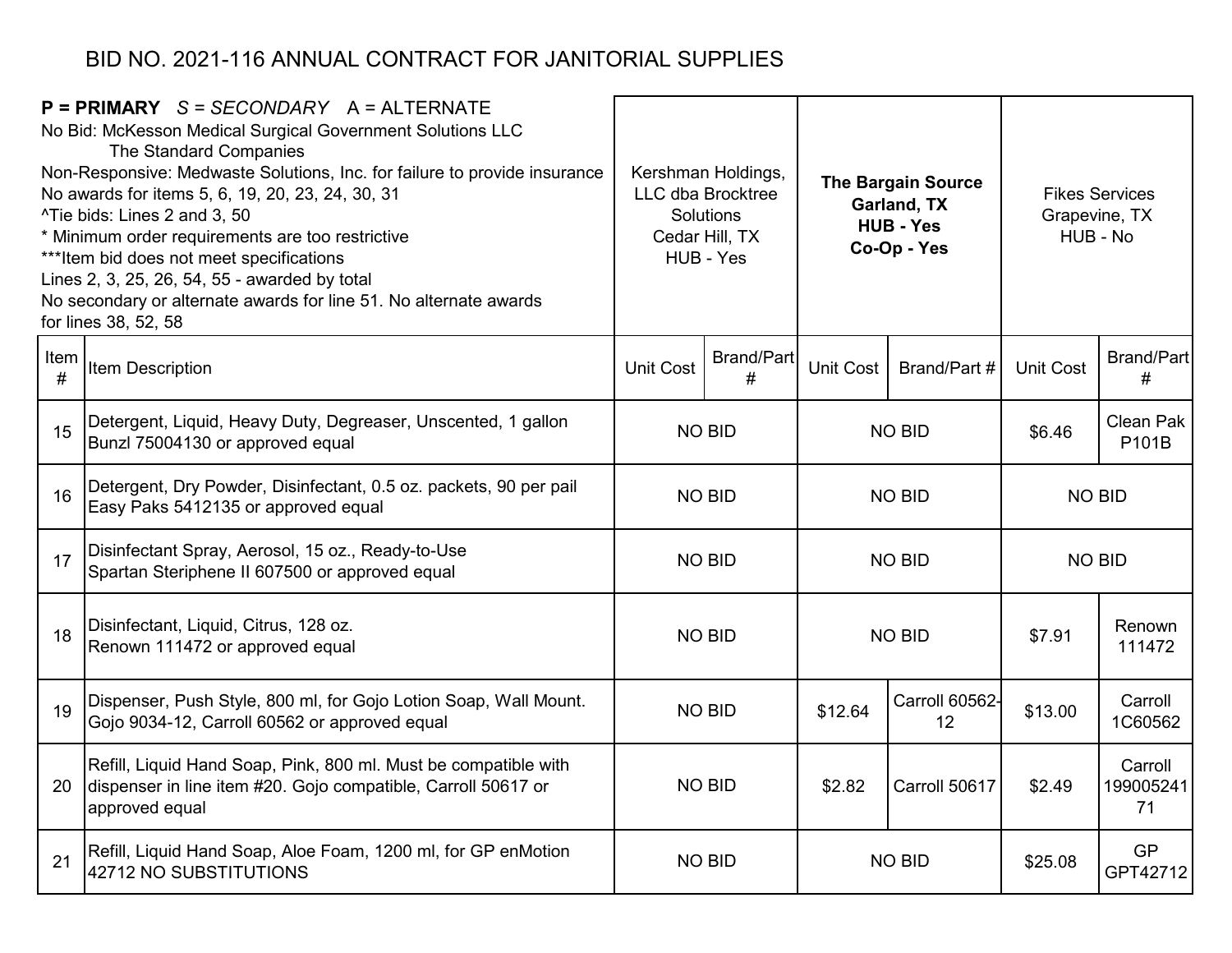# BID NO. 2021-116 ANNUAL CONTRACT FOR JANITORIAL SUPPLIES

**P = PRIMARY** *S = SECONDARY* A = ALTERNATE
No Bid: McKesson Medical Surgical Government Solutions LLC
The Standard Companies
Non-Responsive: Medwaste Solutions, Inc. for failure to provide insurance
No awards for items 5, 6, 19, 20, 23, 24, 30, 31
^Tie bids: Lines 2 and 3, 50
* Minimum order requirements are too restrictive
***Item bid does not meet specifications
Lines 2, 3, 25, 26, 54, 55 - awarded by total
No secondary or alternate awards for line 51. No alternate awards for lines 38, 52, 58

| | | Kershman Holdings, LLC dba Brocktree Solutions Cedar Hill, TX HUB - Yes | | **The Bargain Source Garland, TX HUB - Yes Co-Op - Yes** | | Fikes Services Grapevine, TX HUB - No | |
|---|---|---|---|---|---|---|---|
| Item # | Item Description | Unit Cost | Brand/Part # | Unit Cost | Brand/Part # | Unit Cost | Brand/Part # |
| 15 | Detergent, Liquid, Heavy Duty, Degreaser, Unscented, 1 gallon Bunzl 75004130 or approved equal | NO BID | | NO BID | | $6.46 | Clean Pak P101B |
| 16 | Detergent, Dry Powder, Disinfectant, 0.5 oz. packets, 90 per pail Easy Paks 5412135 or approved equal | NO BID | | NO BID | | NO BID | |
| 17 | Disinfectant Spray, Aerosol, 15 oz., Ready-to-Use Spartan Steriphene II 607500 or approved equal | NO BID | | NO BID | | NO BID | |
| 18 | Disinfectant, Liquid, Citrus, 128 oz. Renown 111472 or approved equal | NO BID | | NO BID | | $7.91 | Renown 111472 |
| 19 | Dispenser, Push Style, 800 ml, for Gojo Lotion Soap, Wall Mount. Gojo 9034-12, Carroll 60562 or approved equal | NO BID | | $12.64 | Carroll 60562-12 | $13.00 | Carroll 1C60562 |
| 20 | Refill, Liquid Hand Soap, Pink, 800 ml. Must be compatible with dispenser in line item #20. Gojo compatible, Carroll 50617 or approved equal | NO BID | | $2.82 | Carroll 50617 | $2.49 | Carroll 19900524171 |
| 21 | Refill, Liquid Hand Soap, Aloe Foam, 1200 ml, for GP enMotion 42712 NO SUBSTITUTIONS | NO BID | | NO BID | | $25.08 | GP GPT42712 |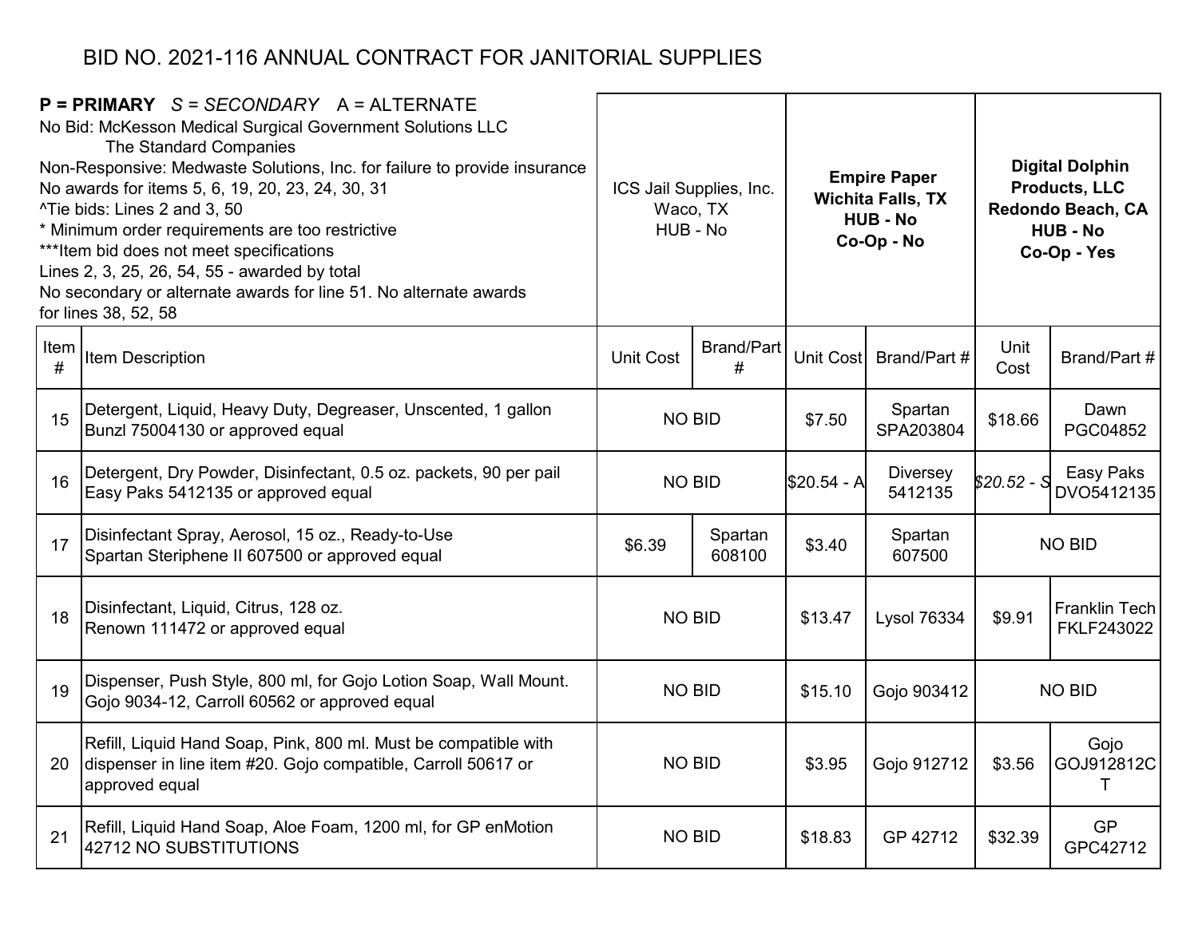# BID NO. 2021-116 ANNUAL CONTRACT FOR JANITORIAL SUPPLIES

**P = PRIMARY** *S = SECONDARY* A = ALTERNATE
No Bid: McKesson Medical Surgical Government Solutions LLC
The Standard Companies
Non-Responsive: Medwaste Solutions, Inc. for failure to provide insurance
No awards for items 5, 6, 19, 20, 23, 24, 30, 31
^Tie bids: Lines 2 and 3, 50
* Minimum order requirements are too restrictive
***Item bid does not meet specifications
Lines 2, 3, 25, 26, 54, 55 - awarded by total
No secondary or alternate awards for line 51. No alternate awards for lines 38, 52, 58

| Item # | Item Description | ICS Jail Supplies, Inc. Waco, TX HUB - No | | **Empire Paper Wichita Falls, TX HUB - No Co-Op - No** | | **Digital Dolphin Products, LLC Redondo Beach, CA HUB - No Co-Op - Yes** | |
|---|---|---|---|---|---|---|---|
| | | Unit Cost | Brand/Part # | Unit Cost | Brand/Part # | Unit Cost | Brand/Part # |
| 15 | Detergent, Liquid, Heavy Duty, Degreaser, Unscented, 1 gallon Bunzl 75004130 or approved equal | NO BID | | $7.50 | Spartan SPA203804 | $18.66 | Dawn PGC04852 |
| 16 | Detergent, Dry Powder, Disinfectant, 0.5 oz. packets, 90 per pail Easy Paks 5412135 or approved equal | NO BID | | $20.54 - A | Diversey 5412135 | *$20.52 - S* | Easy Paks DVO5412135 |
| 17 | Disinfectant Spray, Aerosol, 15 oz., Ready-to-Use Spartan Steriphene II 607500 or approved equal | $6.39 | Spartan 608100 | $3.40 | Spartan 607500 | NO BID | |
| 18 | Disinfectant, Liquid, Citrus, 128 oz. Renown 111472 or approved equal | NO BID | | $13.47 | Lysol 76334 | $9.91 | Franklin Tech FKLF243022 |
| 19 | Dispenser, Push Style, 800 ml, for Gojo Lotion Soap, Wall Mount. Gojo 9034-12, Carroll 60562 or approved equal | NO BID | | $15.10 | Gojo 903412 | NO BID | |
| 20 | Refill, Liquid Hand Soap, Pink, 800 ml. Must be compatible with dispenser in line item #20. Gojo compatible, Carroll 50617 or approved equal | NO BID | | $3.95 | Gojo 912712 | $3.56 | Gojo GOJ912812CT |
| 21 | Refill, Liquid Hand Soap, Aloe Foam, 1200 ml, for GP enMotion 42712 NO SUBSTITUTIONS | NO BID | | $18.83 | GP 42712 | $32.39 | GP GPC42712 |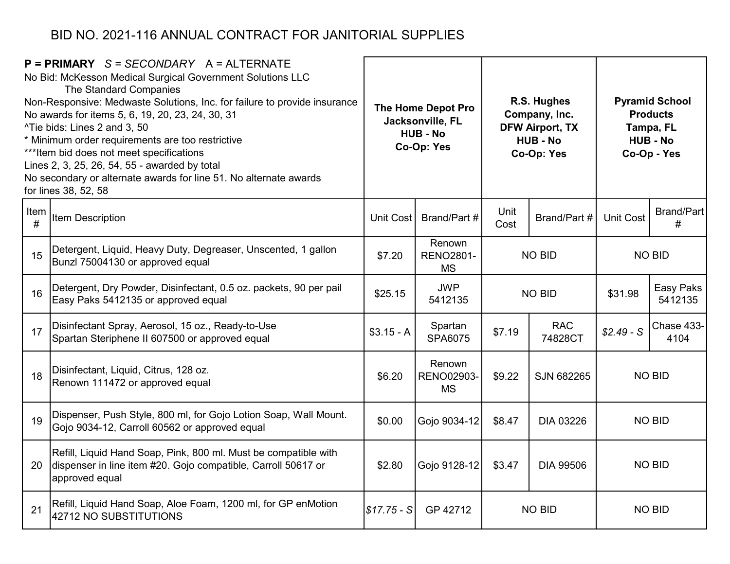# BID NO. 2021-116 ANNUAL CONTRACT FOR JANITORIAL SUPPLIES

**P = PRIMARY** *S = SECONDARY* A = ALTERNATE
No Bid: McKesson Medical Surgical Government Solutions LLC
The Standard Companies
Non-Responsive: Medwaste Solutions, Inc. for failure to provide insurance
No awards for items 5, 6, 19, 20, 23, 24, 30, 31
^Tie bids: Lines 2 and 3, 50
* Minimum order requirements are too restrictive
***Item bid does not meet specifications
Lines 2, 3, 25, 26, 54, 55 - awarded by total
No secondary or alternate awards for line 51. No alternate awards for lines 38, 52, 58

| | | **The Home Depot Pro Jacksonville, FL HUB - No Co-Op: Yes** | | **R.S. Hughes Company, Inc. DFW Airport, TX HUB - No Co-Op: Yes** | | **Pyramid School Products Tampa, FL HUB - No Co-Op - Yes** | |
|---|---|---|---|---|---|---|---|
| Item # | Item Description | Unit Cost | Brand/Part # | Unit Cost | Brand/Part # | Unit Cost | Brand/Part # |
| 15 | Detergent, Liquid, Heavy Duty, Degreaser, Unscented, 1 gallon Bunzl 75004130 or approved equal | $7.20 | Renown RENO2801-MS | NO BID | | NO BID | |
| 16 | Detergent, Dry Powder, Disinfectant, 0.5 oz. packets, 90 per pail Easy Paks 5412135 or approved equal | $25.15 | JWP 5412135 | NO BID | | $31.98 | Easy Paks 5412135 |
| 17 | Disinfectant Spray, Aerosol, 15 oz., Ready-to-Use Spartan Steriphene II 607500 or approved equal | $3.15 - A | Spartan SPA6075 | $7.19 | RAC 74828CT | *$2.49 - S* | Chase 433-4104 |
| 18 | Disinfectant, Liquid, Citrus, 128 oz. Renown 111472 or approved equal | $6.20 | Renown RENO02903-MS | $9.22 | SJN 682265 | NO BID | |
| 19 | Dispenser, Push Style, 800 ml, for Gojo Lotion Soap, Wall Mount. Gojo 9034-12, Carroll 60562 or approved equal | $0.00 | Gojo 9034-12 | $8.47 | DIA 03226 | NO BID | |
| 20 | Refill, Liquid Hand Soap, Pink, 800 ml. Must be compatible with dispenser in line item #20. Gojo compatible, Carroll 50617 or approved equal | $2.80 | Gojo 9128-12 | $3.47 | DIA 99506 | NO BID | |
| 21 | Refill, Liquid Hand Soap, Aloe Foam, 1200 ml, for GP enMotion 42712 NO SUBSTITUTIONS | *$17.75 - S* | GP 42712 | NO BID | | NO BID | |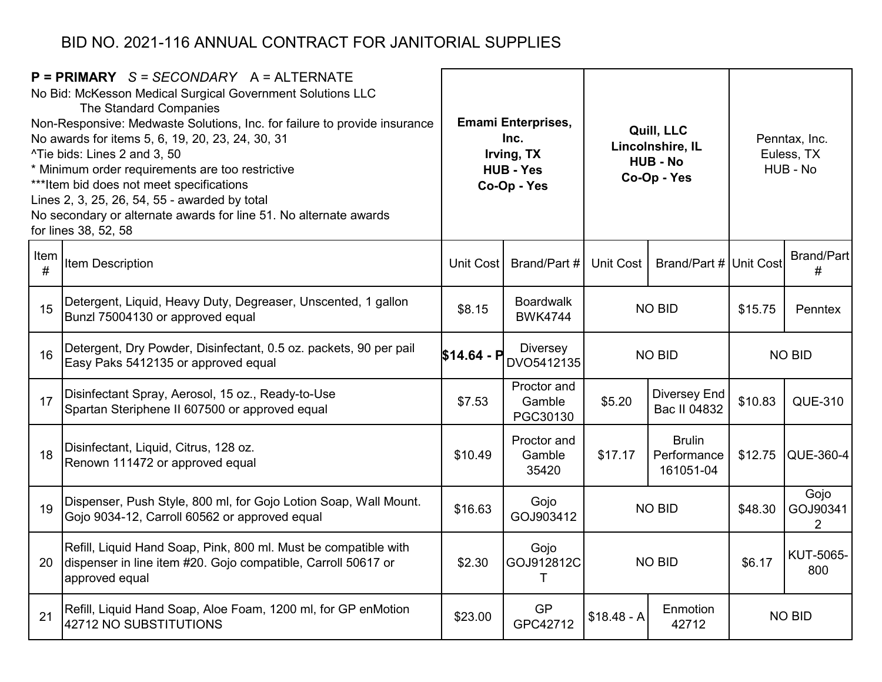# BID NO. 2021-116 ANNUAL CONTRACT FOR JANITORIAL SUPPLIES

**P = PRIMARY** *S = SECONDARY* A = ALTERNATE
No Bid: McKesson Medical Surgical Government Solutions LLC
The Standard Companies
Non-Responsive: Medwaste Solutions, Inc. for failure to provide insurance
No awards for items 5, 6, 19, 20, 23, 24, 30, 31
^Tie bids: Lines 2 and 3, 50
* Minimum order requirements are too restrictive
***Item bid does not meet specifications
Lines 2, 3, 25, 26, 54, 55 - awarded by total
No secondary or alternate awards for line 51. No alternate awards for lines 38, 52, 58

| | | **Emami Enterprises, Inc. Irving, TX HUB - Yes Co-Op - Yes** | | **Quill, LLC Lincolnshire, IL HUB - No Co-Op - Yes** | | Penntax, Inc. Euless, TX HUB - No | |
|---|---|---|---|---|---|---|---|
| Item # | Item Description | Unit Cost | Brand/Part # | Unit Cost | Brand/Part # | Unit Cost | Brand/Part # |
| 15 | Detergent, Liquid, Heavy Duty, Degreaser, Unscented, 1 gallon Bunzl 75004130 or approved equal | $8.15 | Boardwalk BWK4744 | NO BID | | $15.75 | Penntex |
| 16 | Detergent, Dry Powder, Disinfectant, 0.5 oz. packets, 90 per pail Easy Paks 5412135 or approved equal | **$14.64 - P** | Diversey DVO5412135 | NO BID | | NO BID | |
| 17 | Disinfectant Spray, Aerosol, 15 oz., Ready-to-Use Spartan Steriphene II 607500 or approved equal | $7.53 | Proctor and Gamble PGC30130 | $5.20 | Diversey End Bac II 04832 | $10.83 | QUE-310 |
| 18 | Disinfectant, Liquid, Citrus, 128 oz. Renown 111472 or approved equal | $10.49 | Proctor and Gamble 35420 | $17.17 | Brulin Performance 161051-04 | $12.75 | QUE-360-4 |
| 19 | Dispenser, Push Style, 800 ml, for Gojo Lotion Soap, Wall Mount. Gojo 9034-12, Carroll 60562 or approved equal | $16.63 | Gojo GOJ903412 | NO BID | | $48.30 | Gojo GOJ903412 |
| 20 | Refill, Liquid Hand Soap, Pink, 800 ml. Must be compatible with dispenser in line item #20. Gojo compatible, Carroll 50617 or approved equal | $2.30 | Gojo GOJ912812CT | NO BID | | $6.17 | KUT-5065-800 |
| 21 | Refill, Liquid Hand Soap, Aloe Foam, 1200 ml, for GP enMotion 42712 NO SUBSTITUTIONS | $23.00 | GP GPC42712 | $18.48 - A | Enmotion 42712 | NO BID | |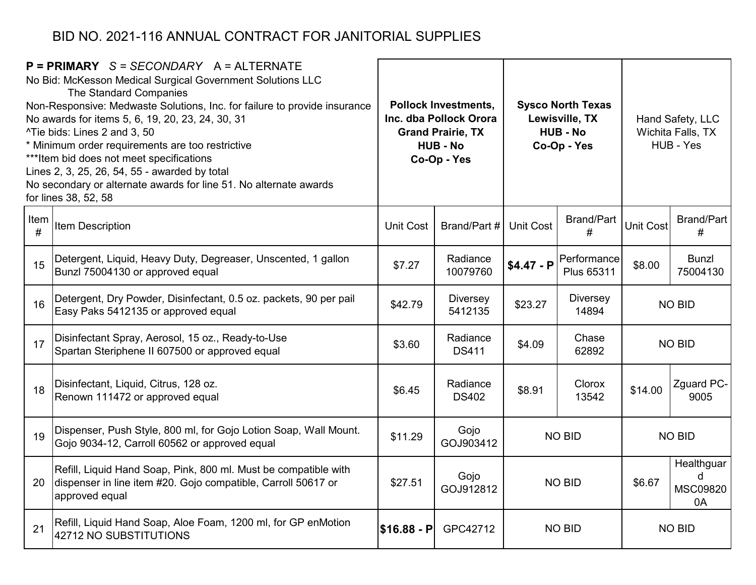# BID NO. 2021-116 ANNUAL CONTRACT FOR JANITORIAL SUPPLIES

**P = PRIMARY** *S = SECONDARY* A = ALTERNATE
No Bid: McKesson Medical Surgical Government Solutions LLC
The Standard Companies
Non-Responsive: Medwaste Solutions, Inc. for failure to provide insurance
No awards for items 5, 6, 19, 20, 23, 24, 30, 31
^Tie bids: Lines 2 and 3, 50
* Minimum order requirements are too restrictive
***Item bid does not meet specifications
Lines 2, 3, 25, 26, 54, 55 - awarded by total
No secondary or alternate awards for line 51. No alternate awards for lines 38, 52, 58

| | | **Pollock Investments, Inc. dba Pollock Orora Grand Prairie, TX HUB - No Co-Op - Yes** | | **Sysco North Texas Lewisville, TX HUB - No Co-Op - Yes** | | Hand Safety, LLC Wichita Falls, TX HUB - Yes | |
|---|---|---|---|---|---|---|---|
| Item # | Item Description | Unit Cost | Brand/Part # | Unit Cost | Brand/Part # | Unit Cost | Brand/Part # |
| 15 | Detergent, Liquid, Heavy Duty, Degreaser, Unscented, 1 gallon Bunzl 75004130 or approved equal | $7.27 | Radiance 10079760 | **$4.47 - P** | Performance Plus 65311 | $8.00 | Bunzl 75004130 |
| 16 | Detergent, Dry Powder, Disinfectant, 0.5 oz. packets, 90 per pail Easy Paks 5412135 or approved equal | $42.79 | Diversey 5412135 | $23.27 | Diversey 14894 | NO BID | |
| 17 | Disinfectant Spray, Aerosol, 15 oz., Ready-to-Use Spartan Steriphene II 607500 or approved equal | $3.60 | Radiance DS411 | $4.09 | Chase 62892 | NO BID | |
| 18 | Disinfectant, Liquid, Citrus, 128 oz. Renown 111472 or approved equal | $6.45 | Radiance DS402 | $8.91 | Clorox 13542 | $14.00 | Zguard PC-9005 |
| 19 | Dispenser, Push Style, 800 ml, for Gojo Lotion Soap, Wall Mount. Gojo 9034-12, Carroll 60562 or approved equal | $11.29 | Gojo GOJ903412 | NO BID | | NO BID | |
| 20 | Refill, Liquid Hand Soap, Pink, 800 ml. Must be compatible with dispenser in line item #20. Gojo compatible, Carroll 50617 or approved equal | $27.51 | Gojo GOJ912812 | NO BID | | $6.67 | Healthguard MSC098200A |
| 21 | Refill, Liquid Hand Soap, Aloe Foam, 1200 ml, for GP enMotion 42712 NO SUBSTITUTIONS | **$16.88 - P** | GPC42712 | NO BID | | NO BID | |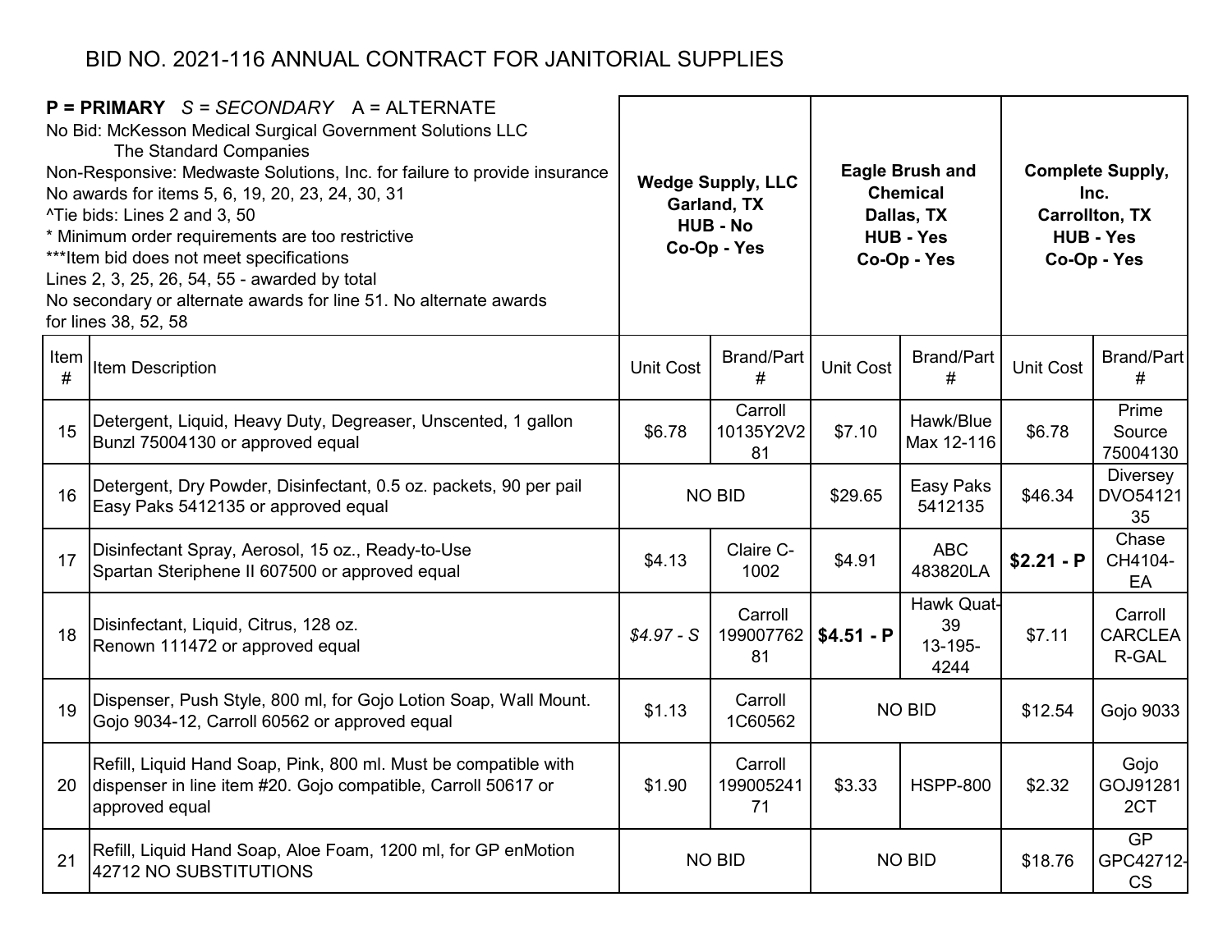# BID NO. 2021-116 ANNUAL CONTRACT FOR JANITORIAL SUPPLIES

**P = PRIMARY** *S = SECONDARY* A = ALTERNATE
No Bid: McKesson Medical Surgical Government Solutions LLC
The Standard Companies
Non-Responsive: Medwaste Solutions, Inc. for failure to provide insurance
No awards for items 5, 6, 19, 20, 23, 24, 30, 31
^Tie bids: Lines 2 and 3, 50
* Minimum order requirements are too restrictive
***Item bid does not meet specifications
Lines 2, 3, 25, 26, 54, 55 - awarded by total
No secondary or alternate awards for line 51. No alternate awards for lines 38, 52, 58

| | | **Wedge Supply, LLC Garland, TX HUB - No Co-Op - Yes** | | **Eagle Brush and Chemical Dallas, TX HUB - Yes Co-Op - Yes** | | **Complete Supply, Inc. Carrollton, TX HUB - Yes Co-Op - Yes** | |
|---|---|---|---|---|---|---|---|
| Item # | Item Description | Unit Cost | Brand/Part # | Unit Cost | Brand/Part # | Unit Cost | Brand/Part # |
| 15 | Detergent, Liquid, Heavy Duty, Degreaser, Unscented, 1 gallon Bunzl 75004130 or approved equal | $6.78 | Carroll 10135Y2V281 | $7.10 | Hawk/Blue Max 12-116 | $6.78 | Prime Source 75004130 |
| 16 | Detergent, Dry Powder, Disinfectant, 0.5 oz. packets, 90 per pail Easy Paks 5412135 or approved equal | NO BID | | $29.65 | Easy Paks 5412135 | $46.34 | Diversey DVO5412135 |
| 17 | Disinfectant Spray, Aerosol, 15 oz., Ready-to-Use Spartan Steriphene II 607500 or approved equal | $4.13 | Claire C-1002 | $4.91 | ABC 483820LA | **$2.21 - P** | Chase CH4104-EA |
| 18 | Disinfectant, Liquid, Citrus, 128 oz. Renown 111472 or approved equal | *$4.97 - S* | Carroll 19900776281 | **$4.51 - P** | Hawk Quat-39 13-195-4244 | $7.11 | Carroll CARCLEAR-GAL |
| 19 | Dispenser, Push Style, 800 ml, for Gojo Lotion Soap, Wall Mount. Gojo 9034-12, Carroll 60562 or approved equal | $1.13 | Carroll 1C60562 | NO BID | | $12.54 | Gojo 9033 |
| 20 | Refill, Liquid Hand Soap, Pink, 800 ml. Must be compatible with dispenser in line item #20. Gojo compatible, Carroll 50617 or approved equal | $1.90 | Carroll 19900524171 | $3.33 | HSPP-800 | $2.32 | Gojo GOJ912812CT |
| 21 | Refill, Liquid Hand Soap, Aloe Foam, 1200 ml, for GP enMotion 42712 NO SUBSTITUTIONS | NO BID | | NO BID | | $18.76 | GP GPC42712-CS |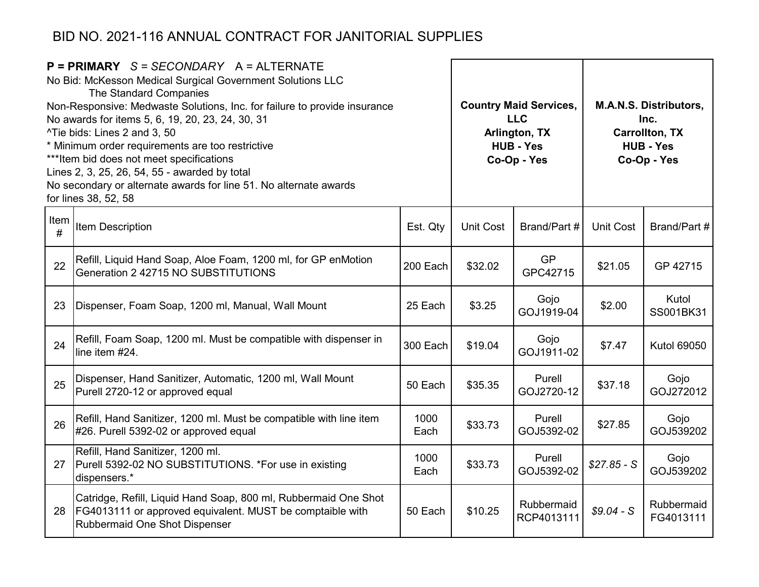# BID NO. 2021-116 ANNUAL CONTRACT FOR JANITORIAL SUPPLIES

**P = PRIMARY** *S = SECONDARY* A = ALTERNATE
No Bid: McKesson Medical Surgical Government Solutions LLC
The Standard Companies
Non-Responsive: Medwaste Solutions, Inc. for failure to provide insurance
No awards for items 5, 6, 19, 20, 23, 24, 30, 31
^Tie bids: Lines 2 and 3, 50
* Minimum order requirements are too restrictive
***Item bid does not meet specifications
Lines 2, 3, 25, 26, 54, 55 - awarded by total
No secondary or alternate awards for line 51. No alternate awards for lines 38, 52, 58

| | | | **Country Maid Services, LLC Arlington, TX HUB - Yes Co-Op - Yes** | | **M.A.N.S. Distributors, Inc. Carrollton, TX HUB - Yes Co-Op - Yes** | |
|---|---|---|---|---|---|---|
| Item # | Item Description | Est. Qty | Unit Cost | Brand/Part # | Unit Cost | Brand/Part # |
| 22 | Refill, Liquid Hand Soap, Aloe Foam, 1200 ml, for GP enMotion Generation 2 42715 NO SUBSTITUTIONS | 200 Each | $32.02 | GP GPC42715 | $21.05 | GP 42715 |
| 23 | Dispenser, Foam Soap, 1200 ml, Manual, Wall Mount | 25 Each | $3.25 | Gojo GOJ1919-04 | $2.00 | Kutol SS001BK31 |
| 24 | Refill, Foam Soap, 1200 ml. Must be compatible with dispenser in line item #24. | 300 Each | $19.04 | Gojo GOJ1911-02 | $7.47 | Kutol 69050 |
| 25 | Dispenser, Hand Sanitizer, Automatic, 1200 ml, Wall Mount Purell 2720-12 or approved equal | 50 Each | $35.35 | Purell GOJ2720-12 | $37.18 | Gojo GOJ272012 |
| 26 | Refill, Hand Sanitizer, 1200 ml. Must be compatible with line item #26. Purell 5392-02 or approved equal | 1000 Each | $33.73 | Purell GOJ5392-02 | $27.85 | Gojo GOJ539202 |
| 27 | Refill, Hand Sanitizer, 1200 ml. Purell 5392-02 NO SUBSTITUTIONS. *For use in existing dispensers.* | 1000 Each | $33.73 | Purell GOJ5392-02 | *$27.85 - S* | Gojo GOJ539202 |
| 28 | Catridge, Refill, Liquid Hand Soap, 800 ml, Rubbermaid One Shot FG4013111 or approved equivalent. MUST be comptaible with Rubbermaid One Shot Dispenser | 50 Each | $10.25 | Rubbermaid RCP4013111 | *$9.04 - S* | Rubbermaid FG4013111 |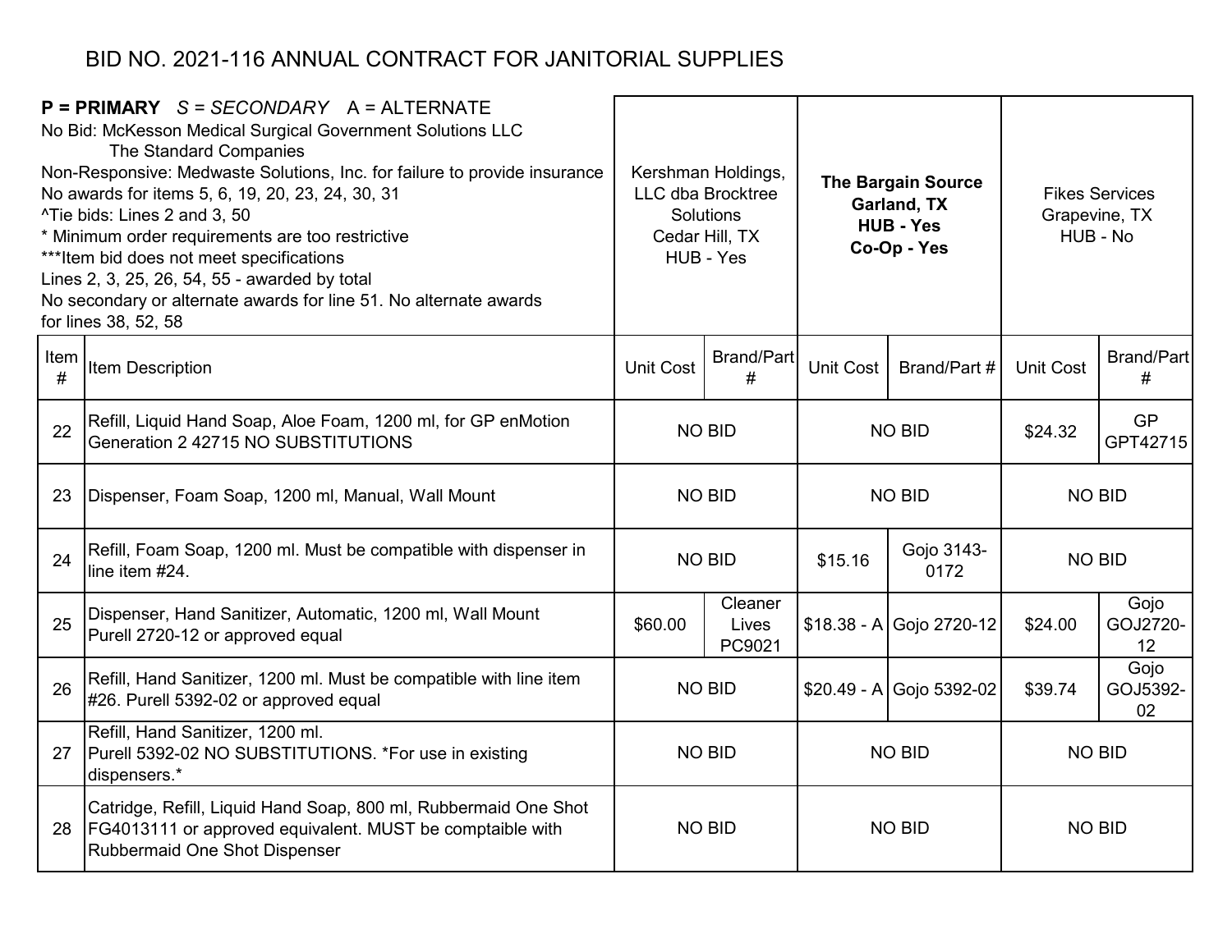# BID NO. 2021-116 ANNUAL CONTRACT FOR JANITORIAL SUPPLIES

**P = PRIMARY** *S = SECONDARY* A = ALTERNATE
No Bid: McKesson Medical Surgical Government Solutions LLC
The Standard Companies
Non-Responsive: Medwaste Solutions, Inc. for failure to provide insurance
No awards for items 5, 6, 19, 20, 23, 24, 30, 31
^Tie bids: Lines 2 and 3, 50
* Minimum order requirements are too restrictive
***Item bid does not meet specifications
Lines 2, 3, 25, 26, 54, 55 - awarded by total
No secondary or alternate awards for line 51. No alternate awards for lines 38, 52, 58

| | | Kershman Holdings, LLC dba Brocktree Solutions Cedar Hill, TX HUB - Yes | | **The Bargain Source Garland, TX HUB - Yes Co-Op - Yes** | | Fikes Services Grapevine, TX HUB - No | |
|---|---|---|---|---|---|---|---|
| Item # | Item Description | Unit Cost | Brand/Part # | Unit Cost | Brand/Part # | Unit Cost | Brand/Part # |
| 22 | Refill, Liquid Hand Soap, Aloe Foam, 1200 ml, for GP enMotion Generation 2 42715 NO SUBSTITUTIONS | NO BID | | NO BID | | $24.32 | GP GPT42715 |
| 23 | Dispenser, Foam Soap, 1200 ml, Manual, Wall Mount | NO BID | | NO BID | | NO BID | |
| 24 | Refill, Foam Soap, 1200 ml. Must be compatible with dispenser in line item #24. | NO BID | | $15.16 | Gojo 3143-0172 | NO BID | |
| 25 | Dispenser, Hand Sanitizer, Automatic, 1200 ml, Wall Mount Purell 2720-12 or approved equal | $60.00 | Cleaner Lives PC9021 | $18.38 - A | Gojo 2720-12 | $24.00 | Gojo GOJ2720-12 |
| 26 | Refill, Hand Sanitizer, 1200 ml. Must be compatible with line item #26. Purell 5392-02 or approved equal | NO BID | | $20.49 - A | Gojo 5392-02 | $39.74 | Gojo GOJ5392-02 |
| 27 | Refill, Hand Sanitizer, 1200 ml. Purell 5392-02 NO SUBSTITUTIONS. *For use in existing dispensers.* | NO BID | | NO BID | | NO BID | |
| 28 | Catridge, Refill, Liquid Hand Soap, 800 ml, Rubbermaid One Shot FG4013111 or approved equivalent. MUST be comptaible with Rubbermaid One Shot Dispenser | NO BID | | NO BID | | NO BID | |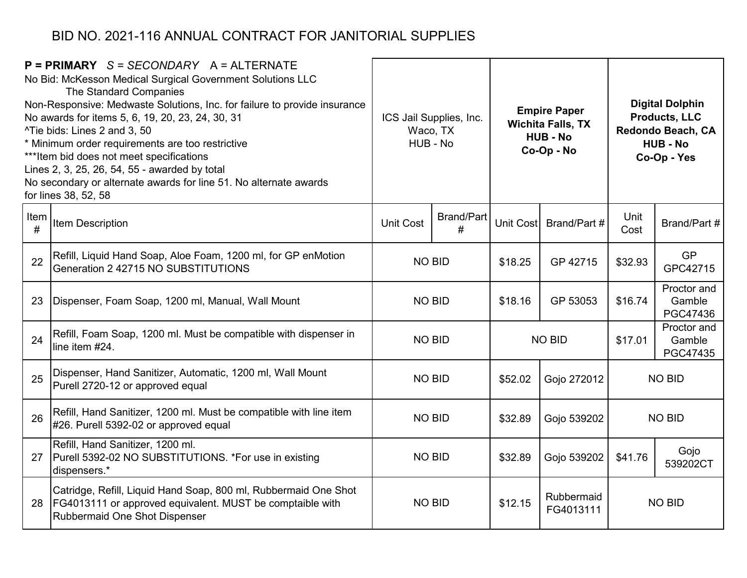# BID NO. 2021-116 ANNUAL CONTRACT FOR JANITORIAL SUPPLIES

**P = PRIMARY** *S = SECONDARY* A = ALTERNATE
No Bid: McKesson Medical Surgical Government Solutions LLC
The Standard Companies
Non-Responsive: Medwaste Solutions, Inc. for failure to provide insurance
No awards for items 5, 6, 19, 20, 23, 24, 30, 31
^Tie bids: Lines 2 and 3, 50
* Minimum order requirements are too restrictive
***Item bid does not meet specifications
Lines 2, 3, 25, 26, 54, 55 - awarded by total
No secondary or alternate awards for line 51. No alternate awards for lines 38, 52, 58

| | | ICS Jail Supplies, Inc. Waco, TX HUB - No | | **Empire Paper Wichita Falls, TX HUB - No Co-Op - No** | | **Digital Dolphin Products, LLC Redondo Beach, CA HUB - No Co-Op - Yes** | |
|---|---|---|---|---|---|---|---|
| Item # | Item Description | Unit Cost | Brand/Part # | Unit Cost | Brand/Part # | Unit Cost | Brand/Part # |
| 22 | Refill, Liquid Hand Soap, Aloe Foam, 1200 ml, for GP enMotion Generation 2 42715 NO SUBSTITUTIONS | NO BID | | $18.25 | GP 42715 | $32.93 | GP GPC42715 |
| 23 | Dispenser, Foam Soap, 1200 ml, Manual, Wall Mount | NO BID | | $18.16 | GP 53053 | $16.74 | Proctor and Gamble PGC47436 |
| 24 | Refill, Foam Soap, 1200 ml. Must be compatible with dispenser in line item #24. | NO BID | | NO BID | | $17.01 | Proctor and Gamble PGC47435 |
| 25 | Dispenser, Hand Sanitizer, Automatic, 1200 ml, Wall Mount Purell 2720-12 or approved equal | NO BID | | $52.02 | Gojo 272012 | NO BID | |
| 26 | Refill, Hand Sanitizer, 1200 ml. Must be compatible with line item #26. Purell 5392-02 or approved equal | NO BID | | $32.89 | Gojo 539202 | NO BID | |
| 27 | Refill, Hand Sanitizer, 1200 ml. Purell 5392-02 NO SUBSTITUTIONS. *For use in existing dispensers.* | NO BID | | $32.89 | Gojo 539202 | $41.76 | Gojo 539202CT |
| 28 | Catridge, Refill, Liquid Hand Soap, 800 ml, Rubbermaid One Shot FG4013111 or approved equivalent. MUST be comptaible with Rubbermaid One Shot Dispenser | NO BID | | $12.15 | Rubbermaid FG4013111 | NO BID | |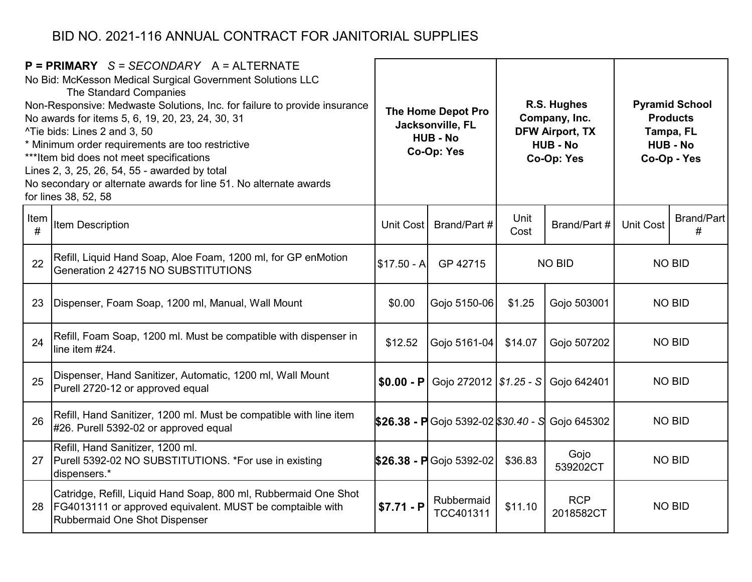# BID NO. 2021-116 ANNUAL CONTRACT FOR JANITORIAL SUPPLIES

**P = PRIMARY** *S = SECONDARY* A = ALTERNATE
No Bid: McKesson Medical Surgical Government Solutions LLC
The Standard Companies
Non-Responsive: Medwaste Solutions, Inc. for failure to provide insurance
No awards for items 5, 6, 19, 20, 23, 24, 30, 31
^Tie bids: Lines 2 and 3, 50
* Minimum order requirements are too restrictive
***Item bid does not meet specifications
Lines 2, 3, 25, 26, 54, 55 - awarded by total
No secondary or alternate awards for line 51. No alternate awards for lines 38, 52, 58

| | | **The Home Depot Pro Jacksonville, FL HUB - No Co-Op: Yes** | | **R.S. Hughes Company, Inc. DFW Airport, TX HUB - No Co-Op: Yes** | | **Pyramid School Products Tampa, FL HUB - No Co-Op - Yes** | |
|---|---|---|---|---|---|---|---|
| Item # | Item Description | Unit Cost | Brand/Part # | Unit Cost | Brand/Part # | Unit Cost | Brand/Part # |
| 22 | Refill, Liquid Hand Soap, Aloe Foam, 1200 ml, for GP enMotion Generation 2 42715 NO SUBSTITUTIONS | $17.50 - A | GP 42715 | NO BID | | NO BID | |
| 23 | Dispenser, Foam Soap, 1200 ml, Manual, Wall Mount | $0.00 | Gojo 5150-06 | $1.25 | Gojo 503001 | NO BID | |
| 24 | Refill, Foam Soap, 1200 ml. Must be compatible with dispenser in line item #24. | $12.52 | Gojo 5161-04 | $14.07 | Gojo 507202 | NO BID | |
| 25 | Dispenser, Hand Sanitizer, Automatic, 1200 ml, Wall Mount Purell 2720-12 or approved equal | **$0.00 - P** | Gojo 272012 | *$1.25 - S* | Gojo 642401 | NO BID | |
| 26 | Refill, Hand Sanitizer, 1200 ml. Must be compatible with line item #26. Purell 5392-02 or approved equal | **$26.38 - P** | Gojo 5392-02 | *$30.40 - S* | Gojo 645302 | NO BID | |
| 27 | Refill, Hand Sanitizer, 1200 ml. Purell 5392-02 NO SUBSTITUTIONS. *For use in existing dispensers.* | **$26.38 - P** | Gojo 5392-02 | $36.83 | Gojo 539202CT | NO BID | |
| 28 | Catridge, Refill, Liquid Hand Soap, 800 ml, Rubbermaid One Shot FG4013111 or approved equivalent. MUST be comptaible with Rubbermaid One Shot Dispenser | **$7.71 - P** | Rubbermaid TCC401311 | $11.10 | RCP 2018582CT | NO BID | |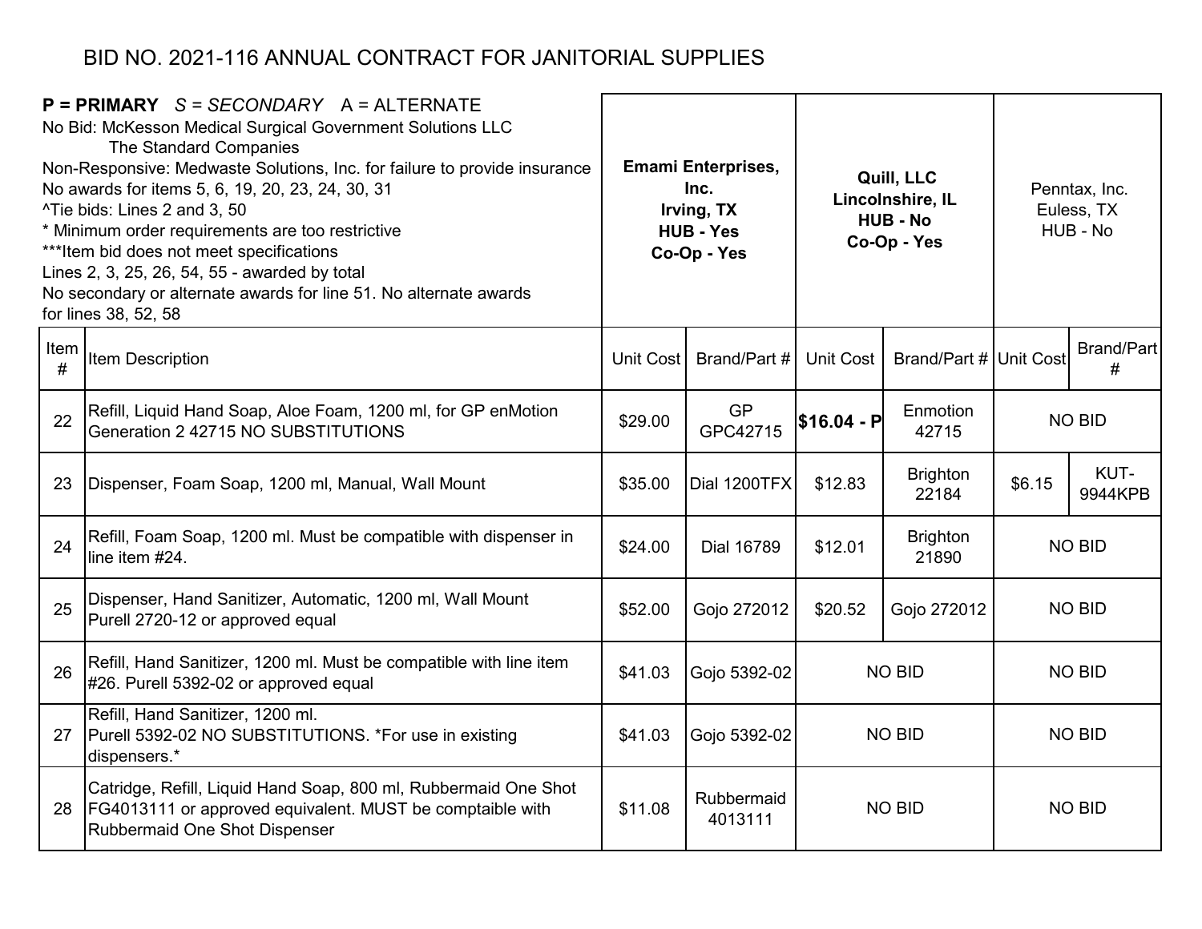# BID NO. 2021-116 ANNUAL CONTRACT FOR JANITORIAL SUPPLIES

**P = PRIMARY** *S = SECONDARY* A = ALTERNATE
No Bid: McKesson Medical Surgical Government Solutions LLC
The Standard Companies
Non-Responsive: Medwaste Solutions, Inc. for failure to provide insurance
No awards for items 5, 6, 19, 20, 23, 24, 30, 31
^Tie bids: Lines 2 and 3, 50
* Minimum order requirements are too restrictive
***Item bid does not meet specifications
Lines 2, 3, 25, 26, 54, 55 - awarded by total
No secondary or alternate awards for line 51. No alternate awards for lines 38, 52, 58

| Item # | Item Description | **Emami Enterprises, Inc. Irving, TX HUB - Yes Co-Op - Yes** | | **Quill, LLC Lincolnshire, IL HUB - No Co-Op - Yes** | | Penntax, Inc. Euless, TX HUB - No | |
|---|---|---|---|---|---|---|---|
| | | Unit Cost | Brand/Part # | Unit Cost | Brand/Part # | Unit Cost | Brand/Part # |
| 22 | Refill, Liquid Hand Soap, Aloe Foam, 1200 ml, for GP enMotion Generation 2 42715 NO SUBSTITUTIONS | $29.00 | GP GPC42715 | **$16.04 - P** | Enmotion 42715 | NO BID | |
| 23 | Dispenser, Foam Soap, 1200 ml, Manual, Wall Mount | $35.00 | Dial 1200TFX | $12.83 | Brighton 22184 | $6.15 | KUT-9944KPB |
| 24 | Refill, Foam Soap, 1200 ml. Must be compatible with dispenser in line item #24. | $24.00 | Dial 16789 | $12.01 | Brighton 21890 | NO BID | |
| 25 | Dispenser, Hand Sanitizer, Automatic, 1200 ml, Wall Mount Purell 2720-12 or approved equal | $52.00 | Gojo 272012 | $20.52 | Gojo 272012 | NO BID | |
| 26 | Refill, Hand Sanitizer, 1200 ml. Must be compatible with line item #26. Purell 5392-02 or approved equal | $41.03 | Gojo 5392-02 | NO BID | | NO BID | |
| 27 | Refill, Hand Sanitizer, 1200 ml. Purell 5392-02 NO SUBSTITUTIONS. *For use in existing dispensers.* | $41.03 | Gojo 5392-02 | NO BID | | NO BID | |
| 28 | Catridge, Refill, Liquid Hand Soap, 800 ml, Rubbermaid One Shot FG4013111 or approved equivalent. MUST be comptaible with Rubbermaid One Shot Dispenser | $11.08 | Rubbermaid 4013111 | NO BID | | NO BID | |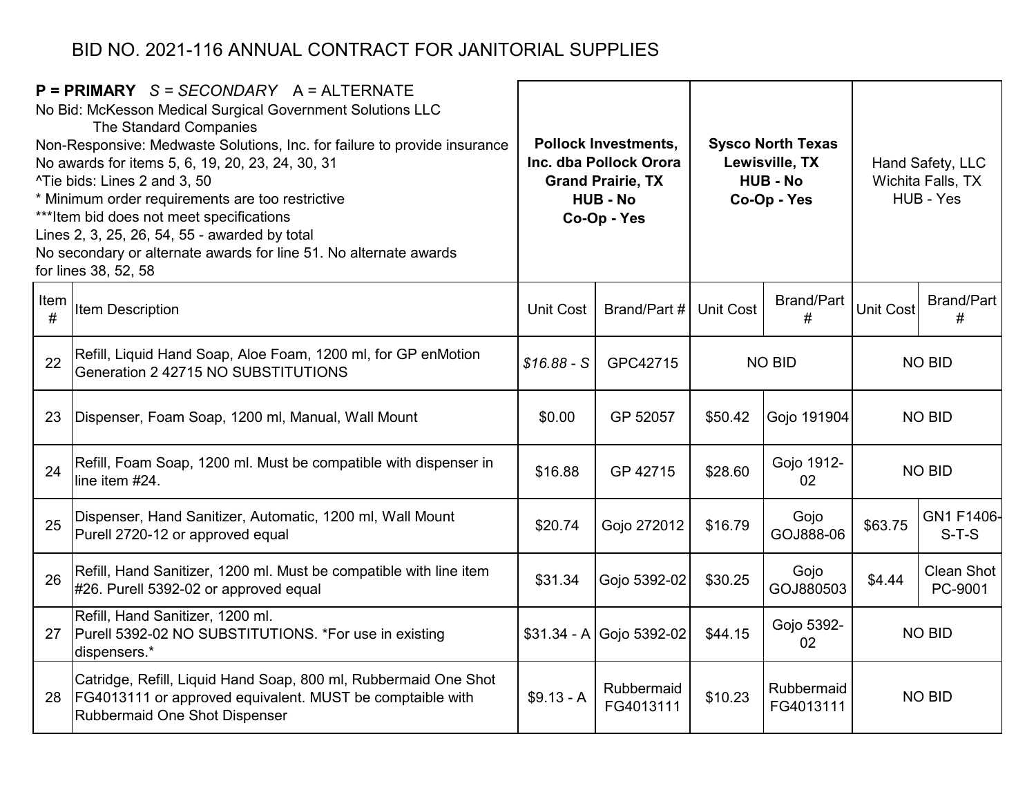# BID NO. 2021-116 ANNUAL CONTRACT FOR JANITORIAL SUPPLIES

**P = PRIMARY** *S = SECONDARY* A = ALTERNATE
No Bid: McKesson Medical Surgical Government Solutions LLC
The Standard Companies
Non-Responsive: Medwaste Solutions, Inc. for failure to provide insurance
No awards for items 5, 6, 19, 20, 23, 24, 30, 31
^Tie bids: Lines 2 and 3, 50
* Minimum order requirements are too restrictive
***Item bid does not meet specifications
Lines 2, 3, 25, 26, 54, 55 - awarded by total
No secondary or alternate awards for line 51. No alternate awards for lines 38, 52, 58

| | | **Pollock Investments, Inc. dba Pollock Orora Grand Prairie, TX HUB - No Co-Op - Yes** | | **Sysco North Texas Lewisville, TX HUB - No Co-Op - Yes** | | Hand Safety, LLC Wichita Falls, TX HUB - Yes | |
|---|---|---|---|---|---|---|---|
| Item # | Item Description | Unit Cost | Brand/Part # | Unit Cost | Brand/Part # | Unit Cost | Brand/Part # |
| 22 | Refill, Liquid Hand Soap, Aloe Foam, 1200 ml, for GP enMotion Generation 2 42715 NO SUBSTITUTIONS | *$16.88 - S* | GPC42715 | NO BID | | NO BID | |
| 23 | Dispenser, Foam Soap, 1200 ml, Manual, Wall Mount | $0.00 | GP 52057 | $50.42 | Gojo 191904 | NO BID | |
| 24 | Refill, Foam Soap, 1200 ml. Must be compatible with dispenser in line item #24. | $16.88 | GP 42715 | $28.60 | Gojo 1912-02 | NO BID | |
| 25 | Dispenser, Hand Sanitizer, Automatic, 1200 ml, Wall Mount Purell 2720-12 or approved equal | $20.74 | Gojo 272012 | $16.79 | Gojo GOJ888-06 | $63.75 | GN1 F1406-S-T-S |
| 26 | Refill, Hand Sanitizer, 1200 ml. Must be compatible with line item #26. Purell 5392-02 or approved equal | $31.34 | Gojo 5392-02 | $30.25 | Gojo GOJ880503 | $4.44 | Clean Shot PC-9001 |
| 27 | Refill, Hand Sanitizer, 1200 ml. Purell 5392-02 NO SUBSTITUTIONS. *For use in existing dispensers.* | $31.34 - A | Gojo 5392-02 | $44.15 | Gojo 5392-02 | NO BID | |
| 28 | Catridge, Refill, Liquid Hand Soap, 800 ml, Rubbermaid One Shot FG4013111 or approved equivalent. MUST be comptaible with Rubbermaid One Shot Dispenser | $9.13 - A | Rubbermaid FG4013111 | $10.23 | Rubbermaid FG4013111 | NO BID | |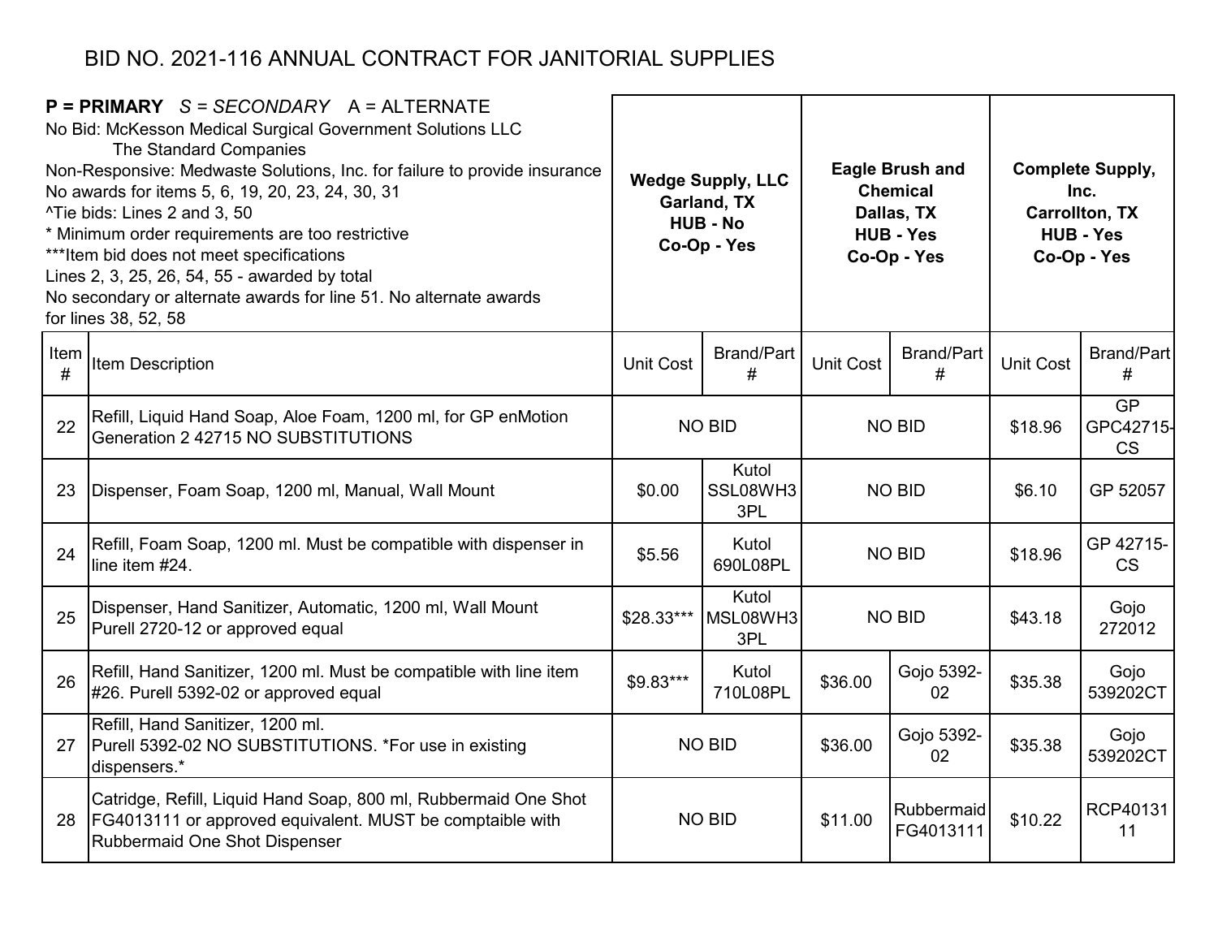# BID NO. 2021-116 ANNUAL CONTRACT FOR JANITORIAL SUPPLIES

**P = PRIMARY** *S = SECONDARY* A = ALTERNATE
No Bid: McKesson Medical Surgical Government Solutions LLC
The Standard Companies
Non-Responsive: Medwaste Solutions, Inc. for failure to provide insurance
No awards for items 5, 6, 19, 20, 23, 24, 30, 31
^Tie bids: Lines 2 and 3, 50
* Minimum order requirements are too restrictive
***Item bid does not meet specifications
Lines 2, 3, 25, 26, 54, 55 - awarded by total
No secondary or alternate awards for line 51. No alternate awards for lines 38, 52, 58

| | | **Wedge Supply, LLC Garland, TX HUB - No Co-Op - Yes** | | **Eagle Brush and Chemical Dallas, TX HUB - Yes Co-Op - Yes** | | **Complete Supply, Inc. Carrollton, TX HUB - Yes Co-Op - Yes** | |
|---|---|---|---|---|---|---|---|
| Item # | Item Description | Unit Cost | Brand/Part # | Unit Cost | Brand/Part # | Unit Cost | Brand/Part # |
| 22 | Refill, Liquid Hand Soap, Aloe Foam, 1200 ml, for GP enMotion Generation 2 42715 NO SUBSTITUTIONS | NO BID | | NO BID | | $18.96 | GP GPC42715-CS |
| 23 | Dispenser, Foam Soap, 1200 ml, Manual, Wall Mount | $0.00 | Kutol SSL08WH33PL | NO BID | | $6.10 | GP 52057 |
| 24 | Refill, Foam Soap, 1200 ml. Must be compatible with dispenser in line item #24. | $5.56 | Kutol 690L08PL | NO BID | | $18.96 | GP 42715-CS |
| 25 | Dispenser, Hand Sanitizer, Automatic, 1200 ml, Wall Mount Purell 2720-12 or approved equal | $28.33*** | Kutol MSL08WH33PL | NO BID | | $43.18 | Gojo 272012 |
| 26 | Refill, Hand Sanitizer, 1200 ml. Must be compatible with line item #26. Purell 5392-02 or approved equal | $9.83*** | Kutol 710L08PL | $36.00 | Gojo 5392-02 | $35.38 | Gojo 539202CT |
| 27 | Refill, Hand Sanitizer, 1200 ml. Purell 5392-02 NO SUBSTITUTIONS. *For use in existing dispensers.* | NO BID | | $36.00 | Gojo 5392-02 | $35.38 | Gojo 539202CT |
| 28 | Catridge, Refill, Liquid Hand Soap, 800 ml, Rubbermaid One Shot FG4013111 or approved equivalent. MUST be comptaible with Rubbermaid One Shot Dispenser | NO BID | | $11.00 | Rubbermaid FG4013111 | $10.22 | RCP4013111 |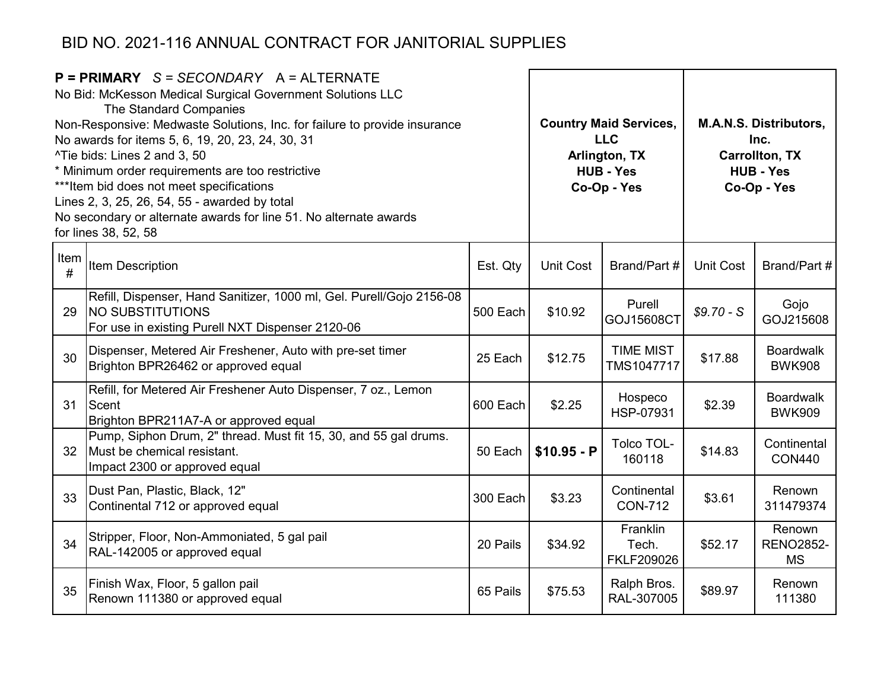# BID NO. 2021-116 ANNUAL CONTRACT FOR JANITORIAL SUPPLIES

**P = PRIMARY** *S = SECONDARY* A = ALTERNATE
No Bid: McKesson Medical Surgical Government Solutions LLC
The Standard Companies
Non-Responsive: Medwaste Solutions, Inc. for failure to provide insurance
No awards for items 5, 6, 19, 20, 23, 24, 30, 31
^Tie bids: Lines 2 and 3, 50
* Minimum order requirements are too restrictive
***Item bid does not meet specifications
Lines 2, 3, 25, 26, 54, 55 - awarded by total
No secondary or alternate awards for line 51. No alternate awards for lines 38, 52, 58

| | | | **Country Maid Services, LLC Arlington, TX HUB - Yes Co-Op - Yes** | | **M.A.N.S. Distributors, Inc. Carrollton, TX HUB - Yes Co-Op - Yes** | |
|---|---|---|---|---|---|---|
| Item # | Item Description | Est. Qty | Unit Cost | Brand/Part # | Unit Cost | Brand/Part # |
| 29 | Refill, Dispenser, Hand Sanitizer, 1000 ml, Gel. Purell/Gojo 2156-08 NO SUBSTITUTIONS For use in existing Purell NXT Dispenser 2120-06 | 500 Each | $10.92 | Purell GOJ15608CT | *$9.70 - S* | Gojo GOJ215608 |
| 30 | Dispenser, Metered Air Freshener, Auto with pre-set timer Brighton BPR26462 or approved equal | 25 Each | $12.75 | TIME MIST TMS1047717 | $17.88 | Boardwalk BWK908 |
| 31 | Refill, for Metered Air Freshener Auto Dispenser, 7 oz., Lemon Scent Brighton BPR211A7-A or approved equal | 600 Each | $2.25 | Hospeco HSP-07931 | $2.39 | Boardwalk BWK909 |
| 32 | Pump, Siphon Drum, 2" thread. Must fit 15, 30, and 55 gal drums. Must be chemical resistant. Impact 2300 or approved equal | 50 Each | **$10.95 - P** | Tolco TOL-160118 | $14.83 | Continental CON440 |
| 33 | Dust Pan, Plastic, Black, 12" Continental 712 or approved equal | 300 Each | $3.23 | Continental CON-712 | $3.61 | Renown 311479374 |
| 34 | Stripper, Floor, Non-Ammoniated, 5 gal pail RAL-142005 or approved equal | 20 Pails | $34.92 | Franklin Tech. FKLF209026 | $52.17 | Renown RENO2852-MS |
| 35 | Finish Wax, Floor, 5 gallon pail Renown 111380 or approved equal | 65 Pails | $75.53 | Ralph Bros. RAL-307005 | $89.97 | Renown 111380 |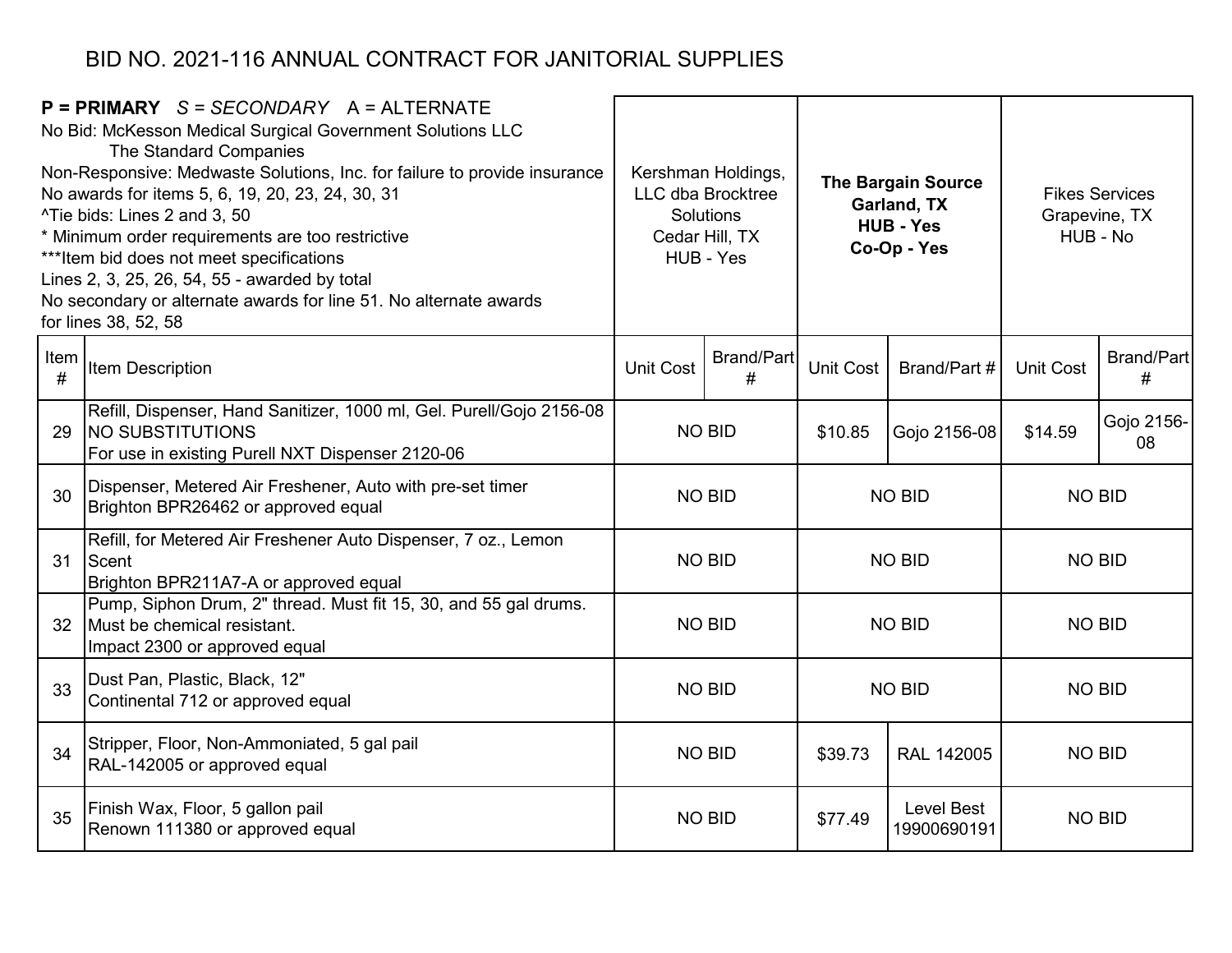# BID NO. 2021-116 ANNUAL CONTRACT FOR JANITORIAL SUPPLIES

| **P = PRIMARY** *S = SECONDARY* A = ALTERNATE<br>No Bid: McKesson Medical Surgical Government Solutions LLC<br>The Standard Companies<br>Non-Responsive: Medwaste Solutions, Inc. for failure to provide insurance<br>No awards for items 5, 6, 19, 20, 23, 24, 30, 31<br>^Tie bids: Lines 2 and 3, 50<br>* Minimum order requirements are too restrictive<br>***Item bid does not meet specifications<br>Lines 2, 3, 25, 26, 54, 55 - awarded by total<br>No secondary or alternate awards for line 51. No alternate awards for lines 38, 52, 58 | | Kershman Holdings, LLC dba Brocktree Solutions<br>Cedar Hill, TX<br>HUB - Yes | | **The Bargain Source<br>Garland, TX<br>HUB - Yes<br>Co-Op - Yes** | | Fikes Services<br>Grapevine, TX<br>HUB - No | |
|---|---|---|---|---|---|---|---|
| Item # | Item Description | Unit Cost | Brand/Part # | Unit Cost | Brand/Part # | Unit Cost | Brand/Part # |
| 29 | Refill, Dispenser, Hand Sanitizer, 1000 ml, Gel. Purell/Gojo 2156-08 NO SUBSTITUTIONS<br>For use in existing Purell NXT Dispenser 2120-06 | NO BID | | $10.85 | Gojo 2156-08 | $14.59 | Gojo 2156-08 |
| 30 | Dispenser, Metered Air Freshener, Auto with pre-set timer<br>Brighton BPR26462 or approved equal | NO BID | | NO BID | | NO BID | |
| 31 | Refill, for Metered Air Freshener Auto Dispenser, 7 oz., Lemon Scent<br>Brighton BPR211A7-A or approved equal | NO BID | | NO BID | | NO BID | |
| 32 | Pump, Siphon Drum, 2" thread. Must fit 15, 30, and 55 gal drums. Must be chemical resistant.<br>Impact 2300 or approved equal | NO BID | | NO BID | | NO BID | |
| 33 | Dust Pan, Plastic, Black, 12"<br>Continental 712 or approved equal | NO BID | | NO BID | | NO BID | |
| 34 | Stripper, Floor, Non-Ammoniated, 5 gal pail<br>RAL-142005 or approved equal | NO BID | | $39.73 | RAL 142005 | NO BID | |
| 35 | Finish Wax, Floor, 5 gallon pail<br>Renown 111380 or approved equal | NO BID | | $77.49 | Level Best 19900690191 | NO BID | |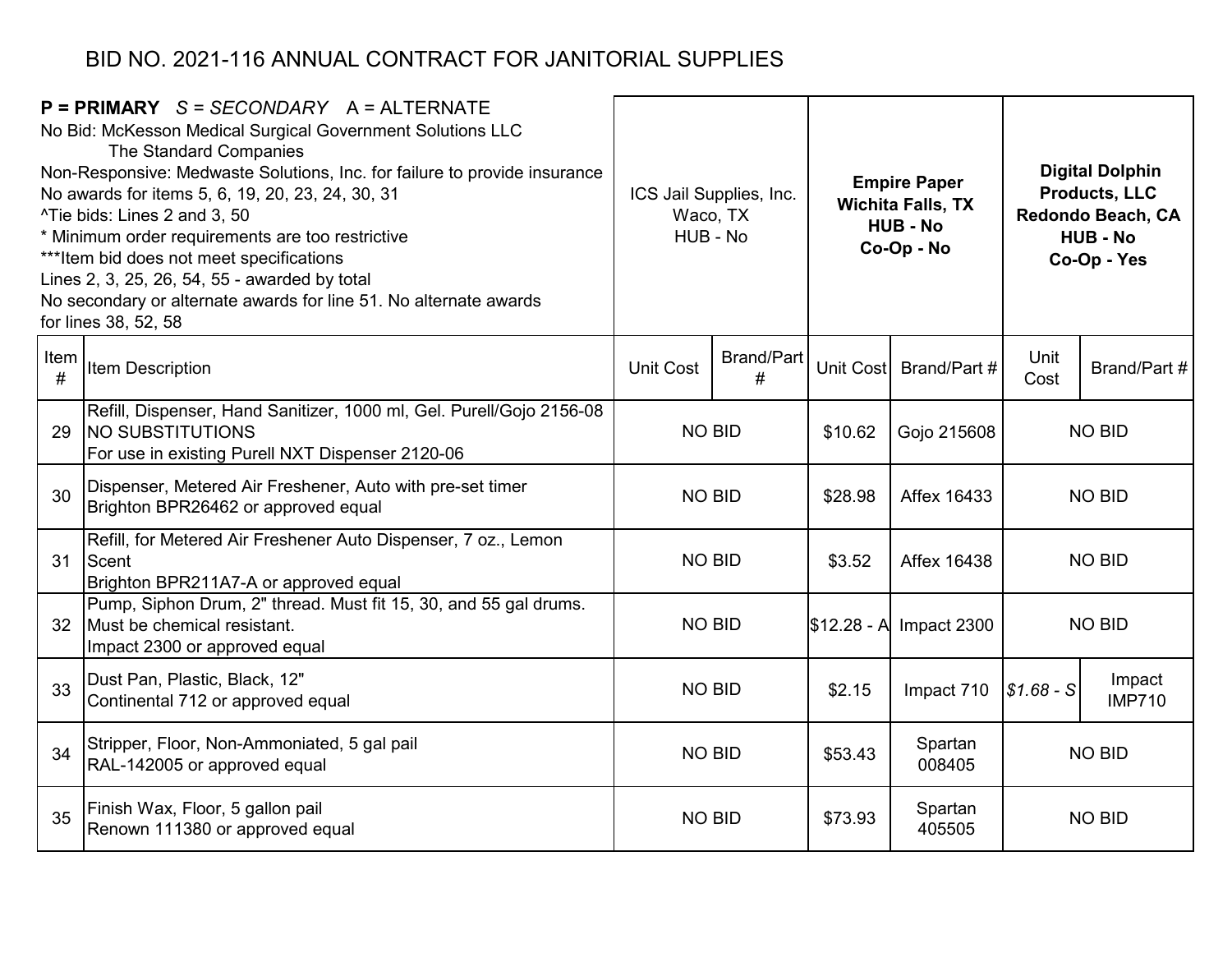# BID NO. 2021-116 ANNUAL CONTRACT FOR JANITORIAL SUPPLIES

**P = PRIMARY** *S = SECONDARY* A = ALTERNATE
No Bid: McKesson Medical Surgical Government Solutions LLC
The Standard Companies
Non-Responsive: Medwaste Solutions, Inc. for failure to provide insurance
No awards for items 5, 6, 19, 20, 23, 24, 30, 31
^Tie bids: Lines 2 and 3, 50
* Minimum order requirements are too restrictive
***Item bid does not meet specifications
Lines 2, 3, 25, 26, 54, 55 - awarded by total
No secondary or alternate awards for line 51. No alternate awards for lines 38, 52, 58

| | | ICS Jail Supplies, Inc. Waco, TX HUB - No | | **Empire Paper Wichita Falls, TX HUB - No Co-Op - No** | | **Digital Dolphin Products, LLC Redondo Beach, CA HUB - No Co-Op - Yes** | |
|---|---|---|---|---|---|---|---|
| Item # | Item Description | Unit Cost | Brand/Part # | Unit Cost | Brand/Part # | Unit Cost | Brand/Part # |
| 29 | Refill, Dispenser, Hand Sanitizer, 1000 ml, Gel. Purell/Gojo 2156-08 NO SUBSTITUTIONS For use in existing Purell NXT Dispenser 2120-06 | NO BID | | $10.62 | Gojo 215608 | NO BID | |
| 30 | Dispenser, Metered Air Freshener, Auto with pre-set timer Brighton BPR26462 or approved equal | NO BID | | $28.98 | Affex 16433 | NO BID | |
| 31 | Refill, for Metered Air Freshener Auto Dispenser, 7 oz., Lemon Scent Brighton BPR211A7-A or approved equal | NO BID | | $3.52 | Affex 16438 | NO BID | |
| 32 | Pump, Siphon Drum, 2" thread. Must fit 15, 30, and 55 gal drums. Must be chemical resistant. Impact 2300 or approved equal | NO BID | | $12.28 - A | Impact 2300 | NO BID | |
| 33 | Dust Pan, Plastic, Black, 12" Continental 712 or approved equal | NO BID | | $2.15 | Impact 710 | *$1.68 - S* | Impact IMP710 |
| 34 | Stripper, Floor, Non-Ammoniated, 5 gal pail RAL-142005 or approved equal | NO BID | | $53.43 | Spartan 008405 | NO BID | |
| 35 | Finish Wax, Floor, 5 gallon pail Renown 111380 or approved equal | NO BID | | $73.93 | Spartan 405505 | NO BID | |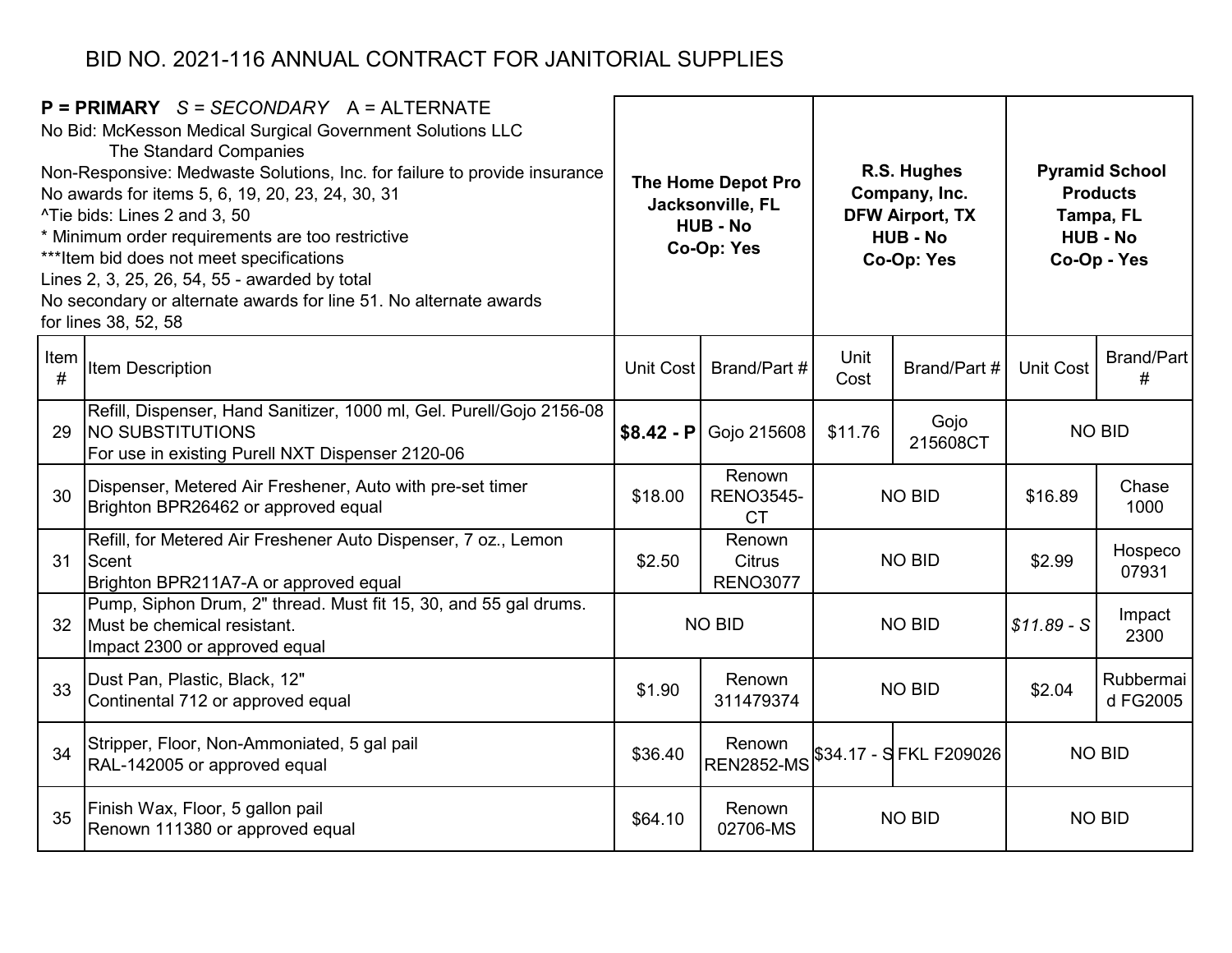# BID NO. 2021-116 ANNUAL CONTRACT FOR JANITORIAL SUPPLIES

**P = PRIMARY** *S = SECONDARY* A = ALTERNATE
No Bid: McKesson Medical Surgical Government Solutions LLC
The Standard Companies
Non-Responsive: Medwaste Solutions, Inc. for failure to provide insurance
No awards for items 5, 6, 19, 20, 23, 24, 30, 31
^Tie bids: Lines 2 and 3, 50
* Minimum order requirements are too restrictive
***Item bid does not meet specifications
Lines 2, 3, 25, 26, 54, 55 - awarded by total
No secondary or alternate awards for line 51. No alternate awards for lines 38, 52, 58

| | | **The Home Depot Pro Jacksonville, FL HUB - No Co-Op: Yes** | | **R.S. Hughes Company, Inc. DFW Airport, TX HUB - No Co-Op: Yes** | | **Pyramid School Products Tampa, FL HUB - No Co-Op - Yes** | |
|---|---|---|---|---|---|---|---|
| Item # | Item Description | Unit Cost | Brand/Part # | Unit Cost | Brand/Part # | Unit Cost | Brand/Part # |
| 29 | Refill, Dispenser, Hand Sanitizer, 1000 ml, Gel. Purell/Gojo 2156-08 NO SUBSTITUTIONS For use in existing Purell NXT Dispenser 2120-06 | **$8.42 - P** | Gojo 215608 | $11.76 | Gojo 215608CT | NO BID | |
| 30 | Dispenser, Metered Air Freshener, Auto with pre-set timer Brighton BPR26462 or approved equal | $18.00 | Renown RENO3545-CT | NO BID | | $16.89 | Chase 1000 |
| 31 | Refill, for Metered Air Freshener Auto Dispenser, 7 oz., Lemon Scent Brighton BPR211A7-A or approved equal | $2.50 | Renown Citrus RENO3077 | NO BID | | $2.99 | Hospeco 07931 |
| 32 | Pump, Siphon Drum, 2" thread. Must fit 15, 30, and 55 gal drums. Must be chemical resistant. Impact 2300 or approved equal | NO BID | | NO BID | | *$11.89 - S* | Impact 2300 |
| 33 | Dust Pan, Plastic, Black, 12" Continental 712 or approved equal | $1.90 | Renown 311479374 | NO BID | | $2.04 | Rubbermaid FG2005 |
| 34 | Stripper, Floor, Non-Ammoniated, 5 gal pail RAL-142005 or approved equal | $36.40 | Renown REN2852-MS | *$34.17 - S* | FKL F209026 | NO BID | |
| 35 | Finish Wax, Floor, 5 gallon pail Renown 111380 or approved equal | $64.10 | Renown 02706-MS | NO BID | | NO BID | |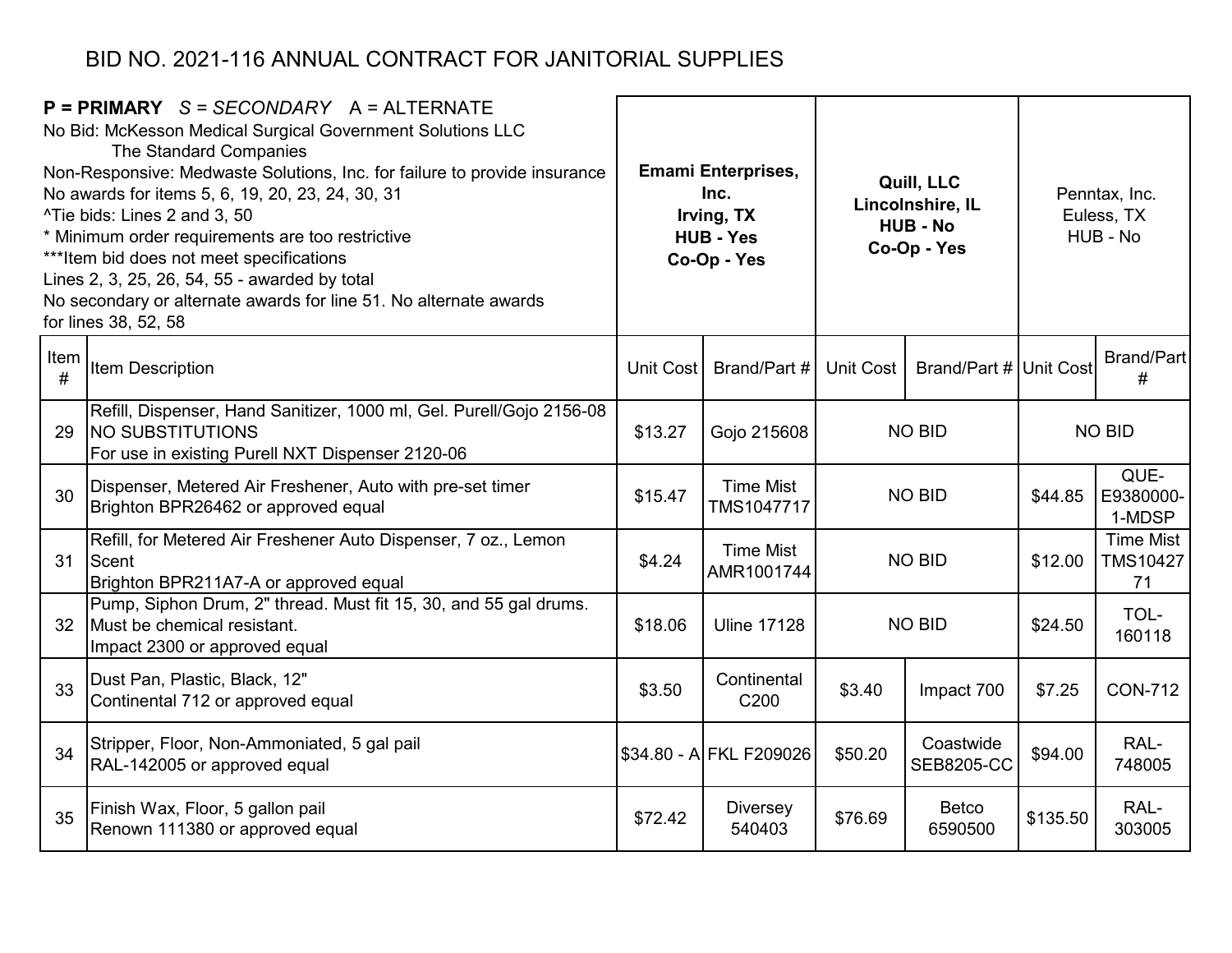# BID NO. 2021-116 ANNUAL CONTRACT FOR JANITORIAL SUPPLIES

**P = PRIMARY** *S = SECONDARY* A = ALTERNATE
No Bid: McKesson Medical Surgical Government Solutions LLC
The Standard Companies
Non-Responsive: Medwaste Solutions, Inc. for failure to provide insurance
No awards for items 5, 6, 19, 20, 23, 24, 30, 31
^Tie bids: Lines 2 and 3, 50
* Minimum order requirements are too restrictive
***Item bid does not meet specifications
Lines 2, 3, 25, 26, 54, 55 - awarded by total
No secondary or alternate awards for line 51. No alternate awards for lines 38, 52, 58

| | | **Emami Enterprises, Inc. Irving, TX HUB - Yes Co-Op - Yes** | | **Quill, LLC Lincolnshire, IL HUB - No Co-Op - Yes** | | Penntax, Inc. Euless, TX HUB - No | |
|---|---|---|---|---|---|---|---|
| Item # | Item Description | Unit Cost | Brand/Part # | Unit Cost | Brand/Part # | Unit Cost | Brand/Part # |
| 29 | Refill, Dispenser, Hand Sanitizer, 1000 ml, Gel. Purell/Gojo 2156-08 NO SUBSTITUTIONS For use in existing Purell NXT Dispenser 2120-06 | $13.27 | Gojo 215608 | NO BID | | NO BID | |
| 30 | Dispenser, Metered Air Freshener, Auto with pre-set timer Brighton BPR26462 or approved equal | $15.47 | Time Mist TMS1047717 | NO BID | | $44.85 | QUE-E9380000-1-MDSP |
| 31 | Refill, for Metered Air Freshener Auto Dispenser, 7 oz., Lemon Scent Brighton BPR211A7-A or approved equal | $4.24 | Time Mist AMR1001744 | NO BID | | $12.00 | Time Mist TMS1042771 |
| 32 | Pump, Siphon Drum, 2" thread. Must fit 15, 30, and 55 gal drums. Must be chemical resistant. Impact 2300 or approved equal | $18.06 | Uline 17128 | NO BID | | $24.50 | TOL-160118 |
| 33 | Dust Pan, Plastic, Black, 12" Continental 712 or approved equal | $3.50 | Continental C200 | $3.40 | Impact 700 | $7.25 | CON-712 |
| 34 | Stripper, Floor, Non-Ammoniated, 5 gal pail RAL-142005 or approved equal | $34.80 - A | FKL F209026 | $50.20 | Coastwide SEB8205-CC | $94.00 | RAL-748005 |
| 35 | Finish Wax, Floor, 5 gallon pail Renown 111380 or approved equal | $72.42 | Diversey 540403 | $76.69 | Betco 6590500 | $135.50 | RAL-303005 |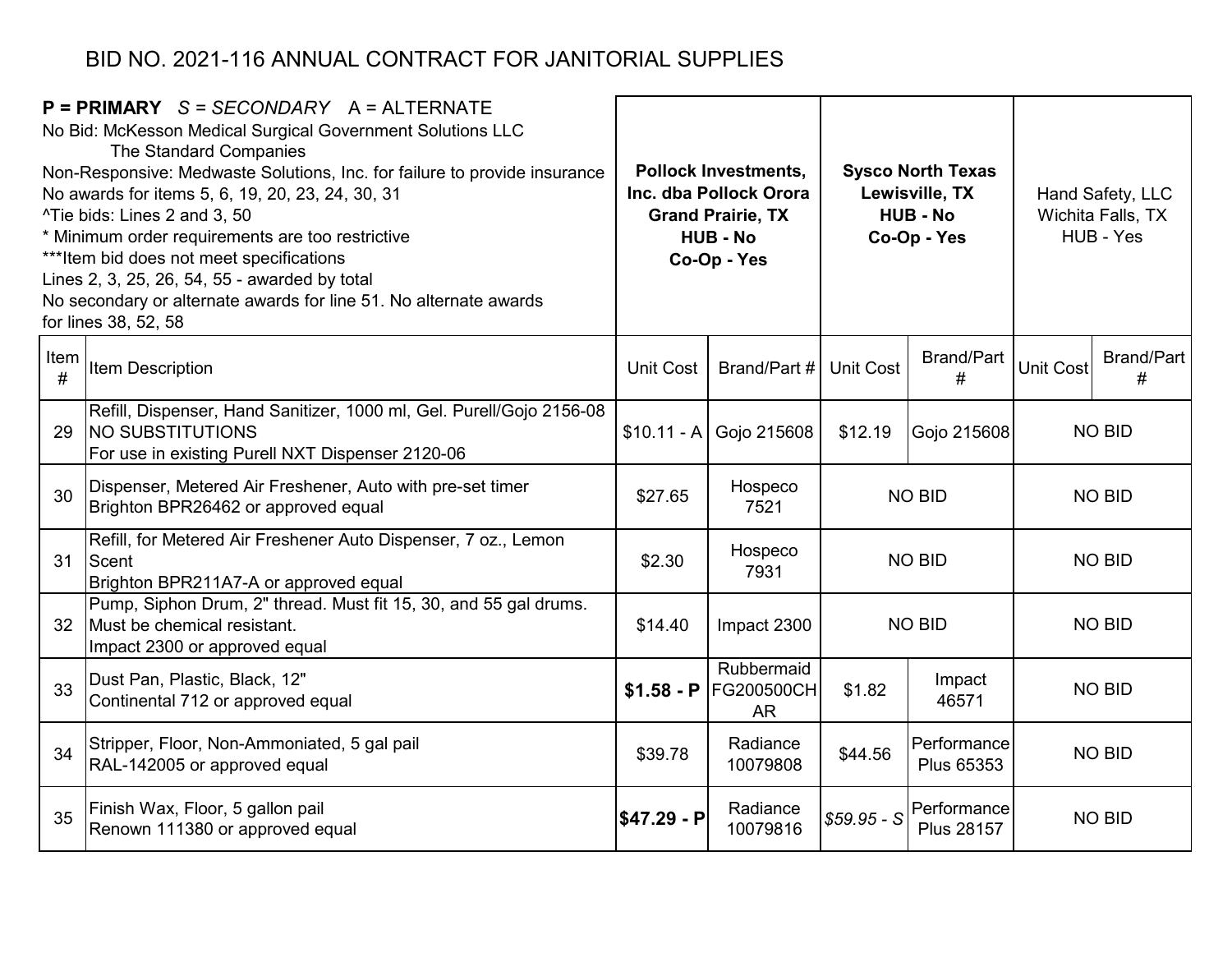# BID NO. 2021-116 ANNUAL CONTRACT FOR JANITORIAL SUPPLIES

**P = PRIMARY** *S = SECONDARY* A = ALTERNATE
No Bid: McKesson Medical Surgical Government Solutions LLC
The Standard Companies
Non-Responsive: Medwaste Solutions, Inc. for failure to provide insurance
No awards for items 5, 6, 19, 20, 23, 24, 30, 31
^Tie bids: Lines 2 and 3, 50
* Minimum order requirements are too restrictive
***Item bid does not meet specifications
Lines 2, 3, 25, 26, 54, 55 - awarded by total
No secondary or alternate awards for line 51. No alternate awards for lines 38, 52, 58

| | | **Pollock Investments, Inc. dba Pollock Orora Grand Prairie, TX HUB - No Co-Op - Yes** | | **Sysco North Texas Lewisville, TX HUB - No Co-Op - Yes** | | Hand Safety, LLC Wichita Falls, TX HUB - Yes | |
|---|---|---|---|---|---|---|---|
| Item # | Item Description | Unit Cost | Brand/Part # | Unit Cost | Brand/Part # | Unit Cost | Brand/Part # |
| 29 | Refill, Dispenser, Hand Sanitizer, 1000 ml, Gel. Purell/Gojo 2156-08 NO SUBSTITUTIONS For use in existing Purell NXT Dispenser 2120-06 | $10.11 - A | Gojo 215608 | $12.19 | Gojo 215608 | NO BID | |
| 30 | Dispenser, Metered Air Freshener, Auto with pre-set timer Brighton BPR26462 or approved equal | $27.65 | Hospeco 7521 | NO BID | | NO BID | |
| 31 | Refill, for Metered Air Freshener Auto Dispenser, 7 oz., Lemon Scent Brighton BPR211A7-A or approved equal | $2.30 | Hospeco 7931 | NO BID | | NO BID | |
| 32 | Pump, Siphon Drum, 2" thread. Must fit 15, 30, and 55 gal drums. Must be chemical resistant. Impact 2300 or approved equal | $14.40 | Impact 2300 | NO BID | | NO BID | |
| 33 | Dust Pan, Plastic, Black, 12" Continental 712 or approved equal | **$1.58 - P** | Rubbermaid FG200500CHAR | $1.82 | Impact 46571 | NO BID | |
| 34 | Stripper, Floor, Non-Ammoniated, 5 gal pail RAL-142005 or approved equal | $39.78 | Radiance 10079808 | $44.56 | Performance Plus 65353 | NO BID | |
| 35 | Finish Wax, Floor, 5 gallon pail Renown 111380 or approved equal | **$47.29 - P** | Radiance 10079816 | *$59.95 - S* | Performance Plus 28157 | NO BID | |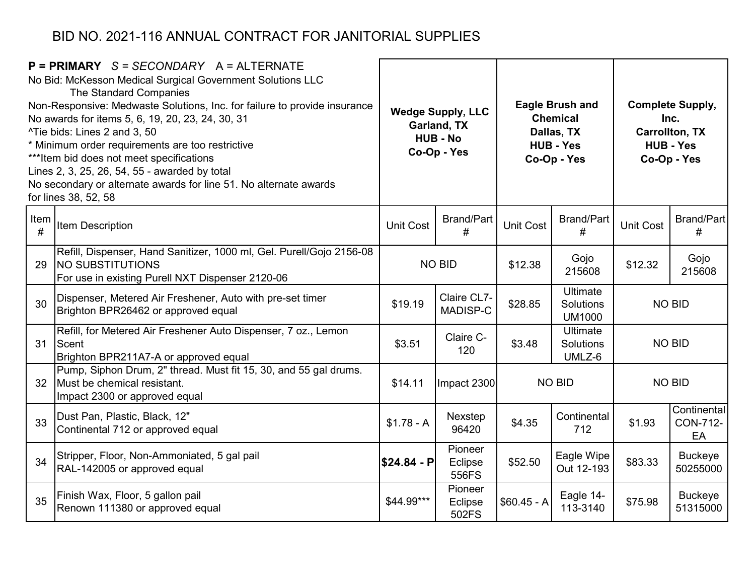# BID NO. 2021-116 ANNUAL CONTRACT FOR JANITORIAL SUPPLIES

**P = PRIMARY** *S = SECONDARY* A = ALTERNATE
No Bid: McKesson Medical Surgical Government Solutions LLC
The Standard Companies
Non-Responsive: Medwaste Solutions, Inc. for failure to provide insurance
No awards for items 5, 6, 19, 20, 23, 24, 30, 31
^Tie bids: Lines 2 and 3, 50
* Minimum order requirements are too restrictive
***Item bid does not meet specifications
Lines 2, 3, 25, 26, 54, 55 - awarded by total
No secondary or alternate awards for line 51. No alternate awards for lines 38, 52, 58

| | | **Wedge Supply, LLC Garland, TX HUB - No Co-Op - Yes** | | **Eagle Brush and Chemical Dallas, TX HUB - Yes Co-Op - Yes** | | **Complete Supply, Inc. Carrollton, TX HUB - Yes Co-Op - Yes** | |
|---|---|---|---|---|---|---|---|
| Item # | Item Description | Unit Cost | Brand/Part # | Unit Cost | Brand/Part # | Unit Cost | Brand/Part # |
| 29 | Refill, Dispenser, Hand Sanitizer, 1000 ml, Gel. Purell/Gojo 2156-08 NO SUBSTITUTIONS For use in existing Purell NXT Dispenser 2120-06 | NO BID | | $12.38 | Gojo 215608 | $12.32 | Gojo 215608 |
| 30 | Dispenser, Metered Air Freshener, Auto with pre-set timer Brighton BPR26462 or approved equal | $19.19 | Claire CL7-MADISP-C | $28.85 | Ultimate Solutions UM1000 | NO BID | |
| 31 | Refill, for Metered Air Freshener Auto Dispenser, 7 oz., Lemon Scent Brighton BPR211A7-A or approved equal | $3.51 | Claire C-120 | $3.48 | Ultimate Solutions UMLZ-6 | NO BID | |
| 32 | Pump, Siphon Drum, 2" thread. Must fit 15, 30, and 55 gal drums. Must be chemical resistant. Impact 2300 or approved equal | $14.11 | Impact 2300 | NO BID | | NO BID | |
| 33 | Dust Pan, Plastic, Black, 12" Continental 712 or approved equal | $1.78 - A | Nexstep 96420 | $4.35 | Continental 712 | $1.93 | Continental CON-712-EA |
| 34 | Stripper, Floor, Non-Ammoniated, 5 gal pail RAL-142005 or approved equal | **$24.84 - P** | Pioneer Eclipse 556FS | $52.50 | Eagle Wipe Out 12-193 | $83.33 | Buckeye 50255000 |
| 35 | Finish Wax, Floor, 5 gallon pail Renown 111380 or approved equal | $44.99*** | Pioneer Eclipse 502FS | $60.45 - A | Eagle 14-113-3140 | $75.98 | Buckeye 51315000 |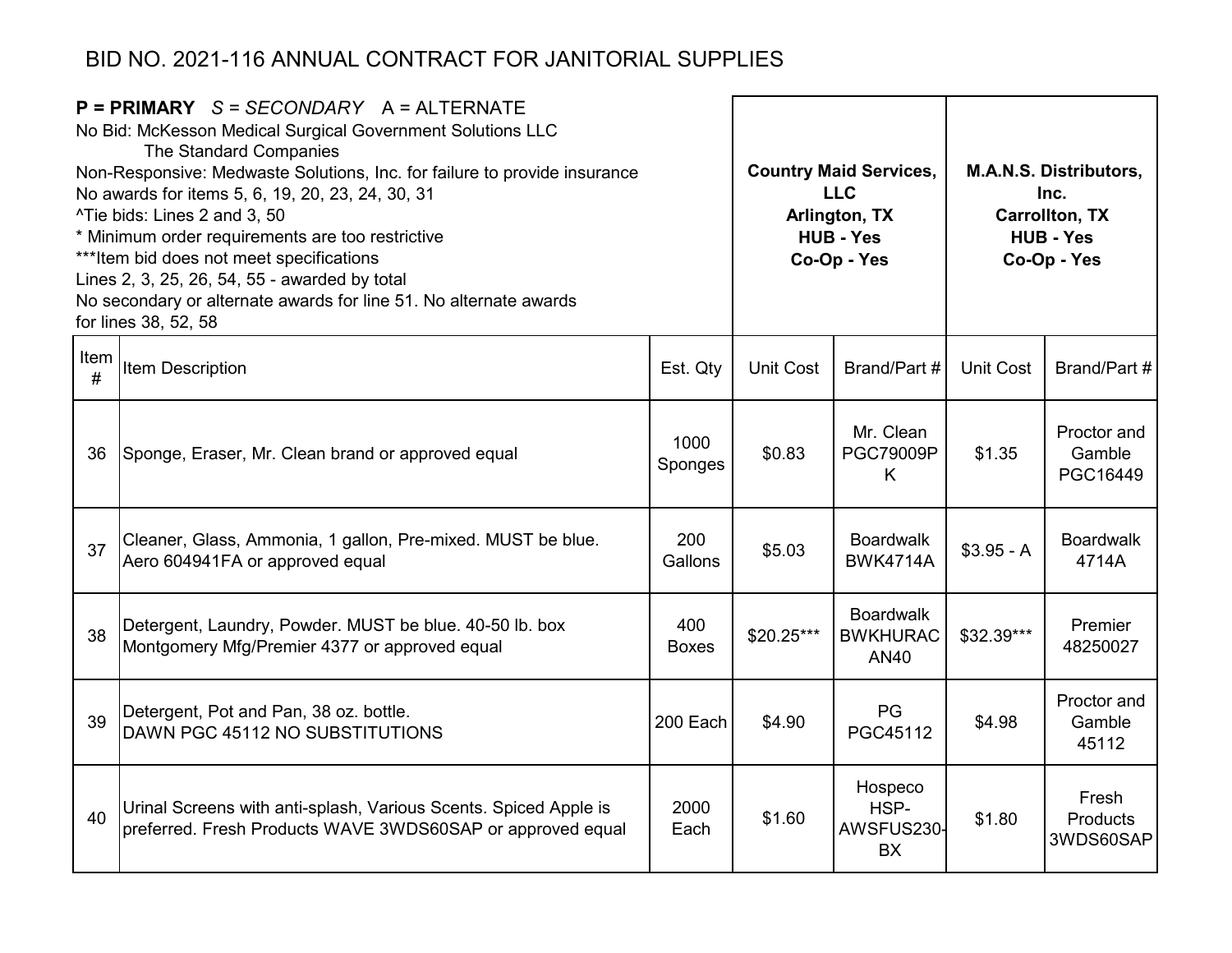# BID NO. 2021-116 ANNUAL CONTRACT FOR JANITORIAL SUPPLIES

**P = PRIMARY** *S = SECONDARY* A = ALTERNATE
No Bid: McKesson Medical Surgical Government Solutions LLC
The Standard Companies
Non-Responsive: Medwaste Solutions, Inc. for failure to provide insurance
No awards for items 5, 6, 19, 20, 23, 24, 30, 31
^Tie bids: Lines 2 and 3, 50
* Minimum order requirements are too restrictive
***Item bid does not meet specifications
Lines 2, 3, 25, 26, 54, 55 - awarded by total
No secondary or alternate awards for line 51. No alternate awards for lines 38, 52, 58

| | | | **Country Maid Services, LLC Arlington, TX HUB - Yes Co-Op - Yes** | | **M.A.N.S. Distributors, Inc. Carrollton, TX HUB - Yes Co-Op - Yes** | |
|---|---|---|---|---|---|---|
| Item # | Item Description | Est. Qty | Unit Cost | Brand/Part # | Unit Cost | Brand/Part # |
| 36 | Sponge, Eraser, Mr. Clean brand or approved equal | 1000 Sponges | $0.83 | Mr. Clean PGC79009PK | $1.35 | Proctor and Gamble PGC16449 |
| 37 | Cleaner, Glass, Ammonia, 1 gallon, Pre-mixed. MUST be blue. Aero 604941FA or approved equal | 200 Gallons | $5.03 | Boardwalk BWK4714A | $3.95 - A | Boardwalk 4714A |
| 38 | Detergent, Laundry, Powder. MUST be blue. 40-50 lb. box Montgomery Mfg/Premier 4377 or approved equal | 400 Boxes | $20.25*** | Boardwalk BWKHURACAN40 | $32.39*** | Premier 48250027 |
| 39 | Detergent, Pot and Pan, 38 oz. bottle. DAWN PGC 45112 NO SUBSTITUTIONS | 200 Each | $4.90 | PG PGC45112 | $4.98 | Proctor and Gamble 45112 |
| 40 | Urinal Screens with anti-splash, Various Scents. Spiced Apple is preferred. Fresh Products WAVE 3WDS60SAP or approved equal | 2000 Each | $1.60 | Hospeco HSP-AWSFUS230-BX | $1.80 | Fresh Products 3WDS60SAP |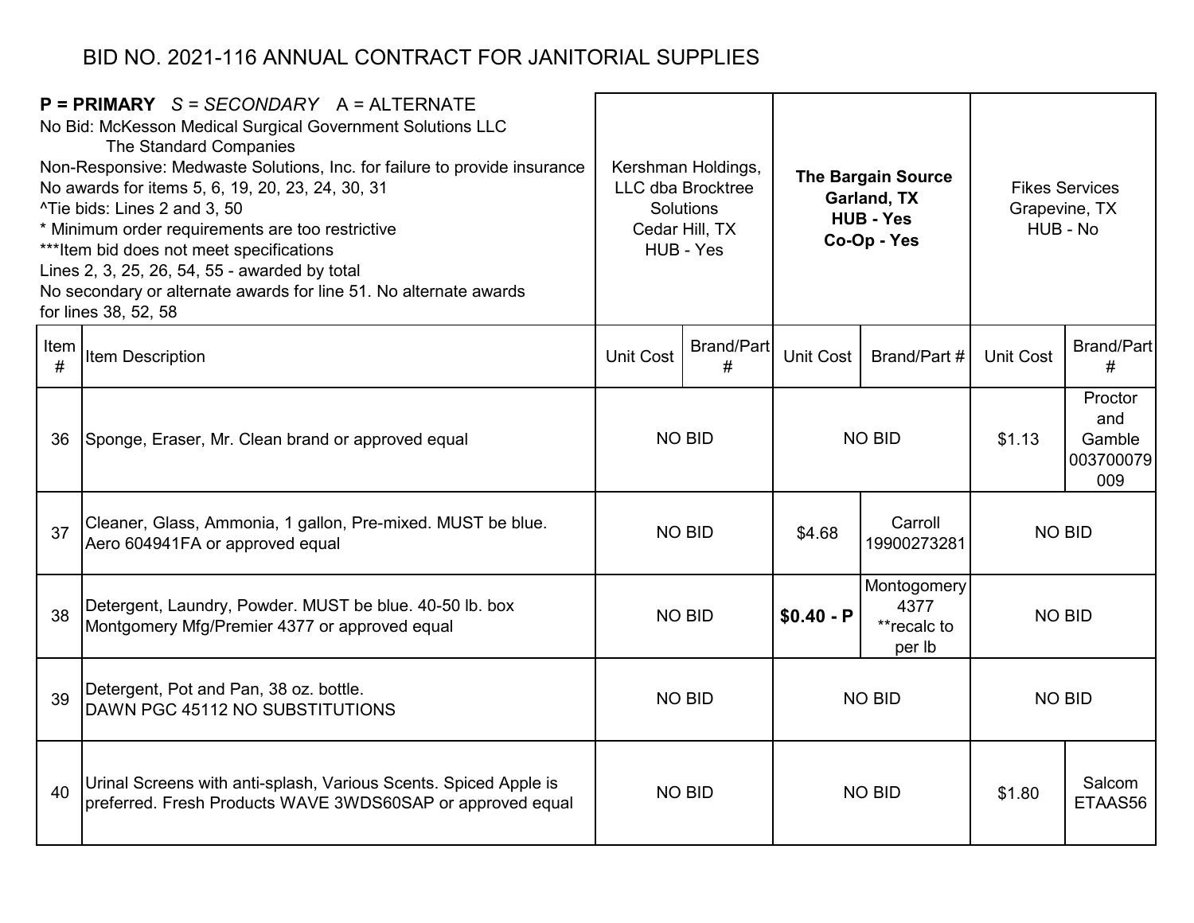# BID NO. 2021-116 ANNUAL CONTRACT FOR JANITORIAL SUPPLIES

**P = PRIMARY** *S = SECONDARY* A = ALTERNATE
No Bid: McKesson Medical Surgical Government Solutions LLC
The Standard Companies
Non-Responsive: Medwaste Solutions, Inc. for failure to provide insurance
No awards for items 5, 6, 19, 20, 23, 24, 30, 31
^Tie bids: Lines 2 and 3, 50
* Minimum order requirements are too restrictive
***Item bid does not meet specifications
Lines 2, 3, 25, 26, 54, 55 - awarded by total
No secondary or alternate awards for line 51. No alternate awards for lines 38, 52, 58

| Item # | Item Description | Kershman Holdings, LLC dba Brocktree Solutions Cedar Hill, TX HUB - Yes | | **The Bargain Source Garland, TX HUB - Yes Co-Op - Yes** | | Fikes Services Grapevine, TX HUB - No | |
|---|---|---|---|---|---|---|---|
| | | Unit Cost | Brand/Part # | Unit Cost | Brand/Part # | Unit Cost | Brand/Part # |
| 36 | Sponge, Eraser, Mr. Clean brand or approved equal | NO BID | | NO BID | | $1.13 | Proctor and Gamble 003700079009 |
| 37 | Cleaner, Glass, Ammonia, 1 gallon, Pre-mixed. MUST be blue. Aero 604941FA or approved equal | NO BID | | $4.68 | Carroll 19900273281 | NO BID | |
| 38 | Detergent, Laundry, Powder. MUST be blue. 40-50 lb. box Montgomery Mfg/Premier 4377 or approved equal | NO BID | | **$0.40 - P** | Montogomery 4377 **recalc to per lb | NO BID | |
| 39 | Detergent, Pot and Pan, 38 oz. bottle. DAWN PGC 45112 NO SUBSTITUTIONS | NO BID | | NO BID | | NO BID | |
| 40 | Urinal Screens with anti-splash, Various Scents. Spiced Apple is preferred. Fresh Products WAVE 3WDS60SAP or approved equal | NO BID | | NO BID | | $1.80 | Salcom ETAAS56 |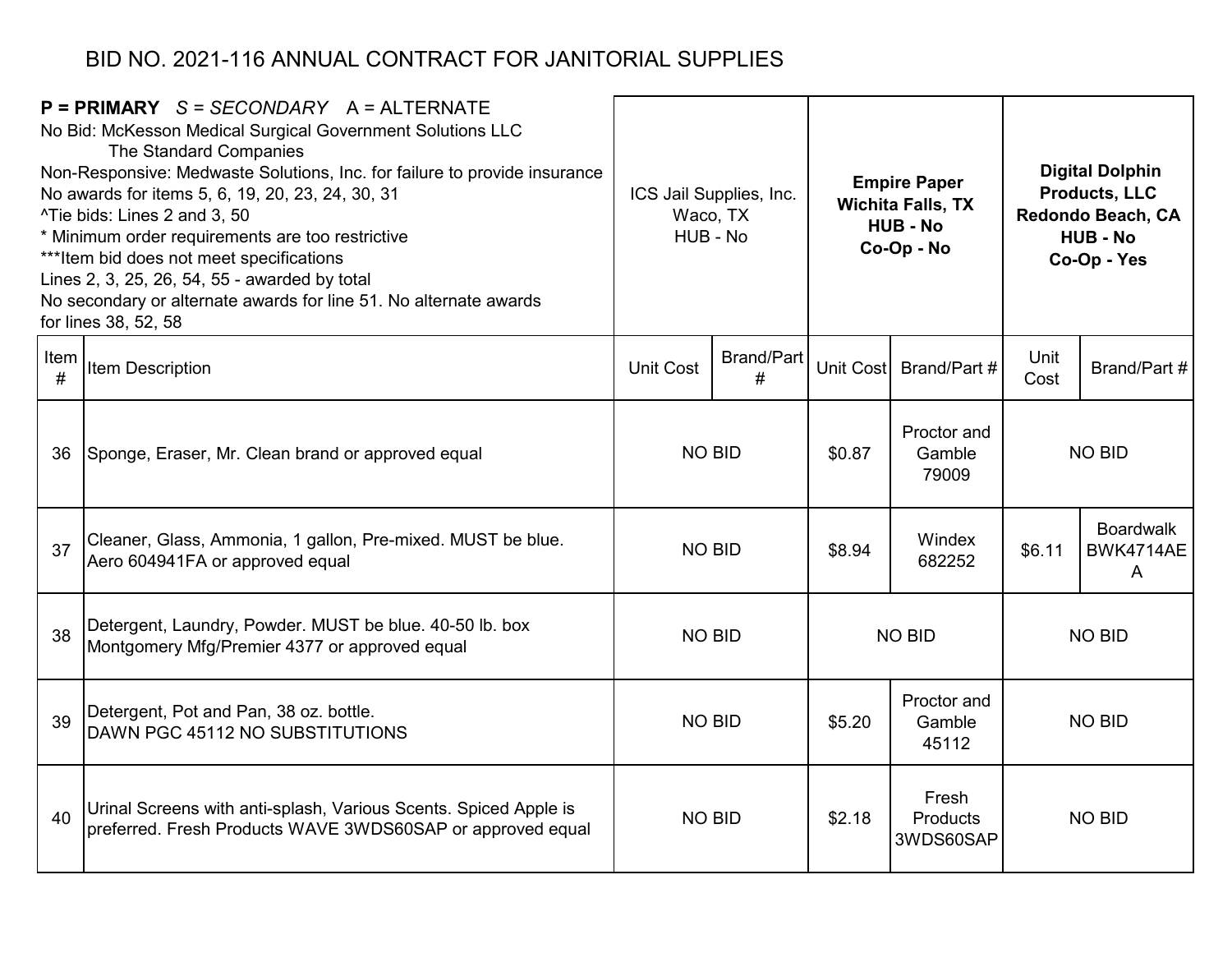# BID NO. 2021-116 ANNUAL CONTRACT FOR JANITORIAL SUPPLIES

**P = PRIMARY** *S = SECONDARY* A = ALTERNATE
No Bid: McKesson Medical Surgical Government Solutions LLC
The Standard Companies
Non-Responsive: Medwaste Solutions, Inc. for failure to provide insurance
No awards for items 5, 6, 19, 20, 23, 24, 30, 31
^Tie bids: Lines 2 and 3, 50
* Minimum order requirements are too restrictive
***Item bid does not meet specifications
Lines 2, 3, 25, 26, 54, 55 - awarded by total
No secondary or alternate awards for line 51. No alternate awards for lines 38, 52, 58

| | | ICS Jail Supplies, Inc. Waco, TX HUB - No | | **Empire Paper Wichita Falls, TX HUB - No Co-Op - No** | | **Digital Dolphin Products, LLC Redondo Beach, CA HUB - No Co-Op - Yes** | |
|---|---|---|---|---|---|---|---|
| Item # | Item Description | Unit Cost | Brand/Part # | Unit Cost | Brand/Part # | Unit Cost | Brand/Part # |
| 36 | Sponge, Eraser, Mr. Clean brand or approved equal | NO BID | | $0.87 | Proctor and Gamble 79009 | NO BID | |
| 37 | Cleaner, Glass, Ammonia, 1 gallon, Pre-mixed. MUST be blue. Aero 604941FA or approved equal | NO BID | | $8.94 | Windex 682252 | $6.11 | Boardwalk BWK4714AEA |
| 38 | Detergent, Laundry, Powder. MUST be blue. 40-50 lb. box Montgomery Mfg/Premier 4377 or approved equal | NO BID | | NO BID | | NO BID | |
| 39 | Detergent, Pot and Pan, 38 oz. bottle. DAWN PGC 45112 NO SUBSTITUTIONS | NO BID | | $5.20 | Proctor and Gamble 45112 | NO BID | |
| 40 | Urinal Screens with anti-splash, Various Scents. Spiced Apple is preferred. Fresh Products WAVE 3WDS60SAP or approved equal | NO BID | | $2.18 | Fresh Products 3WDS60SAP | NO BID | |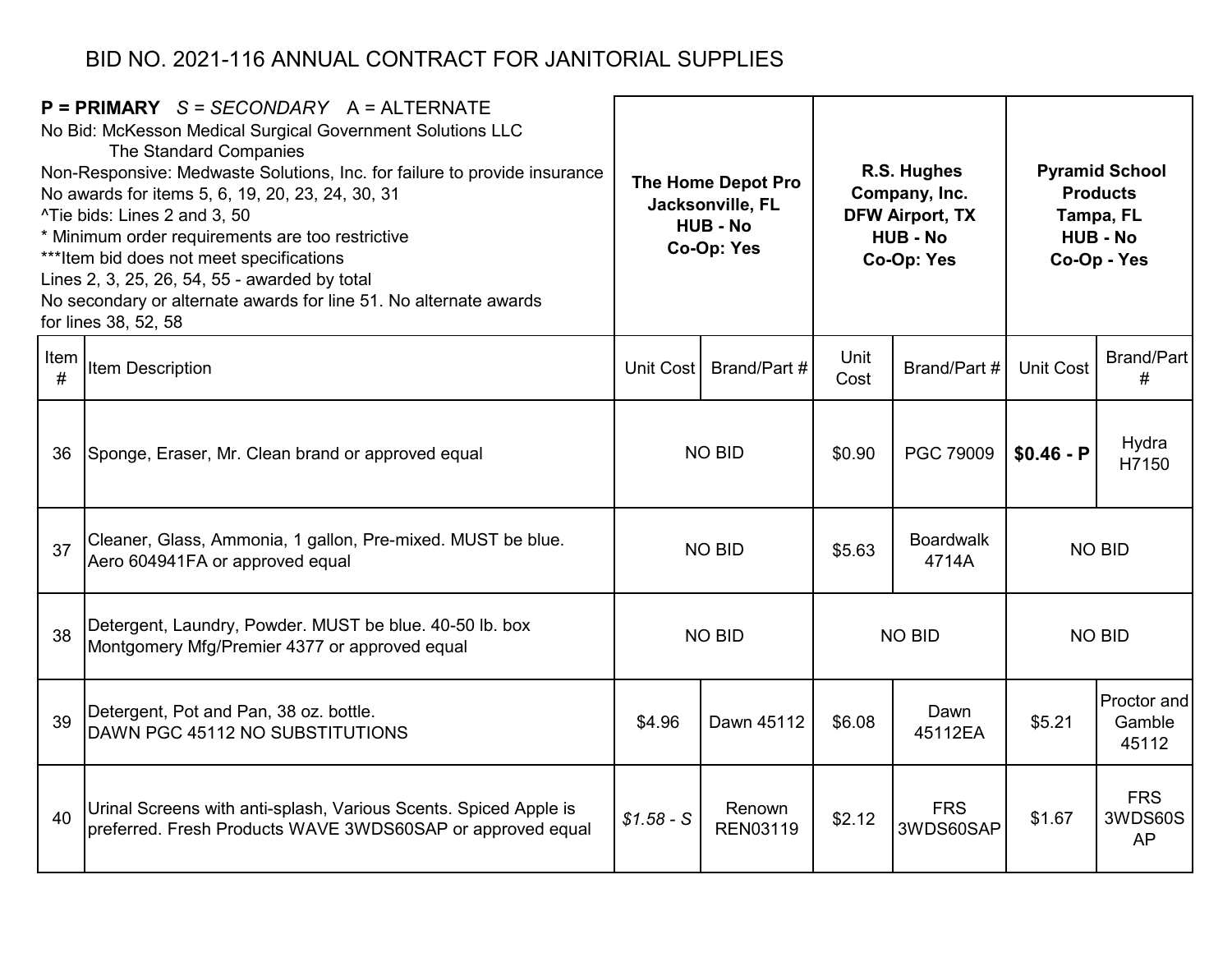# BID NO. 2021-116 ANNUAL CONTRACT FOR JANITORIAL SUPPLIES

**P = PRIMARY** *S = SECONDARY* A = ALTERNATE
No Bid: McKesson Medical Surgical Government Solutions LLC
The Standard Companies
Non-Responsive: Medwaste Solutions, Inc. for failure to provide insurance
No awards for items 5, 6, 19, 20, 23, 24, 30, 31
^Tie bids: Lines 2 and 3, 50
* Minimum order requirements are too restrictive
***Item bid does not meet specifications
Lines 2, 3, 25, 26, 54, 55 - awarded by total
No secondary or alternate awards for line 51. No alternate awards for lines 38, 52, 58

| | | **The Home Depot Pro Jacksonville, FL HUB - No Co-Op: Yes** | | **R.S. Hughes Company, Inc. DFW Airport, TX HUB - No Co-Op: Yes** | | **Pyramid School Products Tampa, FL HUB - No Co-Op - Yes** | |
|---|---|---|---|---|---|---|---|
| Item # | Item Description | Unit Cost | Brand/Part # | Unit Cost | Brand/Part # | Unit Cost | Brand/Part # |
| 36 | Sponge, Eraser, Mr. Clean brand or approved equal | NO BID | | $0.90 | PGC 79009 | **$0.46 - P** | Hydra H7150 |
| 37 | Cleaner, Glass, Ammonia, 1 gallon, Pre-mixed. MUST be blue. Aero 604941FA or approved equal | NO BID | | $5.63 | Boardwalk 4714A | NO BID | |
| 38 | Detergent, Laundry, Powder. MUST be blue. 40-50 lb. box Montgomery Mfg/Premier 4377 or approved equal | NO BID | | NO BID | | NO BID | |
| 39 | Detergent, Pot and Pan, 38 oz. bottle. DAWN PGC 45112 NO SUBSTITUTIONS | $4.96 | Dawn 45112 | $6.08 | Dawn 45112EA | $5.21 | Proctor and Gamble 45112 |
| 40 | Urinal Screens with anti-splash, Various Scents. Spiced Apple is preferred. Fresh Products WAVE 3WDS60SAP or approved equal | *$1.58 - S* | Renown REN03119 | $2.12 | FRS 3WDS60SAP | $1.67 | FRS 3WDS60SAP |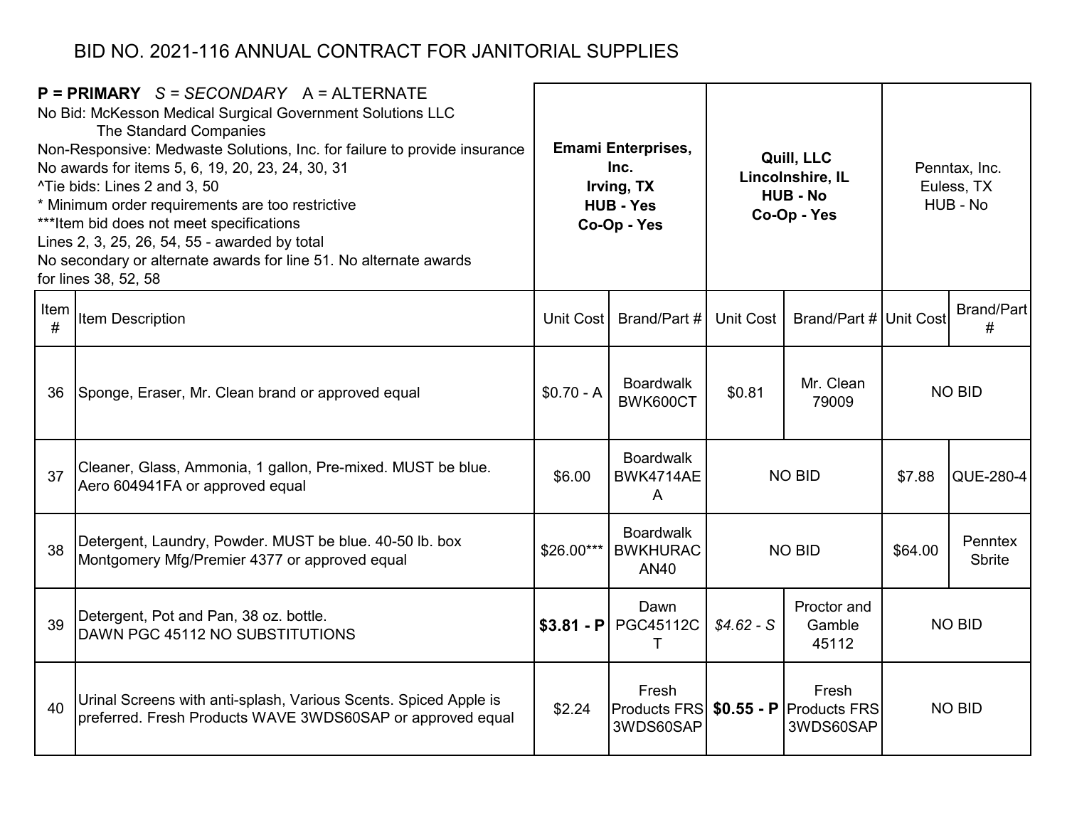# BID NO. 2021-116 ANNUAL CONTRACT FOR JANITORIAL SUPPLIES

**P = PRIMARY** *S = SECONDARY* A = ALTERNATE
No Bid: McKesson Medical Surgical Government Solutions LLC
The Standard Companies
Non-Responsive: Medwaste Solutions, Inc. for failure to provide insurance
No awards for items 5, 6, 19, 20, 23, 24, 30, 31
^Tie bids: Lines 2 and 3, 50
* Minimum order requirements are too restrictive
***Item bid does not meet specifications
Lines 2, 3, 25, 26, 54, 55 - awarded by total
No secondary or alternate awards for line 51. No alternate awards for lines 38, 52, 58

| | | **Emami Enterprises, Inc. Irving, TX HUB - Yes Co-Op - Yes** | | **Quill, LLC Lincolnshire, IL HUB - No Co-Op - Yes** | | Penntax, Inc. Euless, TX HUB - No | |
|---|---|---|---|---|---|---|---|
| Item # | Item Description | Unit Cost | Brand/Part # | Unit Cost | Brand/Part # | Unit Cost | Brand/Part # |
| 36 | Sponge, Eraser, Mr. Clean brand or approved equal | $0.70 - A | Boardwalk BWK600CT | $0.81 | Mr. Clean 79009 | NO BID | |
| 37 | Cleaner, Glass, Ammonia, 1 gallon, Pre-mixed. MUST be blue. Aero 604941FA or approved equal | $6.00 | Boardwalk BWK4714AEA | NO BID | | $7.88 | QUE-280-4 |
| 38 | Detergent, Laundry, Powder. MUST be blue. 40-50 lb. box Montgomery Mfg/Premier 4377 or approved equal | $26.00*** | Boardwalk BWKHURACAN40 | NO BID | | $64.00 | Penntex Sbrite |
| 39 | Detergent, Pot and Pan, 38 oz. bottle. DAWN PGC 45112 NO SUBSTITUTIONS | **$3.81 - P** | Dawn PGC45112CT | *$4.62 - S* | Proctor and Gamble 45112 | NO BID | |
| 40 | Urinal Screens with anti-splash, Various Scents. Spiced Apple is preferred. Fresh Products WAVE 3WDS60SAP or approved equal | $2.24 | Fresh Products FRS 3WDS60SAP | **$0.55 - P** | Fresh Products FRS 3WDS60SAP | NO BID | |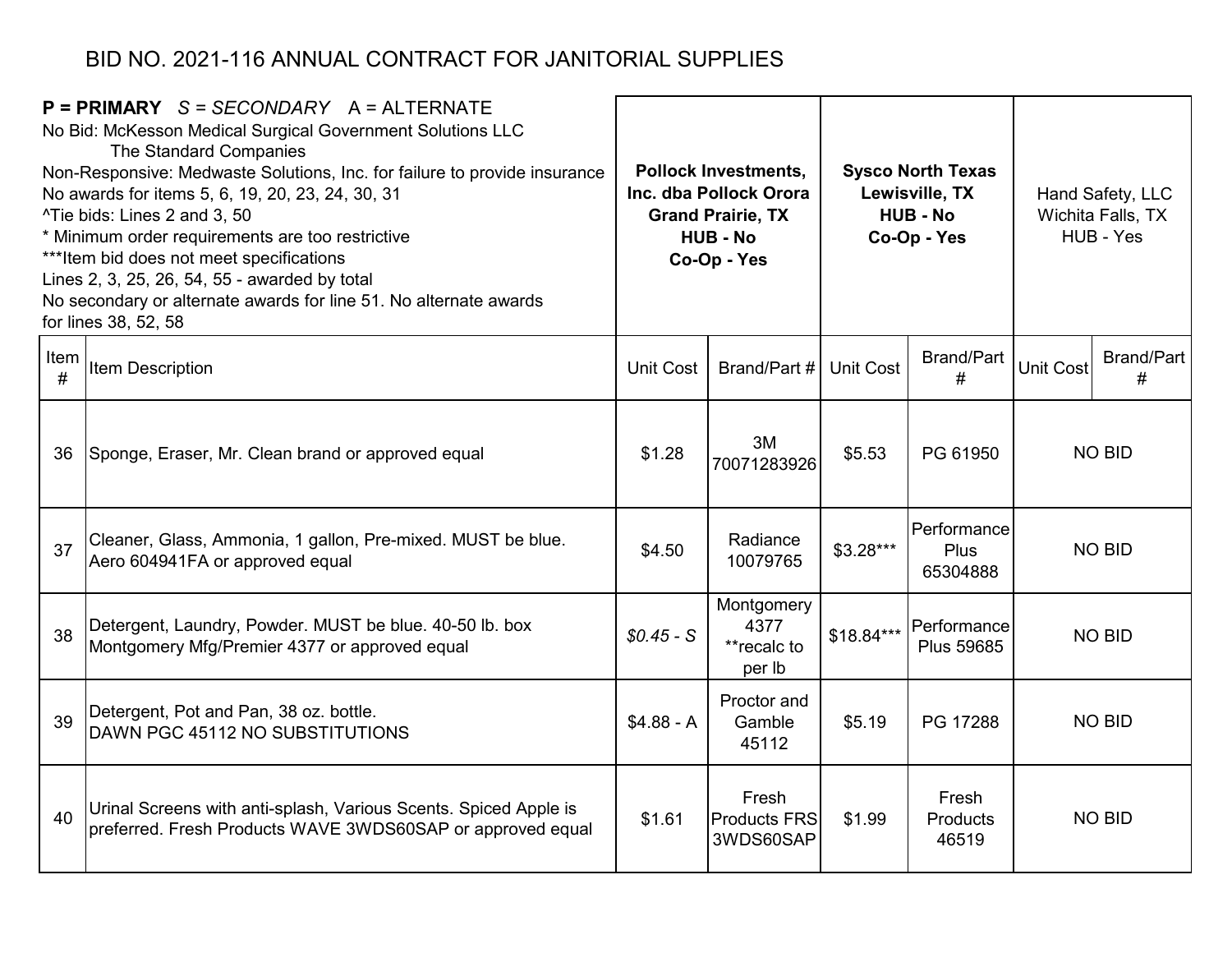# BID NO. 2021-116 ANNUAL CONTRACT FOR JANITORIAL SUPPLIES

**P = PRIMARY** *S = SECONDARY* A = ALTERNATE
No Bid: McKesson Medical Surgical Government Solutions LLC
The Standard Companies
Non-Responsive: Medwaste Solutions, Inc. for failure to provide insurance
No awards for items 5, 6, 19, 20, 23, 24, 30, 31
^Tie bids: Lines 2 and 3, 50
* Minimum order requirements are too restrictive
***Item bid does not meet specifications
Lines 2, 3, 25, 26, 54, 55 - awarded by total
No secondary or alternate awards for line 51. No alternate awards for lines 38, 52, 58

| | | **Pollock Investments, Inc. dba Pollock Orora Grand Prairie, TX HUB - No Co-Op - Yes** | | **Sysco North Texas Lewisville, TX HUB - No Co-Op - Yes** | | Hand Safety, LLC Wichita Falls, TX HUB - Yes | |
|---|---|---|---|---|---|---|---|
| Item # | Item Description | Unit Cost | Brand/Part # | Unit Cost | Brand/Part # | Unit Cost | Brand/Part # |
| 36 | Sponge, Eraser, Mr. Clean brand or approved equal | $1.28 | 3M 70071283926 | $5.53 | PG 61950 | NO BID | |
| 37 | Cleaner, Glass, Ammonia, 1 gallon, Pre-mixed. MUST be blue. Aero 604941FA or approved equal | $4.50 | Radiance 10079765 | $3.28*** | Performance Plus 65304888 | NO BID | |
| 38 | Detergent, Laundry, Powder. MUST be blue. 40-50 lb. box Montgomery Mfg/Premier 4377 or approved equal | *$0.45 - S* | Montgomery 4377 **recalc to per lb | $18.84*** | Performance Plus 59685 | NO BID | |
| 39 | Detergent, Pot and Pan, 38 oz. bottle. DAWN PGC 45112 NO SUBSTITUTIONS | $4.88 - A | Proctor and Gamble 45112 | $5.19 | PG 17288 | NO BID | |
| 40 | Urinal Screens with anti-splash, Various Scents. Spiced Apple is preferred. Fresh Products WAVE 3WDS60SAP or approved equal | $1.61 | Fresh Products FRS 3WDS60SAP | $1.99 | Fresh Products 46519 | NO BID | |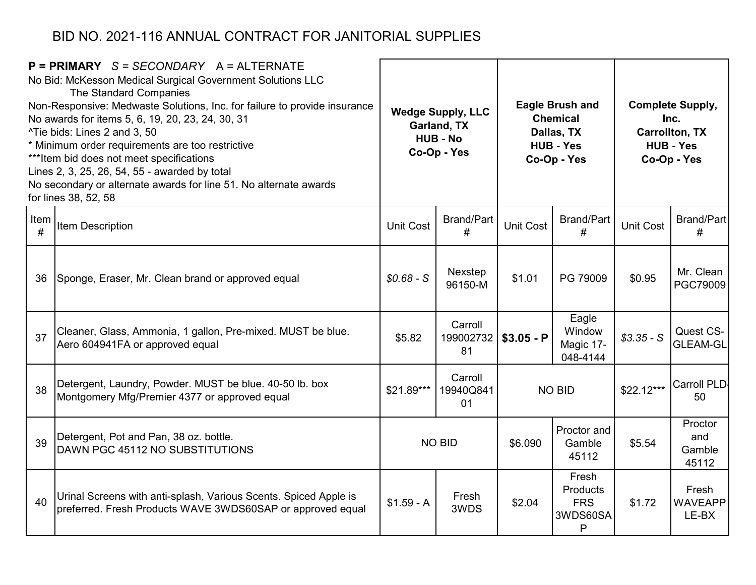# BID NO. 2021-116 ANNUAL CONTRACT FOR JANITORIAL SUPPLIES

**P = PRIMARY** *S = SECONDARY* A = ALTERNATE
No Bid: McKesson Medical Surgical Government Solutions LLC
The Standard Companies
Non-Responsive: Medwaste Solutions, Inc. for failure to provide insurance
No awards for items 5, 6, 19, 20, 23, 24, 30, 31
^Tie bids: Lines 2 and 3, 50
* Minimum order requirements are too restrictive
***Item bid does not meet specifications
Lines 2, 3, 25, 26, 54, 55 - awarded by total
No secondary or alternate awards for line 51. No alternate awards for lines 38, 52, 58

| | | **Wedge Supply, LLC Garland, TX HUB - No Co-Op - Yes** | | **Eagle Brush and Chemical Dallas, TX HUB - Yes Co-Op - Yes** | | **Complete Supply, Inc. Carrollton, TX HUB - Yes Co-Op - Yes** | |
|---|---|---|---|---|---|---|---|
| Item # | Item Description | Unit Cost | Brand/Part # | Unit Cost | Brand/Part # | Unit Cost | Brand/Part # |
| 36 | Sponge, Eraser, Mr. Clean brand or approved equal | *$0.68 - S* | Nexstep 96150-M | $1.01 | PG 79009 | $0.95 | Mr. Clean PGC79009 |
| 37 | Cleaner, Glass, Ammonia, 1 gallon, Pre-mixed. MUST be blue. Aero 604941FA or approved equal | $5.82 | Carroll 19900273281 | **$3.05 - P** | Eagle Window Magic 17-048-4144 | *$3.35 - S* | Quest CS-GLEAM-GL |
| 38 | Detergent, Laundry, Powder. MUST be blue. 40-50 lb. box Montgomery Mfg/Premier 4377 or approved equal | $21.89*** | Carroll 19940Q84101 | NO BID | | $22.12*** | Carroll PLD-50 |
| 39 | Detergent, Pot and Pan, 38 oz. bottle. DAWN PGC 45112 NO SUBSTITUTIONS | NO BID | | $6.090 | Proctor and Gamble 45112 | $5.54 | Proctor and Gamble 45112 |
| 40 | Urinal Screens with anti-splash, Various Scents. Spiced Apple is preferred. Fresh Products WAVE 3WDS60SAP or approved equal | $1.59 - A | Fresh 3WDS | $2.04 | Fresh Products FRS 3WDS60SAP | $1.72 | Fresh WAVEAPPLE-BX |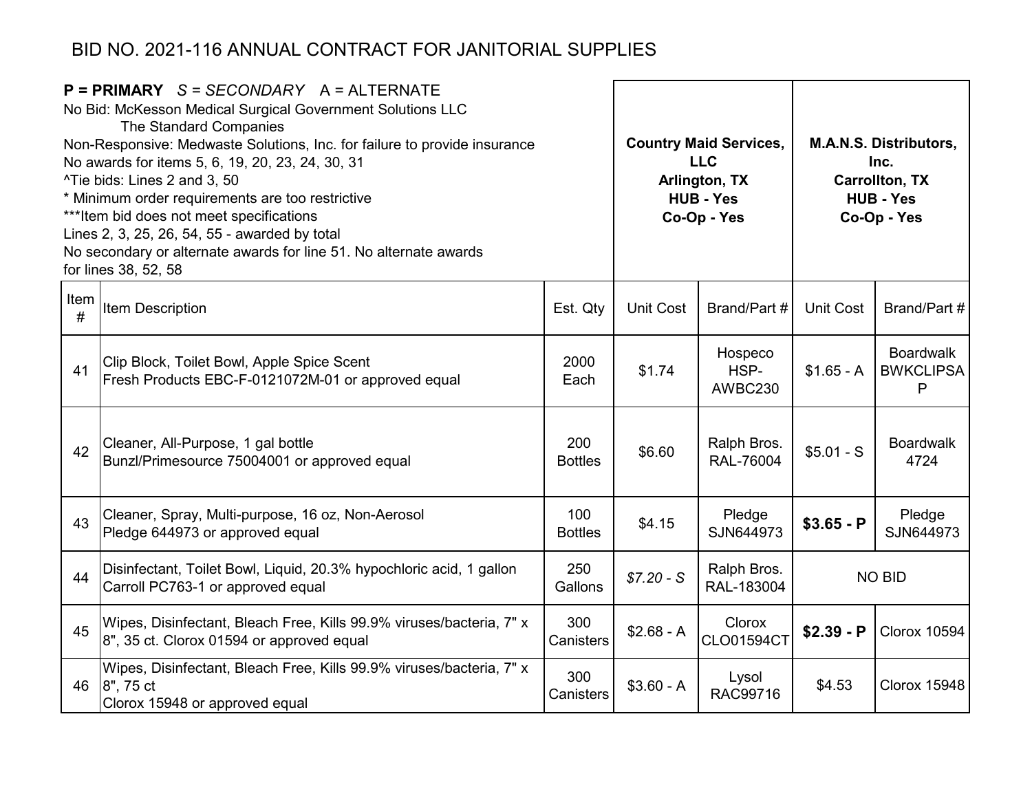# BID NO. 2021-116 ANNUAL CONTRACT FOR JANITORIAL SUPPLIES

**P = PRIMARY** *S = SECONDARY* A = ALTERNATE
No Bid: McKesson Medical Surgical Government Solutions LLC
The Standard Companies
Non-Responsive: Medwaste Solutions, Inc. for failure to provide insurance
No awards for items 5, 6, 19, 20, 23, 24, 30, 31
^Tie bids: Lines 2 and 3, 50
* Minimum order requirements are too restrictive
***Item bid does not meet specifications
Lines 2, 3, 25, 26, 54, 55 - awarded by total
No secondary or alternate awards for line 51. No alternate awards for lines 38, 52, 58

| | | | **Country Maid Services, LLC Arlington, TX HUB - Yes Co-Op - Yes** | | **M.A.N.S. Distributors, Inc. Carrollton, TX HUB - Yes Co-Op - Yes** | |
|---|---|---|---|---|---|---|
| Item # | Item Description | Est. Qty | Unit Cost | Brand/Part # | Unit Cost | Brand/Part # |
| 41 | Clip Block, Toilet Bowl, Apple Spice Scent Fresh Products EBC-F-0121072M-01 or approved equal | 2000 Each | $1.74 | Hospeco HSP-AWBC230 | $1.65 - A | Boardwalk BWKCLIPSAP |
| 42 | Cleaner, All-Purpose, 1 gal bottle Bunzl/Primesource 75004001 or approved equal | 200 Bottles | $6.60 | Ralph Bros. RAL-76004 | $5.01 - S | Boardwalk 4724 |
| 43 | Cleaner, Spray, Multi-purpose, 16 oz, Non-Aerosol Pledge 644973 or approved equal | 100 Bottles | $4.15 | Pledge SJN644973 | **$3.65 - P** | Pledge SJN644973 |
| 44 | Disinfectant, Toilet Bowl, Liquid, 20.3% hypochloric acid, 1 gallon Carroll PC763-1 or approved equal | 250 Gallons | *$7.20 - S* | Ralph Bros. RAL-183004 | NO BID | |
| 45 | Wipes, Disinfectant, Bleach Free, Kills 99.9% viruses/bacteria, 7" x 8", 35 ct. Clorox 01594 or approved equal | 300 Canisters | $2.68 - A | Clorox CLO01594CT | **$2.39 - P** | Clorox 10594 |
| 46 | Wipes, Disinfectant, Bleach Free, Kills 99.9% viruses/bacteria, 7" x 8", 75 ct Clorox 15948 or approved equal | 300 Canisters | $3.60 - A | Lysol RAC99716 | $4.53 | Clorox 15948 |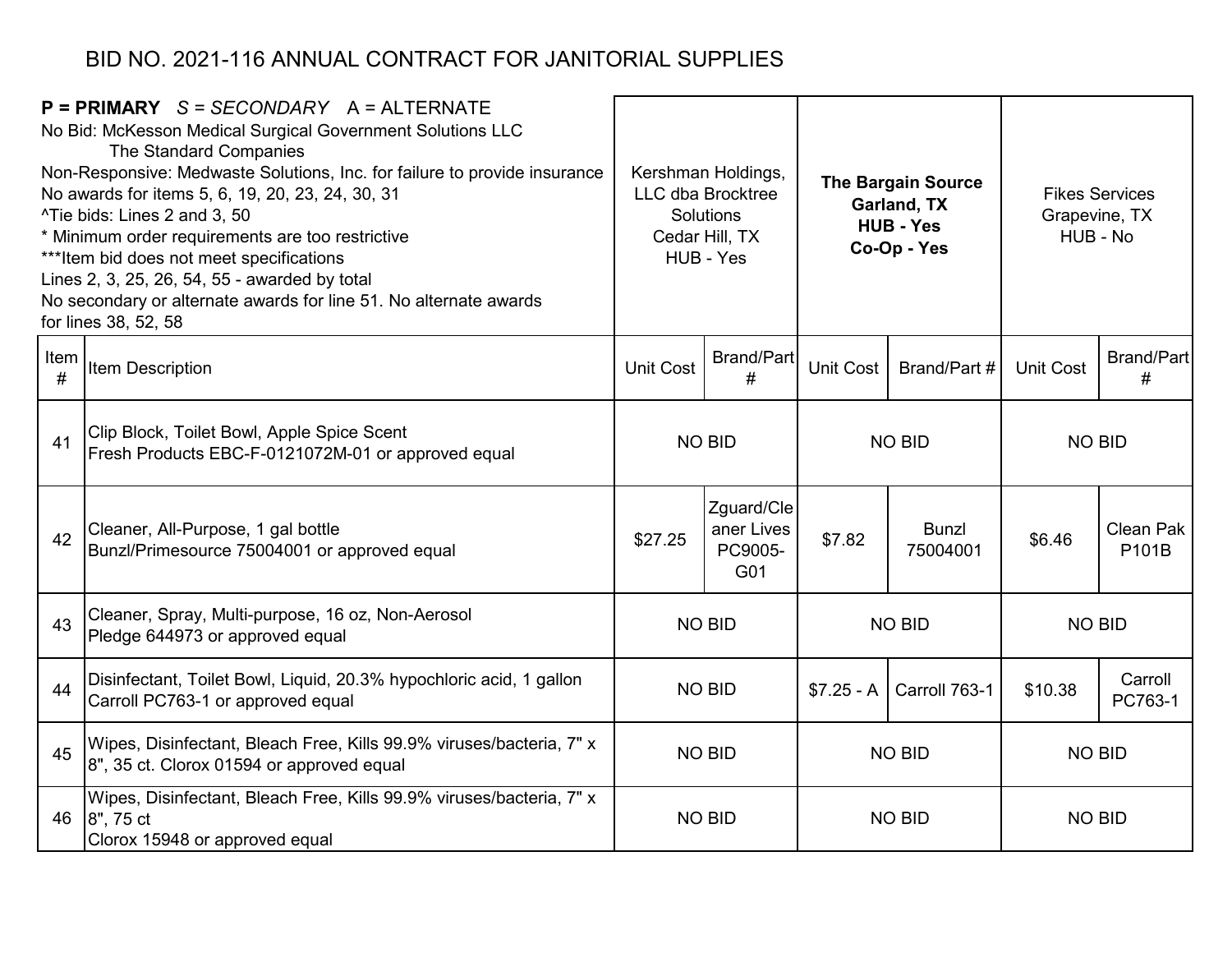# BID NO. 2021-116 ANNUAL CONTRACT FOR JANITORIAL SUPPLIES

| **P = PRIMARY** *S = SECONDARY* A = ALTERNATE<br>No Bid: McKesson Medical Surgical Government Solutions LLC<br>The Standard Companies<br>Non-Responsive: Medwaste Solutions, Inc. for failure to provide insurance<br>No awards for items 5, 6, 19, 20, 23, 24, 30, 31<br>^Tie bids: Lines 2 and 3, 50<br>* Minimum order requirements are too restrictive<br>***Item bid does not meet specifications<br>Lines 2, 3, 25, 26, 54, 55 - awarded by total<br>No secondary or alternate awards for line 51. No alternate awards for lines 38, 52, 58 | | Kershman Holdings, LLC dba Brocktree Solutions<br>Cedar Hill, TX<br>HUB - Yes | | **The Bargain Source<br>Garland, TX<br>HUB - Yes<br>Co-Op - Yes** | | Fikes Services<br>Grapevine, TX<br>HUB - No | |
|---|---|---|---|---|---|---|---|
| Item # | Item Description | Unit Cost | Brand/Part # | Unit Cost | Brand/Part # | Unit Cost | Brand/Part # |
| 41 | Clip Block, Toilet Bowl, Apple Spice Scent<br>Fresh Products EBC-F-0121072M-01 or approved equal | NO BID | | NO BID | | NO BID | |
| 42 | Cleaner, All-Purpose, 1 gal bottle<br>Bunzl/Primesource 75004001 or approved equal | $27.25 | Zguard/Cleaner Lives PC9005-G01 | $7.82 | Bunzl 75004001 | $6.46 | Clean Pak P101B |
| 43 | Cleaner, Spray, Multi-purpose, 16 oz, Non-Aerosol<br>Pledge 644973 or approved equal | NO BID | | NO BID | | NO BID | |
| 44 | Disinfectant, Toilet Bowl, Liquid, 20.3% hypochloric acid, 1 gallon<br>Carroll PC763-1 or approved equal | NO BID | | $7.25 - A | Carroll 763-1 | $10.38 | Carroll PC763-1 |
| 45 | Wipes, Disinfectant, Bleach Free, Kills 99.9% viruses/bacteria, 7" x 8", 35 ct. Clorox 01594 or approved equal | NO BID | | NO BID | | NO BID | |
| 46 | Wipes, Disinfectant, Bleach Free, Kills 99.9% viruses/bacteria, 7" x 8", 75 ct<br>Clorox 15948 or approved equal | NO BID | | NO BID | | NO BID | |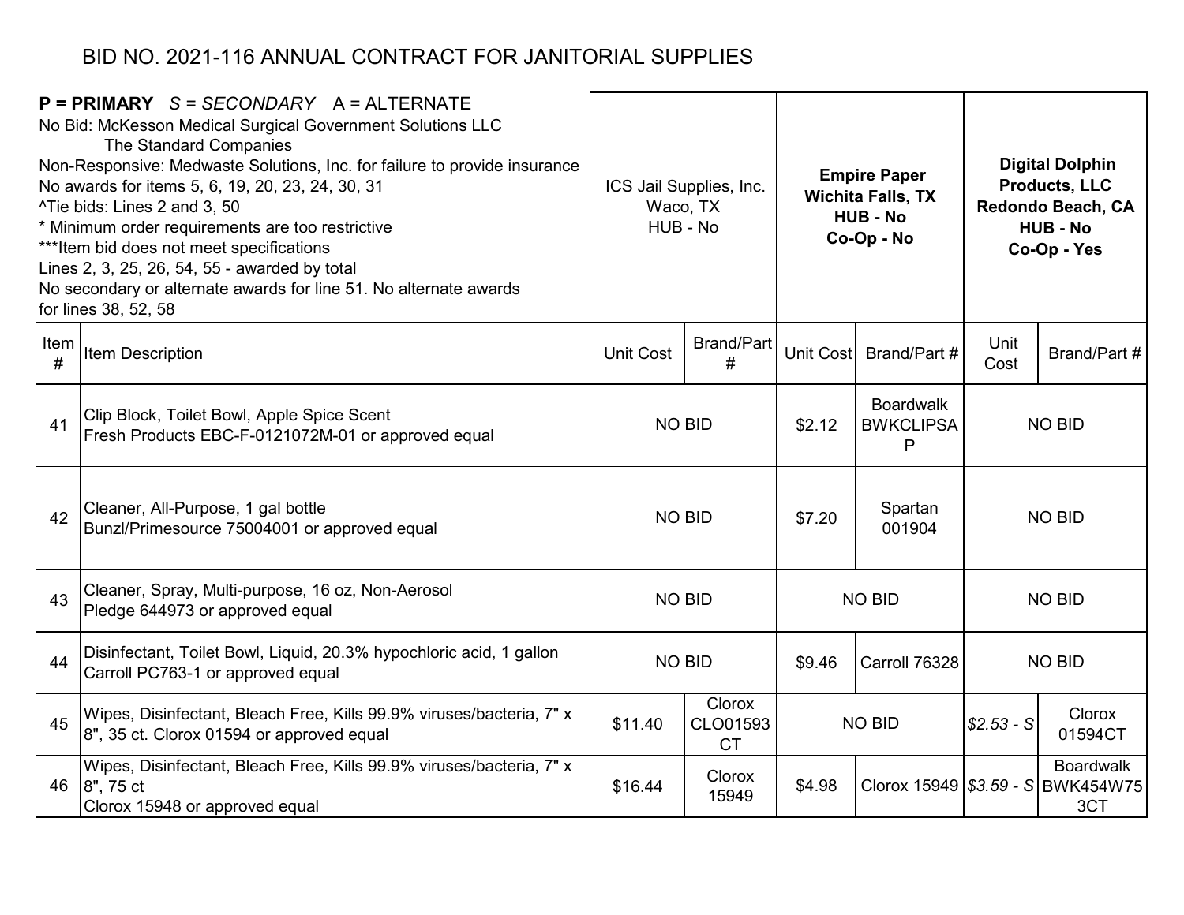# BID NO. 2021-116 ANNUAL CONTRACT FOR JANITORIAL SUPPLIES

| **P = PRIMARY** *S = SECONDARY* A = ALTERNATE<br>No Bid: McKesson Medical Surgical Government Solutions LLC<br>The Standard Companies<br>Non-Responsive: Medwaste Solutions, Inc. for failure to provide insurance<br>No awards for items 5, 6, 19, 20, 23, 24, 30, 31<br>^Tie bids: Lines 2 and 3, 50<br>* Minimum order requirements are too restrictive<br>***Item bid does not meet specifications<br>Lines 2, 3, 25, 26, 54, 55 - awarded by total<br>No secondary or alternate awards for line 51. No alternate awards for lines 38, 52, 58 | | ICS Jail Supplies, Inc.<br>Waco, TX<br>HUB - No | | **Empire Paper**<br>**Wichita Falls, TX**<br>**HUB - No**<br>**Co-Op - No** | | **Digital Dolphin Products, LLC**<br>**Redondo Beach, CA**<br>**HUB - No**<br>**Co-Op - Yes** | |
|---|---|---|---|---|---|---|---|
| Item # | Item Description | Unit Cost | Brand/Part # | Unit Cost | Brand/Part # | Unit Cost | Brand/Part # |
| 41 | Clip Block, Toilet Bowl, Apple Spice Scent<br>Fresh Products EBC-F-0121072M-01 or approved equal | NO BID | | $2.12 | Boardwalk BWKCLIPSAP | NO BID | |
| 42 | Cleaner, All-Purpose, 1 gal bottle<br>Bunzl/Primesource 75004001 or approved equal | NO BID | | $7.20 | Spartan 001904 | NO BID | |
| 43 | Cleaner, Spray, Multi-purpose, 16 oz, Non-Aerosol<br>Pledge 644973 or approved equal | NO BID | | NO BID | | NO BID | |
| 44 | Disinfectant, Toilet Bowl, Liquid, 20.3% hypochloric acid, 1 gallon<br>Carroll PC763-1 or approved equal | NO BID | | $9.46 | Carroll 76328 | NO BID | |
| 45 | Wipes, Disinfectant, Bleach Free, Kills 99.9% viruses/bacteria, 7" x 8", 35 ct. Clorox 01594 or approved equal | $11.40 | Clorox CLO01593CT | NO BID | | *$2.53 - S* | Clorox 01594CT |
| 46 | Wipes, Disinfectant, Bleach Free, Kills 99.9% viruses/bacteria, 7" x 8", 75 ct<br>Clorox 15948 or approved equal | $16.44 | Clorox 15949 | $4.98 | Clorox 15949 | *$3.59 - S* | Boardwalk BWK454W753CT |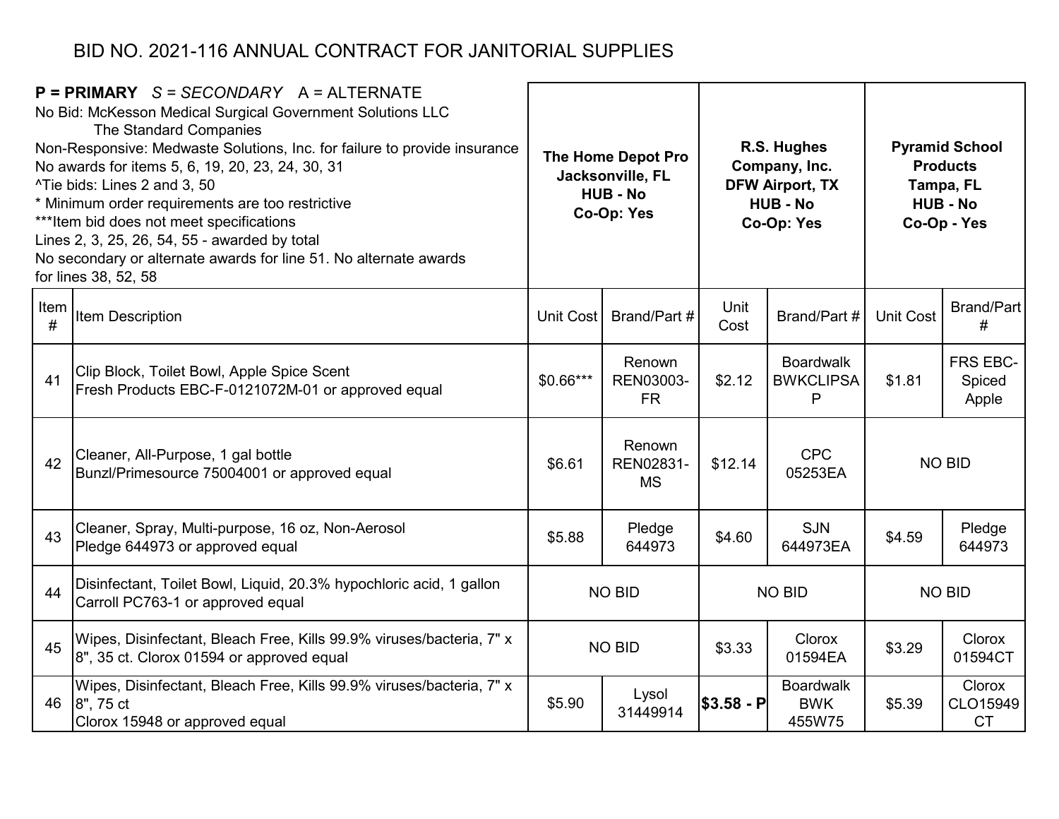# BID NO. 2021-116 ANNUAL CONTRACT FOR JANITORIAL SUPPLIES

**P = PRIMARY** *S = SECONDARY* A = ALTERNATE
No Bid: McKesson Medical Surgical Government Solutions LLC
The Standard Companies
Non-Responsive: Medwaste Solutions, Inc. for failure to provide insurance
No awards for items 5, 6, 19, 20, 23, 24, 30, 31
^Tie bids: Lines 2 and 3, 50
* Minimum order requirements are too restrictive
***Item bid does not meet specifications
Lines 2, 3, 25, 26, 54, 55 - awarded by total
No secondary or alternate awards for line 51. No alternate awards
for lines 38, 52, 58

| | | The Home Depot Pro Jacksonville, FL HUB - No Co-Op: Yes | | R.S. Hughes Company, Inc. DFW Airport, TX HUB - No Co-Op: Yes | | Pyramid School Products Tampa, FL HUB - No Co-Op - Yes | |
|---|---|---|---|---|---|---|---|
| Item # | Item Description | Unit Cost | Brand/Part # | Unit Cost | Brand/Part # | Unit Cost | Brand/Part # |
| 41 | Clip Block, Toilet Bowl, Apple Spice Scent<br>Fresh Products EBC-F-0121072M-01 or approved equal | $0.66*** | Renown REN03003-FR | $2.12 | Boardwalk BWKCLIPSAP | $1.81 | FRS EBC-Spiced Apple |
| 42 | Cleaner, All-Purpose, 1 gal bottle<br>Bunzl/Primesource 75004001 or approved equal | $6.61 | Renown REN02831-MS | $12.14 | CPC 05253EA | NO BID | |
| 43 | Cleaner, Spray, Multi-purpose, 16 oz, Non-Aerosol<br>Pledge 644973 or approved equal | $5.88 | Pledge 644973 | $4.60 | SJN 644973EA | $4.59 | Pledge 644973 |
| 44 | Disinfectant, Toilet Bowl, Liquid, 20.3% hypochloric acid, 1 gallon<br>Carroll PC763-1 or approved equal | NO BID | | NO BID | | NO BID | |
| 45 | Wipes, Disinfectant, Bleach Free, Kills 99.9% viruses/bacteria, 7" x 8", 35 ct. Clorox 01594 or approved equal | NO BID | | $3.33 | Clorox 01594EA | $3.29 | Clorox 01594CT |
| 46 | Wipes, Disinfectant, Bleach Free, Kills 99.9% viruses/bacteria, 7" x 8", 75 ct<br>Clorox 15948 or approved equal | $5.90 | Lysol 31449914 | **$3.58 - P** | Boardwalk BWK 455W75 | $5.39 | Clorox CLO15949CT |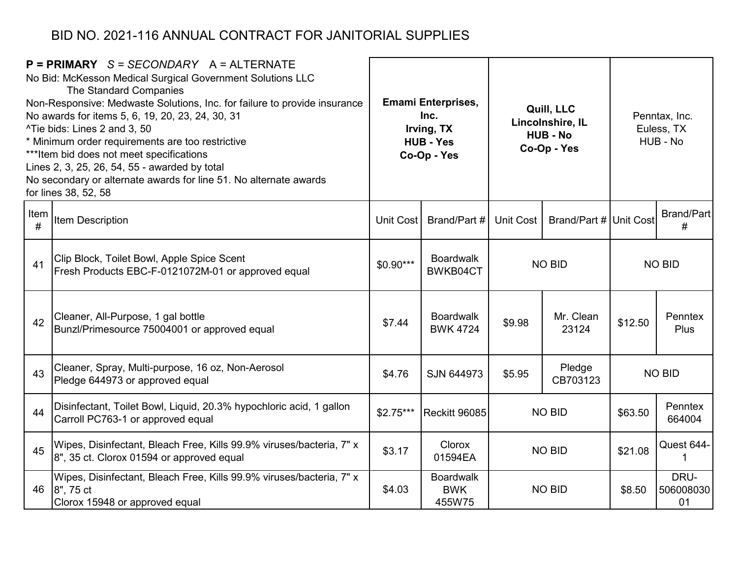# BID NO. 2021-116 ANNUAL CONTRACT FOR JANITORIAL SUPPLIES

**P = PRIMARY** *S = SECONDARY* A = ALTERNATE
No Bid: McKesson Medical Surgical Government Solutions LLC
The Standard Companies
Non-Responsive: Medwaste Solutions, Inc. for failure to provide insurance
No awards for items 5, 6, 19, 20, 23, 24, 30, 31
^Tie bids: Lines 2 and 3, 50
* Minimum order requirements are too restrictive
***Item bid does not meet specifications
Lines 2, 3, 25, 26, 54, 55 - awarded by total
No secondary or alternate awards for line 51. No alternate awards
for lines 38, 52, 58

| | | **Emami Enterprises, Inc. Irving, TX HUB - Yes Co-Op - Yes** | | **Quill, LLC Lincolnshire, IL HUB - No Co-Op - Yes** | | Penntax, Inc. Euless, TX HUB - No | |
|---|---|---|---|---|---|---|---|
| Item # | Item Description | Unit Cost | Brand/Part # | Unit Cost | Brand/Part # | Unit Cost | Brand/Part # |
| 41 | Clip Block, Toilet Bowl, Apple Spice Scent Fresh Products EBC-F-0121072M-01 or approved equal | $0.90*** | Boardwalk BWKB04CT | NO BID | | NO BID | |
| 42 | Cleaner, All-Purpose, 1 gal bottle Bunzl/Primesource 75004001 or approved equal | $7.44 | Boardwalk BWK 4724 | $9.98 | Mr. Clean 23124 | $12.50 | Penntex Plus |
| 43 | Cleaner, Spray, Multi-purpose, 16 oz, Non-Aerosol Pledge 644973 or approved equal | $4.76 | SJN 644973 | $5.95 | Pledge CB703123 | NO BID | |
| 44 | Disinfectant, Toilet Bowl, Liquid, 20.3% hypochloric acid, 1 gallon Carroll PC763-1 or approved equal | $2.75*** | Reckitt 96085 | NO BID | | $63.50 | Penntex 664004 |
| 45 | Wipes, Disinfectant, Bleach Free, Kills 99.9% viruses/bacteria, 7" x 8", 35 ct. Clorox 01594 or approved equal | $3.17 | Clorox 01594EA | NO BID | | $21.08 | Quest 644-1 |
| 46 | Wipes, Disinfectant, Bleach Free, Kills 99.9% viruses/bacteria, 7" x 8", 75 ct Clorox 15948 or approved equal | $4.03 | Boardwalk BWK 455W75 | NO BID | | $8.50 | DRU-50600803001 |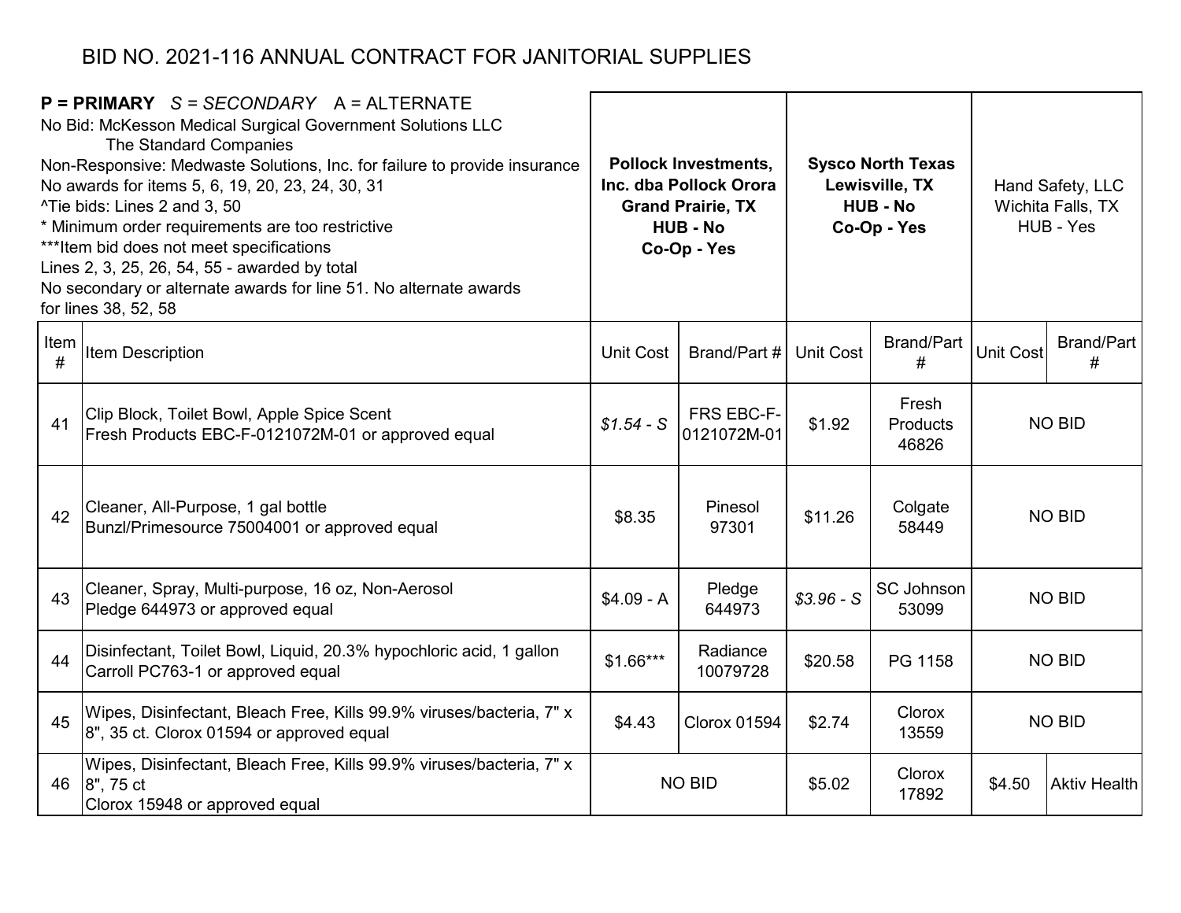# BID NO. 2021-116 ANNUAL CONTRACT FOR JANITORIAL SUPPLIES

**P = PRIMARY** *S = SECONDARY* A = ALTERNATE
No Bid: McKesson Medical Surgical Government Solutions LLC
The Standard Companies
Non-Responsive: Medwaste Solutions, Inc. for failure to provide insurance
No awards for items 5, 6, 19, 20, 23, 24, 30, 31
^Tie bids: Lines 2 and 3, 50
* Minimum order requirements are too restrictive
***Item bid does not meet specifications
Lines 2, 3, 25, 26, 54, 55 - awarded by total
No secondary or alternate awards for line 51. No alternate awards for lines 38, 52, 58

| | | **Pollock Investments, Inc. dba Pollock Orora Grand Prairie, TX HUB - No Co-Op - Yes** | | **Sysco North Texas Lewisville, TX HUB - No Co-Op - Yes** | | Hand Safety, LLC Wichita Falls, TX HUB - Yes | |
|---|---|---|---|---|---|---|---|
| Item # | Item Description | Unit Cost | Brand/Part # | Unit Cost | Brand/Part # | Unit Cost | Brand/Part # |
| 41 | Clip Block, Toilet Bowl, Apple Spice Scent Fresh Products EBC-F-0121072M-01 or approved equal | *$1.54 - S* | FRS EBC-F-0121072M-01 | $1.92 | Fresh Products 46826 | NO BID | |
| 42 | Cleaner, All-Purpose, 1 gal bottle Bunzl/Primesource 75004001 or approved equal | $8.35 | Pinesol 97301 | $11.26 | Colgate 58449 | NO BID | |
| 43 | Cleaner, Spray, Multi-purpose, 16 oz, Non-Aerosol Pledge 644973 or approved equal | $4.09 - A | Pledge 644973 | *$3.96 - S* | SC Johnson 53099 | NO BID | |
| 44 | Disinfectant, Toilet Bowl, Liquid, 20.3% hypochloric acid, 1 gallon Carroll PC763-1 or approved equal | $1.66*** | Radiance 10079728 | $20.58 | PG 1158 | NO BID | |
| 45 | Wipes, Disinfectant, Bleach Free, Kills 99.9% viruses/bacteria, 7" x 8", 35 ct. Clorox 01594 or approved equal | $4.43 | Clorox 01594 | $2.74 | Clorox 13559 | NO BID | |
| 46 | Wipes, Disinfectant, Bleach Free, Kills 99.9% viruses/bacteria, 7" x 8", 75 ct Clorox 15948 or approved equal | NO BID | | $5.02 | Clorox 17892 | $4.50 | Aktiv Health |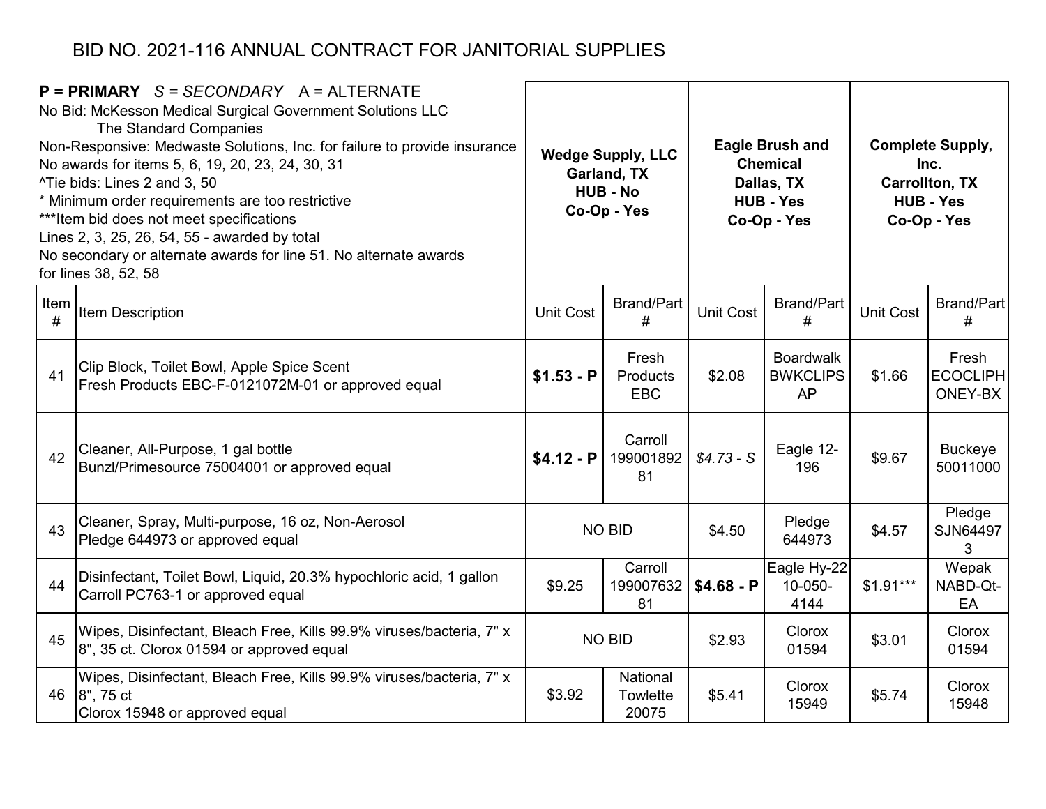# BID NO. 2021-116 ANNUAL CONTRACT FOR JANITORIAL SUPPLIES

**P = PRIMARY** *S = SECONDARY* A = ALTERNATE
No Bid: McKesson Medical Surgical Government Solutions LLC
The Standard Companies
Non-Responsive: Medwaste Solutions, Inc. for failure to provide insurance
No awards for items 5, 6, 19, 20, 23, 24, 30, 31
^Tie bids: Lines 2 and 3, 50
* Minimum order requirements are too restrictive
***Item bid does not meet specifications
Lines 2, 3, 25, 26, 54, 55 - awarded by total
No secondary or alternate awards for line 51. No alternate awards for lines 38, 52, 58

| | | **Wedge Supply, LLC Garland, TX HUB - No Co-Op - Yes** | | **Eagle Brush and Chemical Dallas, TX HUB - Yes Co-Op - Yes** | | **Complete Supply, Inc. Carrollton, TX HUB - Yes Co-Op - Yes** | |
|---|---|---|---|---|---|---|---|
| Item # | Item Description | Unit Cost | Brand/Part # | Unit Cost | Brand/Part # | Unit Cost | Brand/Part # |
| 41 | Clip Block, Toilet Bowl, Apple Spice Scent Fresh Products EBC-F-0121072M-01 or approved equal | **$1.53 - P** | Fresh Products EBC | $2.08 | Boardwalk BWKCLIPSAP | $1.66 | Fresh ECOCLIPHONEY-BX |
| 42 | Cleaner, All-Purpose, 1 gal bottle Bunzl/Primesource 75004001 or approved equal | **$4.12 - P** | Carroll 19900189281 | *$4.73 - S* | Eagle 12-196 | $9.67 | Buckeye 50011000 |
| 43 | Cleaner, Spray, Multi-purpose, 16 oz, Non-Aerosol Pledge 644973 or approved equal | NO BID | | $4.50 | Pledge 644973 | $4.57 | Pledge SJN644973 |
| 44 | Disinfectant, Toilet Bowl, Liquid, 20.3% hypochloric acid, 1 gallon Carroll PC763-1 or approved equal | $9.25 | Carroll 19900763281 | **$4.68 - P** | Eagle Hy-22 10-050-4144 | $1.91*** | Wepak NABD-Qt-EA |
| 45 | Wipes, Disinfectant, Bleach Free, Kills 99.9% viruses/bacteria, 7" x 8", 35 ct. Clorox 01594 or approved equal | NO BID | | $2.93 | Clorox 01594 | $3.01 | Clorox 01594 |
| 46 | Wipes, Disinfectant, Bleach Free, Kills 99.9% viruses/bacteria, 7" x 8", 75 ct Clorox 15948 or approved equal | $3.92 | National Towlette 20075 | $5.41 | Clorox 15949 | $5.74 | Clorox 15948 |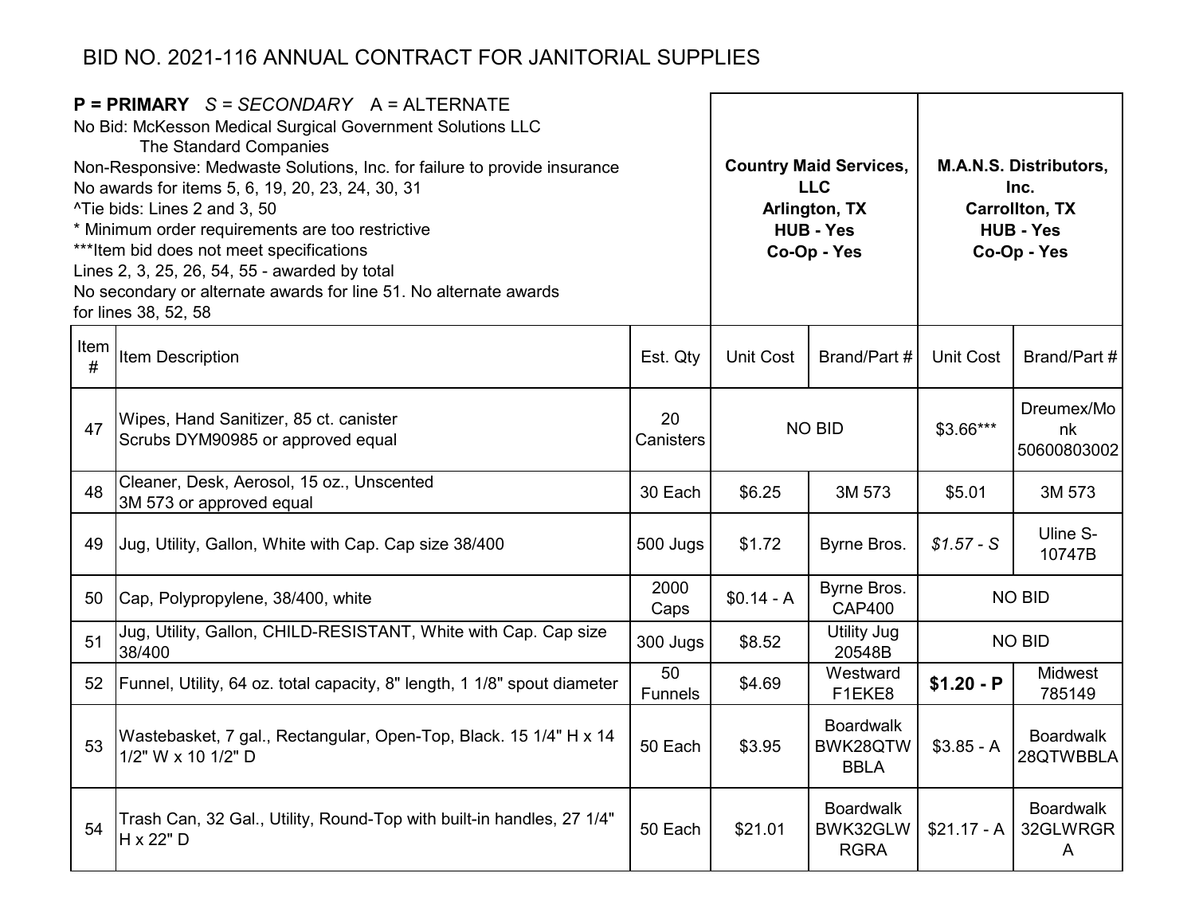# BID NO. 2021-116 ANNUAL CONTRACT FOR JANITORIAL SUPPLIES

**P = PRIMARY** *S = SECONDARY* A = ALTERNATE
No Bid: McKesson Medical Surgical Government Solutions LLC
The Standard Companies
Non-Responsive: Medwaste Solutions, Inc. for failure to provide insurance
No awards for items 5, 6, 19, 20, 23, 24, 30, 31
^Tie bids: Lines 2 and 3, 50
* Minimum order requirements are too restrictive
***Item bid does not meet specifications
Lines 2, 3, 25, 26, 54, 55 - awarded by total
No secondary or alternate awards for line 51. No alternate awards for lines 38, 52, 58

| Item # | Item Description | Est. Qty | **Country Maid Services, LLC Arlington, TX HUB - Yes Co-Op - Yes** | | **M.A.N.S. Distributors, Inc. Carrollton, TX HUB - Yes Co-Op - Yes** | |
|---|---|---|---|---|---|---|
| | | | Unit Cost | Brand/Part # | Unit Cost | Brand/Part # |
| 47 | Wipes, Hand Sanitizer, 85 ct. canister Scrubs DYM90985 or approved equal | 20 Canisters | NO BID | | $3.66*** | Dreumex/Monk 50600803002 |
| 48 | Cleaner, Desk, Aerosol, 15 oz., Unscented 3M 573 or approved equal | 30 Each | $6.25 | 3M 573 | $5.01 | 3M 573 |
| 49 | Jug, Utility, Gallon, White with Cap. Cap size 38/400 | 500 Jugs | $1.72 | Byrne Bros. | *$1.57 - S* | Uline S-10747B |
| 50 | Cap, Polypropylene, 38/400, white | 2000 Caps | $0.14 - A | Byrne Bros. CAP400 | NO BID | |
| 51 | Jug, Utility, Gallon, CHILD-RESISTANT, White with Cap. Cap size 38/400 | 300 Jugs | $8.52 | Utility Jug 20548B | NO BID | |
| 52 | Funnel, Utility, 64 oz. total capacity, 8" length, 1 1/8" spout diameter | 50 Funnels | $4.69 | Westward F1EKE8 | **$1.20 - P** | Midwest 785149 |
| 53 | Wastebasket, 7 gal., Rectangular, Open-Top, Black. 15 1/4" H x 14 1/2" W x 10 1/2" D | 50 Each | $3.95 | Boardwalk BWK28QTWBBLA | $3.85 - A | Boardwalk 28QTWBBLA |
| 54 | Trash Can, 32 Gal., Utility, Round-Top with built-in handles, 27 1/4" H x 22" D | 50 Each | $21.01 | Boardwalk BWK32GLWRGRA | $21.17 - A | Boardwalk 32GLWRGRA |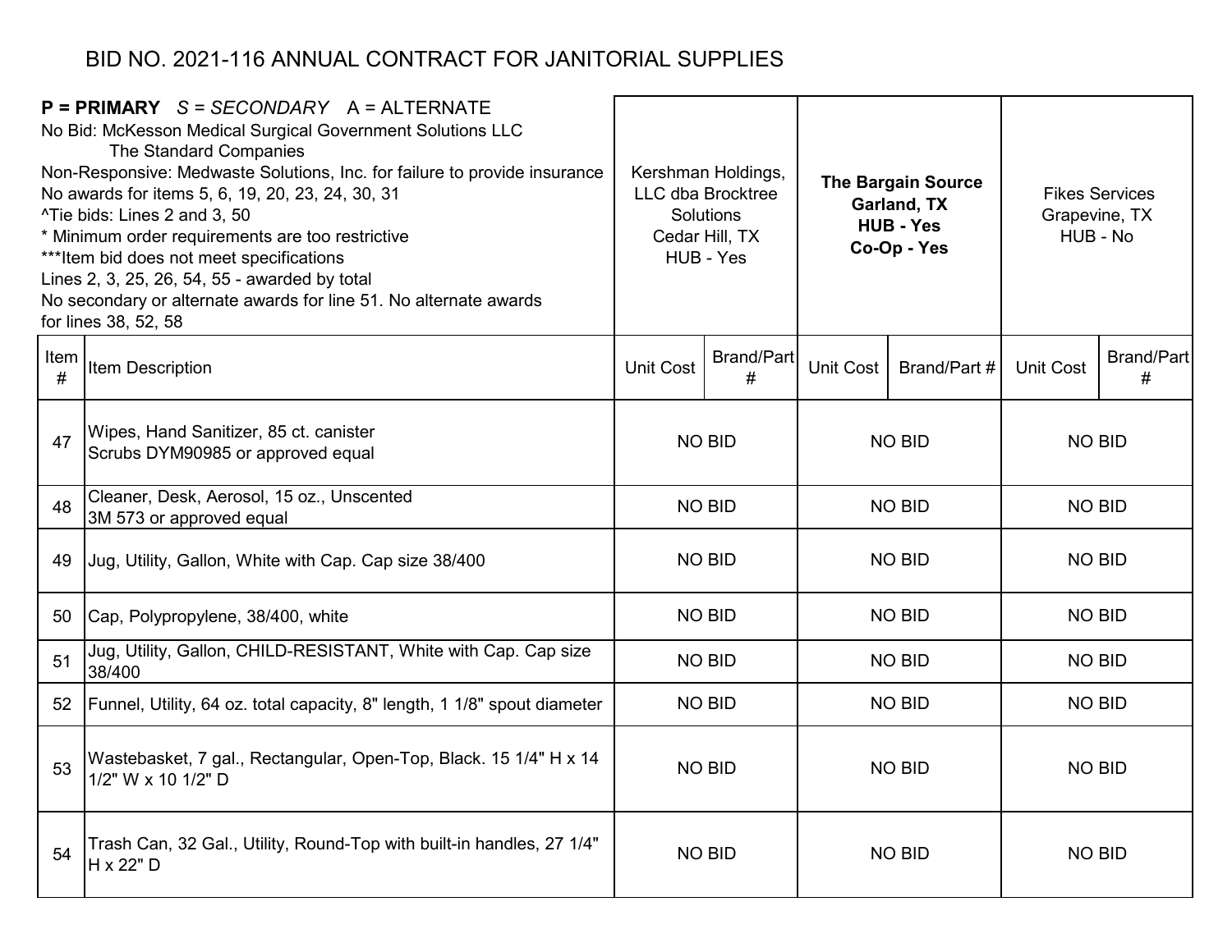# BID NO. 2021-116 ANNUAL CONTRACT FOR JANITORIAL SUPPLIES

**P = PRIMARY** *S = SECONDARY* A = ALTERNATE
No Bid: McKesson Medical Surgical Government Solutions LLC
The Standard Companies
Non-Responsive: Medwaste Solutions, Inc. for failure to provide insurance
No awards for items 5, 6, 19, 20, 23, 24, 30, 31
^Tie bids: Lines 2 and 3, 50
* Minimum order requirements are too restrictive
***Item bid does not meet specifications
Lines 2, 3, 25, 26, 54, 55 - awarded by total
No secondary or alternate awards for line 51. No alternate awards for lines 38, 52, 58

| | | Kershman Holdings, LLC dba Brocktree Solutions Cedar Hill, TX HUB - Yes | | **The Bargain Source Garland, TX HUB - Yes Co-Op - Yes** | | Fikes Services Grapevine, TX HUB - No | |
|---|---|---|---|---|---|---|---|
| Item # | Item Description | Unit Cost | Brand/Part # | Unit Cost | Brand/Part # | Unit Cost | Brand/Part # |
| 47 | Wipes, Hand Sanitizer, 85 ct. canister Scrubs DYM90985 or approved equal | NO BID | | NO BID | | NO BID | |
| 48 | Cleaner, Desk, Aerosol, 15 oz., Unscented 3M 573 or approved equal | NO BID | | NO BID | | NO BID | |
| 49 | Jug, Utility, Gallon, White with Cap. Cap size 38/400 | NO BID | | NO BID | | NO BID | |
| 50 | Cap, Polypropylene, 38/400, white | NO BID | | NO BID | | NO BID | |
| 51 | Jug, Utility, Gallon, CHILD-RESISTANT, White with Cap. Cap size 38/400 | NO BID | | NO BID | | NO BID | |
| 52 | Funnel, Utility, 64 oz. total capacity, 8" length, 1 1/8" spout diameter | NO BID | | NO BID | | NO BID | |
| 53 | Wastebasket, 7 gal., Rectangular, Open-Top, Black. 15 1/4" H x 14 1/2" W x 10 1/2" D | NO BID | | NO BID | | NO BID | |
| 54 | Trash Can, 32 Gal., Utility, Round-Top with built-in handles, 27 1/4" H x 22" D | NO BID | | NO BID | | NO BID | |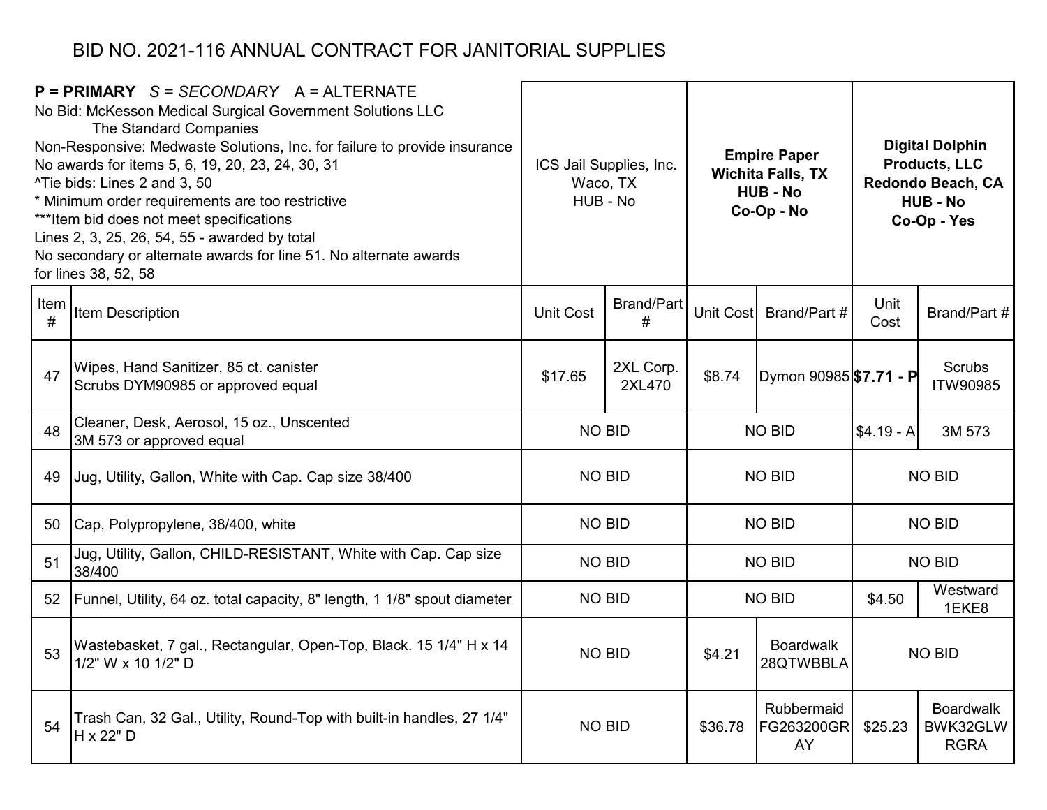# BID NO. 2021-116 ANNUAL CONTRACT FOR JANITORIAL SUPPLIES

**P = PRIMARY** *S = SECONDARY* A = ALTERNATE
No Bid: McKesson Medical Surgical Government Solutions LLC
The Standard Companies
Non-Responsive: Medwaste Solutions, Inc. for failure to provide insurance
No awards for items 5, 6, 19, 20, 23, 24, 30, 31
^Tie bids: Lines 2 and 3, 50
* Minimum order requirements are too restrictive
***Item bid does not meet specifications
Lines 2, 3, 25, 26, 54, 55 - awarded by total
No secondary or alternate awards for line 51. No alternate awards for lines 38, 52, 58

| | | ICS Jail Supplies, Inc. Waco, TX HUB - No | | **Empire Paper Wichita Falls, TX HUB - No Co-Op - No** | | **Digital Dolphin Products, LLC Redondo Beach, CA HUB - No Co-Op - Yes** | |
|---|---|---|---|---|---|---|---|
| Item # | Item Description | Unit Cost | Brand/Part # | Unit Cost | Brand/Part # | Unit Cost | Brand/Part # |
| 47 | Wipes, Hand Sanitizer, 85 ct. canister Scrubs DYM90985 or approved equal | $17.65 | 2XL Corp. 2XL470 | $8.74 | Dymon 90985 | **$7.71 - P** | Scrubs ITW90985 |
| 48 | Cleaner, Desk, Aerosol, 15 oz., Unscented 3M 573 or approved equal | NO BID | | NO BID | | $4.19 - A | 3M 573 |
| 49 | Jug, Utility, Gallon, White with Cap. Cap size 38/400 | NO BID | | NO BID | | NO BID | |
| 50 | Cap, Polypropylene, 38/400, white | NO BID | | NO BID | | NO BID | |
| 51 | Jug, Utility, Gallon, CHILD-RESISTANT, White with Cap. Cap size 38/400 | NO BID | | NO BID | | NO BID | |
| 52 | Funnel, Utility, 64 oz. total capacity, 8" length, 1 1/8" spout diameter | NO BID | | NO BID | | $4.50 | Westward 1EKE8 |
| 53 | Wastebasket, 7 gal., Rectangular, Open-Top, Black. 15 1/4" H x 14 1/2" W x 10 1/2" D | NO BID | | $4.21 | Boardwalk 28QTWBBLA | NO BID | |
| 54 | Trash Can, 32 Gal., Utility, Round-Top with built-in handles, 27 1/4" H x 22" D | NO BID | | $36.78 | Rubbermaid FG263200GRAY | $25.23 | Boardwalk BWK32GLWRGRA |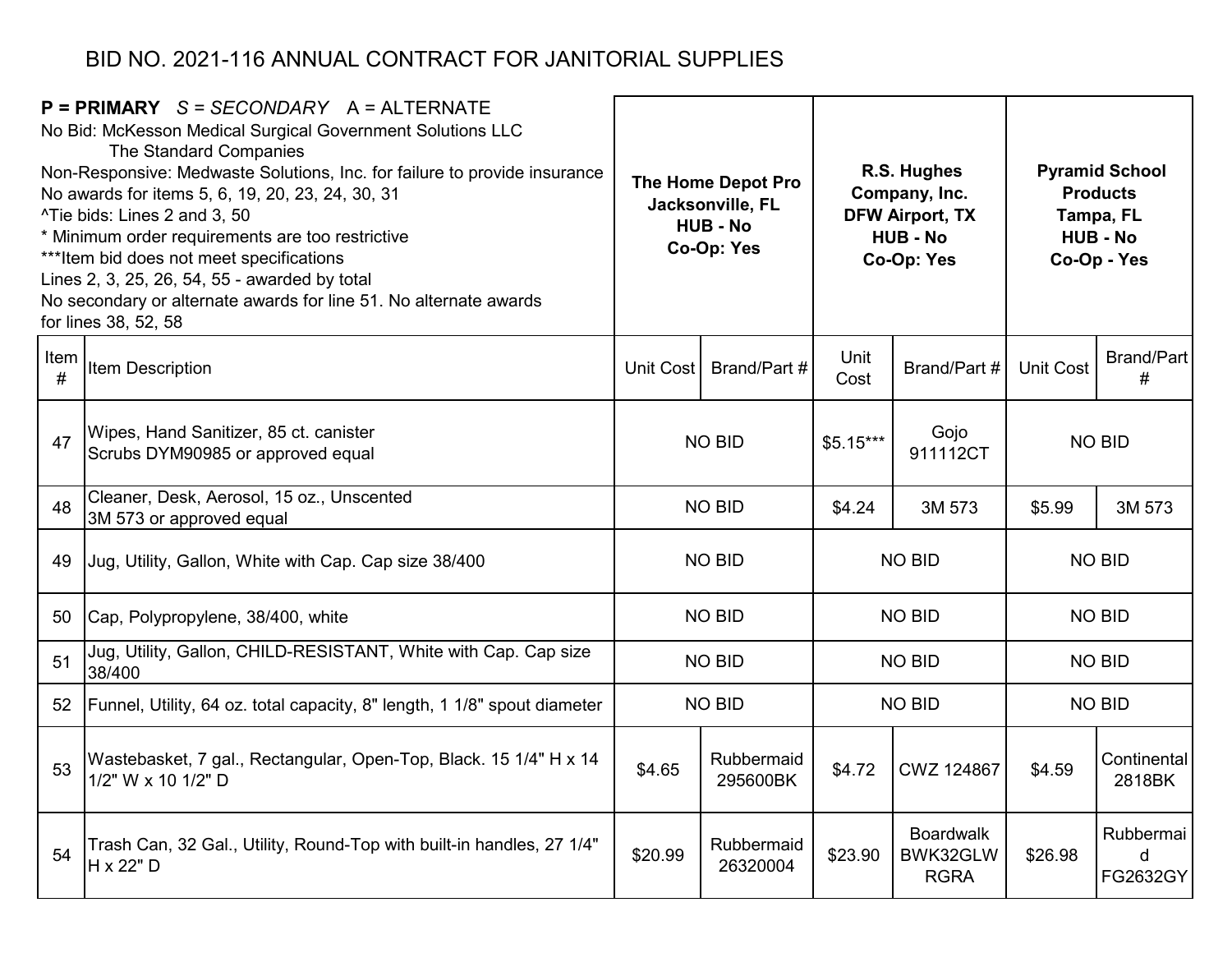# BID NO. 2021-116 ANNUAL CONTRACT FOR JANITORIAL SUPPLIES

**P = PRIMARY** *S = SECONDARY* A = ALTERNATE
No Bid: McKesson Medical Surgical Government Solutions LLC
The Standard Companies
Non-Responsive: Medwaste Solutions, Inc. for failure to provide insurance
No awards for items 5, 6, 19, 20, 23, 24, 30, 31
^Tie bids: Lines 2 and 3, 50
* Minimum order requirements are too restrictive
***Item bid does not meet specifications
Lines 2, 3, 25, 26, 54, 55 - awarded by total
No secondary or alternate awards for line 51. No alternate awards for lines 38, 52, 58

| Item # | Item Description | The Home Depot Pro Jacksonville, FL HUB - No Co-Op: Yes | | R.S. Hughes Company, Inc. DFW Airport, TX HUB - No Co-Op: Yes | | Pyramid School Products Tampa, FL HUB - No Co-Op - Yes | |
|---|---|---|---|---|---|---|---|
| | | Unit Cost | Brand/Part # | Unit Cost | Brand/Part # | Unit Cost | Brand/Part # |
| 47 | Wipes, Hand Sanitizer, 85 ct. canister Scrubs DYM90985 or approved equal | NO BID | | $5.15*** | Gojo 911112CT | NO BID | |
| 48 | Cleaner, Desk, Aerosol, 15 oz., Unscented 3M 573 or approved equal | NO BID | | $4.24 | 3M 573 | $5.99 | 3M 573 |
| 49 | Jug, Utility, Gallon, White with Cap. Cap size 38/400 | NO BID | | NO BID | | NO BID | |
| 50 | Cap, Polypropylene, 38/400, white | NO BID | | NO BID | | NO BID | |
| 51 | Jug, Utility, Gallon, CHILD-RESISTANT, White with Cap. Cap size 38/400 | NO BID | | NO BID | | NO BID | |
| 52 | Funnel, Utility, 64 oz. total capacity, 8" length, 1 1/8" spout diameter | NO BID | | NO BID | | NO BID | |
| 53 | Wastebasket, 7 gal., Rectangular, Open-Top, Black. 15 1/4" H x 14 1/2" W x 10 1/2" D | $4.65 | Rubbermaid 295600BK | $4.72 | CWZ 124867 | $4.59 | Continental 2818BK |
| 54 | Trash Can, 32 Gal., Utility, Round-Top with built-in handles, 27 1/4" H x 22" D | $20.99 | Rubbermaid 26320004 | $23.90 | Boardwalk BWK32GLWRGRA | $26.98 | Rubbermaid FG2632GY |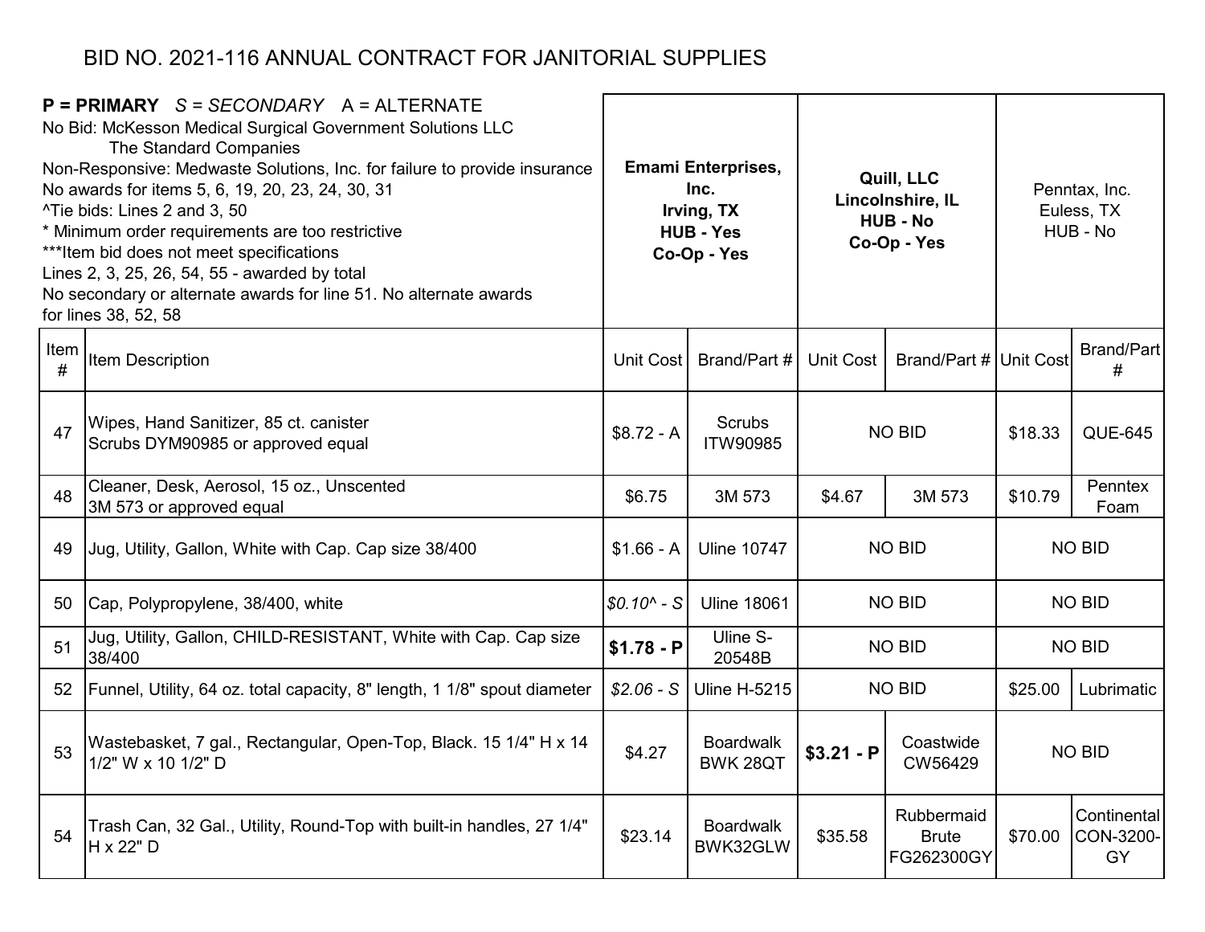# BID NO. 2021-116 ANNUAL CONTRACT FOR JANITORIAL SUPPLIES

**P = PRIMARY** *S = SECONDARY* A = ALTERNATE
No Bid: McKesson Medical Surgical Government Solutions LLC
The Standard Companies
Non-Responsive: Medwaste Solutions, Inc. for failure to provide insurance
No awards for items 5, 6, 19, 20, 23, 24, 30, 31
^Tie bids: Lines 2 and 3, 50
* Minimum order requirements are too restrictive
***Item bid does not meet specifications
Lines 2, 3, 25, 26, 54, 55 - awarded by total
No secondary or alternate awards for line 51. No alternate awards for lines 38, 52, 58

| | | **Emami Enterprises, Inc. Irving, TX HUB - Yes Co-Op - Yes** | | **Quill, LLC Lincolnshire, IL HUB - No Co-Op - Yes** | | Penntax, Inc. Euless, TX HUB - No | |
|---|---|---|---|---|---|---|---|
| Item # | Item Description | Unit Cost | Brand/Part # | Unit Cost | Brand/Part # | Unit Cost | Brand/Part # |
| 47 | Wipes, Hand Sanitizer, 85 ct. canister Scrubs DYM90985 or approved equal | $8.72 - A | Scrubs ITW90985 | NO BID | | $18.33 | QUE-645 |
| 48 | Cleaner, Desk, Aerosol, 15 oz., Unscented 3M 573 or approved equal | $6.75 | 3M 573 | $4.67 | 3M 573 | $10.79 | Penntex Foam |
| 49 | Jug, Utility, Gallon, White with Cap. Cap size 38/400 | $1.66 - A | Uline 10747 | NO BID | | NO BID | |
| 50 | Cap, Polypropylene, 38/400, white | *$0.10^ - S* | Uline 18061 | NO BID | | NO BID | |
| 51 | Jug, Utility, Gallon, CHILD-RESISTANT, White with Cap. Cap size 38/400 | **$1.78 - P** | Uline S-20548B | NO BID | | NO BID | |
| 52 | Funnel, Utility, 64 oz. total capacity, 8" length, 1 1/8" spout diameter | *$2.06 - S* | Uline H-5215 | NO BID | | $25.00 | Lubrimatic |
| 53 | Wastebasket, 7 gal., Rectangular, Open-Top, Black. 15 1/4" H x 14 1/2" W x 10 1/2" D | $4.27 | Boardwalk BWK 28QT | **$3.21 - P** | Coastwide CW56429 | NO BID | |
| 54 | Trash Can, 32 Gal., Utility, Round-Top with built-in handles, 27 1/4" H x 22" D | $23.14 | Boardwalk BWK32GLW | $35.58 | Rubbermaid Brute FG262300GY | $70.00 | Continental CON-3200-GY |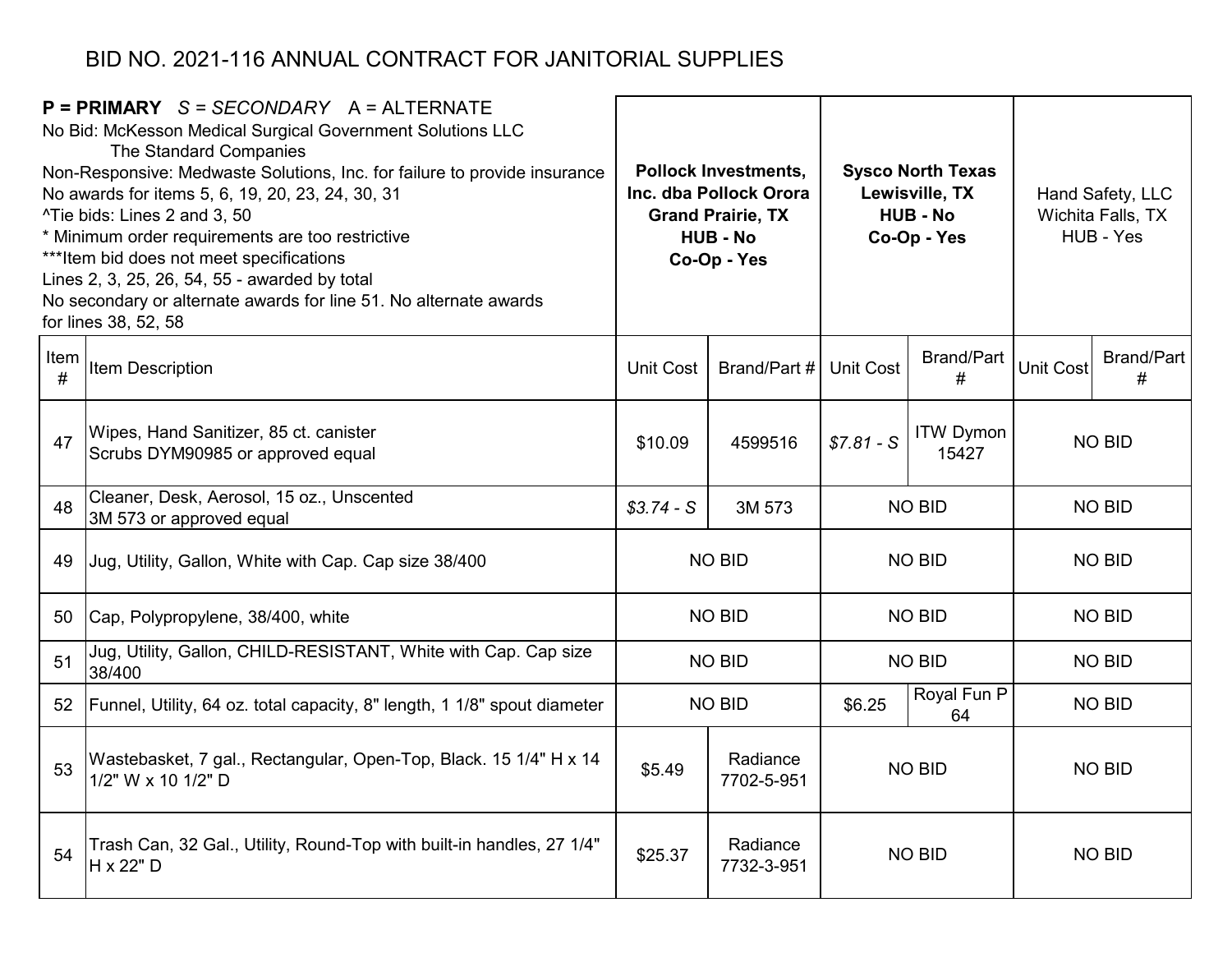# BID NO. 2021-116 ANNUAL CONTRACT FOR JANITORIAL SUPPLIES

**P = PRIMARY** *S = SECONDARY* A = ALTERNATE
No Bid: McKesson Medical Surgical Government Solutions LLC
The Standard Companies
Non-Responsive: Medwaste Solutions, Inc. for failure to provide insurance
No awards for items 5, 6, 19, 20, 23, 24, 30, 31
^Tie bids: Lines 2 and 3, 50
* Minimum order requirements are too restrictive
***Item bid does not meet specifications
Lines 2, 3, 25, 26, 54, 55 - awarded by total
No secondary or alternate awards for line 51. No alternate awards for lines 38, 52, 58

| | | **Pollock Investments, Inc. dba Pollock Orora Grand Prairie, TX HUB - No Co-Op - Yes** | | **Sysco North Texas Lewisville, TX HUB - No Co-Op - Yes** | | Hand Safety, LLC Wichita Falls, TX HUB - Yes | |
|---|---|---|---|---|---|---|---|
| Item # | Item Description | Unit Cost | Brand/Part # | Unit Cost | Brand/Part # | Unit Cost | Brand/Part # |
| 47 | Wipes, Hand Sanitizer, 85 ct. canister Scrubs DYM90985 or approved equal | $10.09 | 4599516 | *$7.81 - S* | ITW Dymon 15427 | NO BID | |
| 48 | Cleaner, Desk, Aerosol, 15 oz., Unscented 3M 573 or approved equal | *$3.74 - S* | 3M 573 | NO BID | | NO BID | |
| 49 | Jug, Utility, Gallon, White with Cap. Cap size 38/400 | NO BID | | NO BID | | NO BID | |
| 50 | Cap, Polypropylene, 38/400, white | NO BID | | NO BID | | NO BID | |
| 51 | Jug, Utility, Gallon, CHILD-RESISTANT, White with Cap. Cap size 38/400 | NO BID | | NO BID | | NO BID | |
| 52 | Funnel, Utility, 64 oz. total capacity, 8" length, 1 1/8" spout diameter | NO BID | | $6.25 | Royal Fun P 64 | NO BID | |
| 53 | Wastebasket, 7 gal., Rectangular, Open-Top, Black. 15 1/4" H x 14 1/2" W x 10 1/2" D | $5.49 | Radiance 7702-5-951 | NO BID | | NO BID | |
| 54 | Trash Can, 32 Gal., Utility, Round-Top with built-in handles, 27 1/4" H x 22" D | $25.37 | Radiance 7732-3-951 | NO BID | | NO BID | |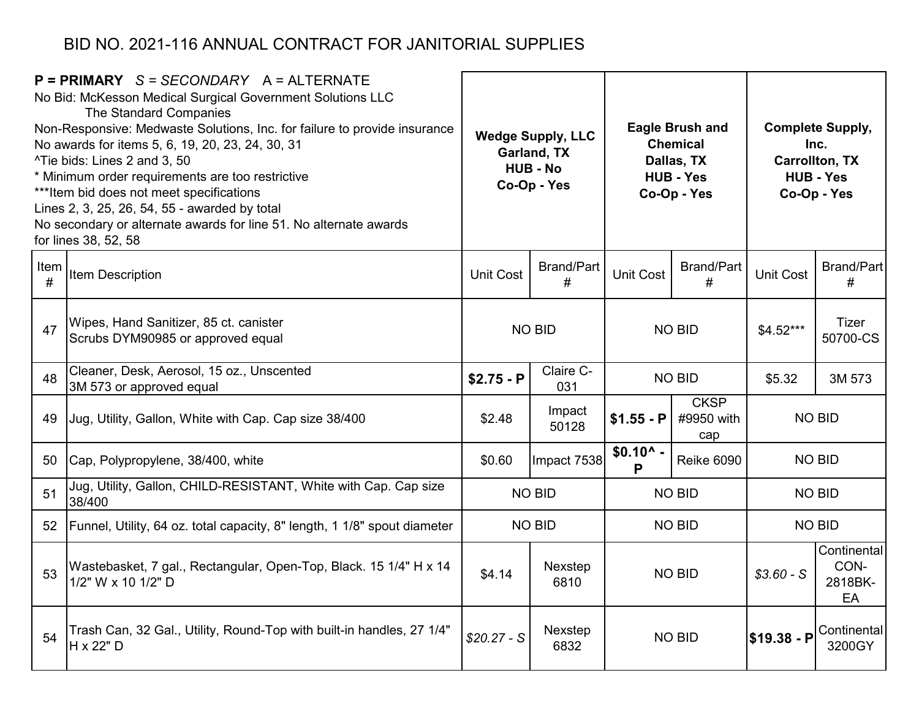# BID NO. 2021-116 ANNUAL CONTRACT FOR JANITORIAL SUPPLIES

**P = PRIMARY** *S = SECONDARY* A = ALTERNATE
No Bid: McKesson Medical Surgical Government Solutions LLC
The Standard Companies
Non-Responsive: Medwaste Solutions, Inc. for failure to provide insurance
No awards for items 5, 6, 19, 20, 23, 24, 30, 31
^Tie bids: Lines 2 and 3, 50
* Minimum order requirements are too restrictive
***Item bid does not meet specifications
Lines 2, 3, 25, 26, 54, 55 - awarded by total
No secondary or alternate awards for line 51. No alternate awards for lines 38, 52, 58

| | | **Wedge Supply, LLC Garland, TX HUB - No Co-Op - Yes** | | **Eagle Brush and Chemical Dallas, TX HUB - Yes Co-Op - Yes** | | **Complete Supply, Inc. Carrollton, TX HUB - Yes Co-Op - Yes** | |
|---|---|---|---|---|---|---|---|
| Item # | Item Description | Unit Cost | Brand/Part # | Unit Cost | Brand/Part # | Unit Cost | Brand/Part # |
| 47 | Wipes, Hand Sanitizer, 85 ct. canister Scrubs DYM90985 or approved equal | NO BID | | NO BID | | $4.52*** | Tizer 50700-CS |
| 48 | Cleaner, Desk, Aerosol, 15 oz., Unscented 3M 573 or approved equal | **$2.75 - P** | Claire C-031 | NO BID | | $5.32 | 3M 573 |
| 49 | Jug, Utility, Gallon, White with Cap. Cap size 38/400 | $2.48 | Impact 50128 | **$1.55 - P** | CKSP #9950 with cap | NO BID | |
| 50 | Cap, Polypropylene, 38/400, white | $0.60 | Impact 7538 | **$0.10^ - P** | Reike 6090 | NO BID | |
| 51 | Jug, Utility, Gallon, CHILD-RESISTANT, White with Cap. Cap size 38/400 | NO BID | | NO BID | | NO BID | |
| 52 | Funnel, Utility, 64 oz. total capacity, 8" length, 1 1/8" spout diameter | NO BID | | NO BID | | NO BID | |
| 53 | Wastebasket, 7 gal., Rectangular, Open-Top, Black. 15 1/4" H x 14 1/2" W x 10 1/2" D | $4.14 | Nexstep 6810 | NO BID | | *$3.60 - S* | Continental CON-2818BK-EA |
| 54 | Trash Can, 32 Gal., Utility, Round-Top with built-in handles, 27 1/4" H x 22" D | *$20.27 - S* | Nexstep 6832 | NO BID | | **$19.38 - P** | Continental 3200GY |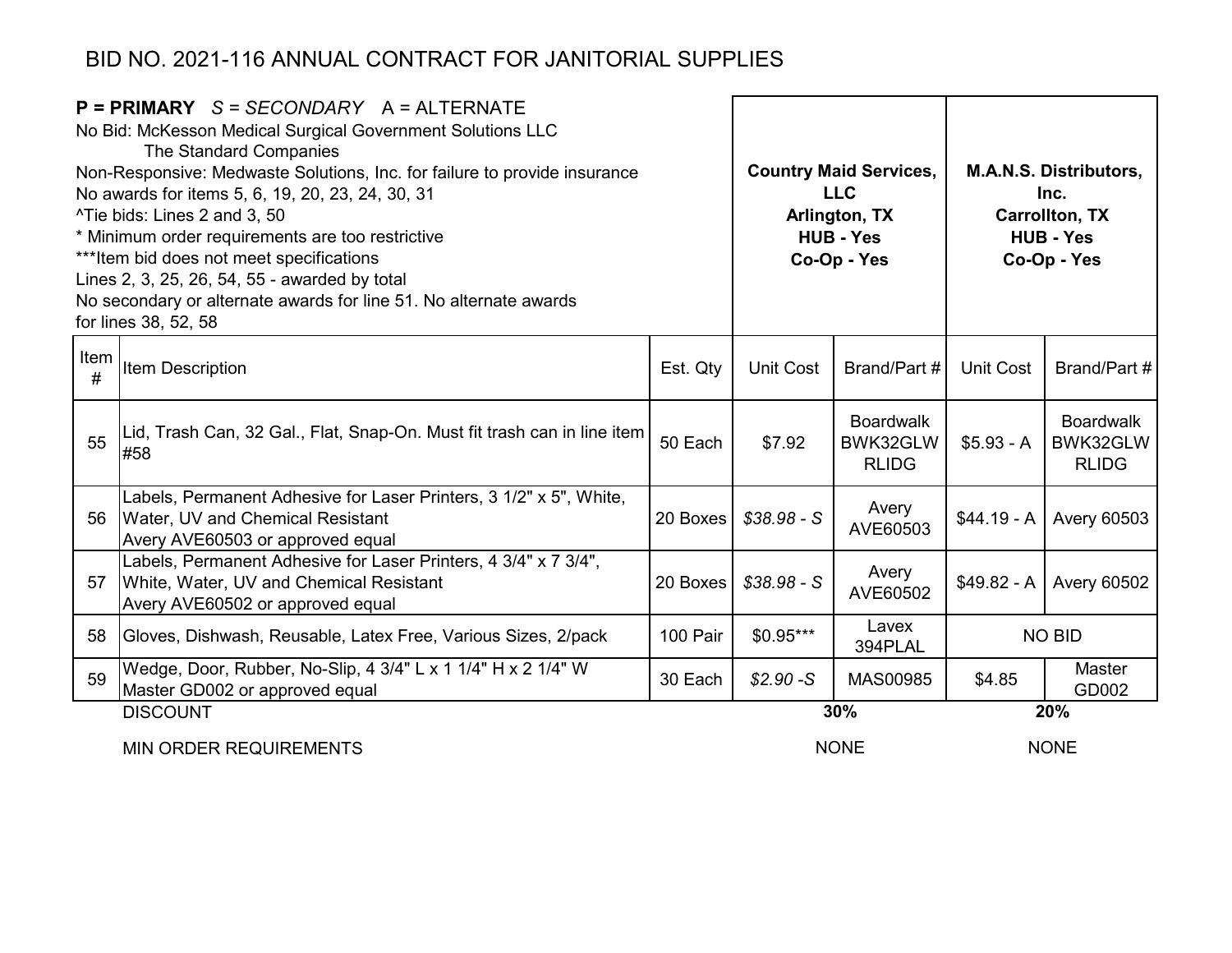# BID NO. 2021-116 ANNUAL CONTRACT FOR JANITORIAL SUPPLIES

**P = PRIMARY** *S = SECONDARY* A = ALTERNATE
No Bid: McKesson Medical Surgical Government Solutions LLC
The Standard Companies
Non-Responsive: Medwaste Solutions, Inc. for failure to provide insurance
No awards for items 5, 6, 19, 20, 23, 24, 30, 31
^Tie bids: Lines 2 and 3, 50
* Minimum order requirements are too restrictive
***Item bid does not meet specifications
Lines 2, 3, 25, 26, 54, 55 - awarded by total
No secondary or alternate awards for line 51. No alternate awards
for lines 38, 52, 58

| | | | **Country Maid Services, LLC Arlington, TX HUB - Yes Co-Op - Yes** | | **M.A.N.S. Distributors, Inc. Carrollton, TX HUB - Yes Co-Op - Yes** | |
|---|---|---|---|---|---|---|
| Item # | Item Description | Est. Qty | Unit Cost | Brand/Part # | Unit Cost | Brand/Part # |
| 55 | Lid, Trash Can, 32 Gal., Flat, Snap-On. Must fit trash can in line item #58 | 50 Each | $7.92 | Boardwalk BWK32GLW RLIDG | $5.93 - A | Boardwalk BWK32GLW RLIDG |
| 56 | Labels, Permanent Adhesive for Laser Printers, 3 1/2" x 5", White, Water, UV and Chemical Resistant Avery AVE60503 or approved equal | 20 Boxes | *$38.98 - S* | Avery AVE60503 | $44.19 - A | Avery 60503 |
| 57 | Labels, Permanent Adhesive for Laser Printers, 4 3/4" x 7 3/4", White, Water, UV and Chemical Resistant Avery AVE60502 or approved equal | 20 Boxes | *$38.98 - S* | Avery AVE60502 | $49.82 - A | Avery 60502 |
| 58 | Gloves, Dishwash, Reusable, Latex Free, Various Sizes, 2/pack | 100 Pair | $0.95*** | Lavex 394PLAL | NO BID | |
| 59 | Wedge, Door, Rubber, No-Slip, 4 3/4" L x 1 1/4" H x 2 1/4" W Master GD002 or approved equal | 30 Each | *$2.90 -S* | MAS00985 | $4.85 | Master GD002 |
| | DISCOUNT | | **30%** | | **20%** | |
| | MIN ORDER REQUIREMENTS | | NONE | | NONE | |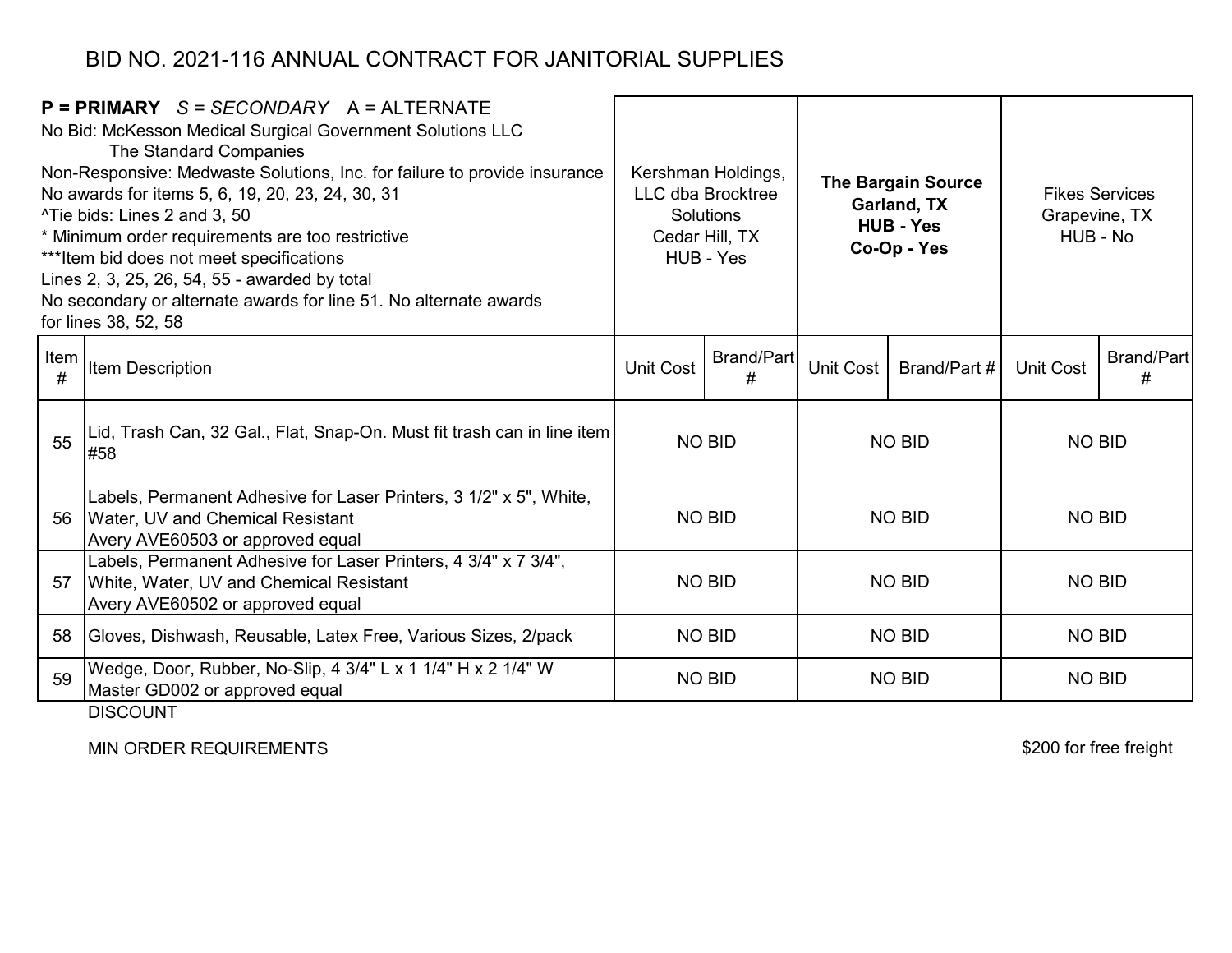# BID NO. 2021-116 ANNUAL CONTRACT FOR JANITORIAL SUPPLIES

**P = PRIMARY** *S = SECONDARY* A = ALTERNATE
No Bid: McKesson Medical Surgical Government Solutions LLC
The Standard Companies
Non-Responsive: Medwaste Solutions, Inc. for failure to provide insurance
No awards for items 5, 6, 19, 20, 23, 24, 30, 31
^Tie bids: Lines 2 and 3, 50
* Minimum order requirements are too restrictive
***Item bid does not meet specifications
Lines 2, 3, 25, 26, 54, 55 - awarded by total
No secondary or alternate awards for line 51. No alternate awards for lines 38, 52, 58

| | | Kershman Holdings, LLC dba Brocktree Solutions Cedar Hill, TX HUB - Yes | | **The Bargain Source Garland, TX HUB - Yes Co-Op - Yes** | | Fikes Services Grapevine, TX HUB - No | |
|---|---|---|---|---|---|---|---|
| Item # | Item Description | Unit Cost | Brand/Part # | Unit Cost | Brand/Part # | Unit Cost | Brand/Part # |
| 55 | Lid, Trash Can, 32 Gal., Flat, Snap-On. Must fit trash can in line item #58 | NO BID | | NO BID | | NO BID | |
| 56 | Labels, Permanent Adhesive for Laser Printers, 3 1/2" x 5", White, Water, UV and Chemical Resistant Avery AVE60503 or approved equal | NO BID | | NO BID | | NO BID | |
| 57 | Labels, Permanent Adhesive for Laser Printers, 4 3/4" x 7 3/4", White, Water, UV and Chemical Resistant Avery AVE60502 or approved equal | NO BID | | NO BID | | NO BID | |
| 58 | Gloves, Dishwash, Reusable, Latex Free, Various Sizes, 2/pack | NO BID | | NO BID | | NO BID | |
| 59 | Wedge, Door, Rubber, No-Slip, 4 3/4" L x 1 1/4" H x 2 1/4" W Master GD002 or approved equal | NO BID | | NO BID | | NO BID | |
| | DISCOUNT | | | | | | |
| | MIN ORDER REQUIREMENTS | | | | | $200 for free freight | |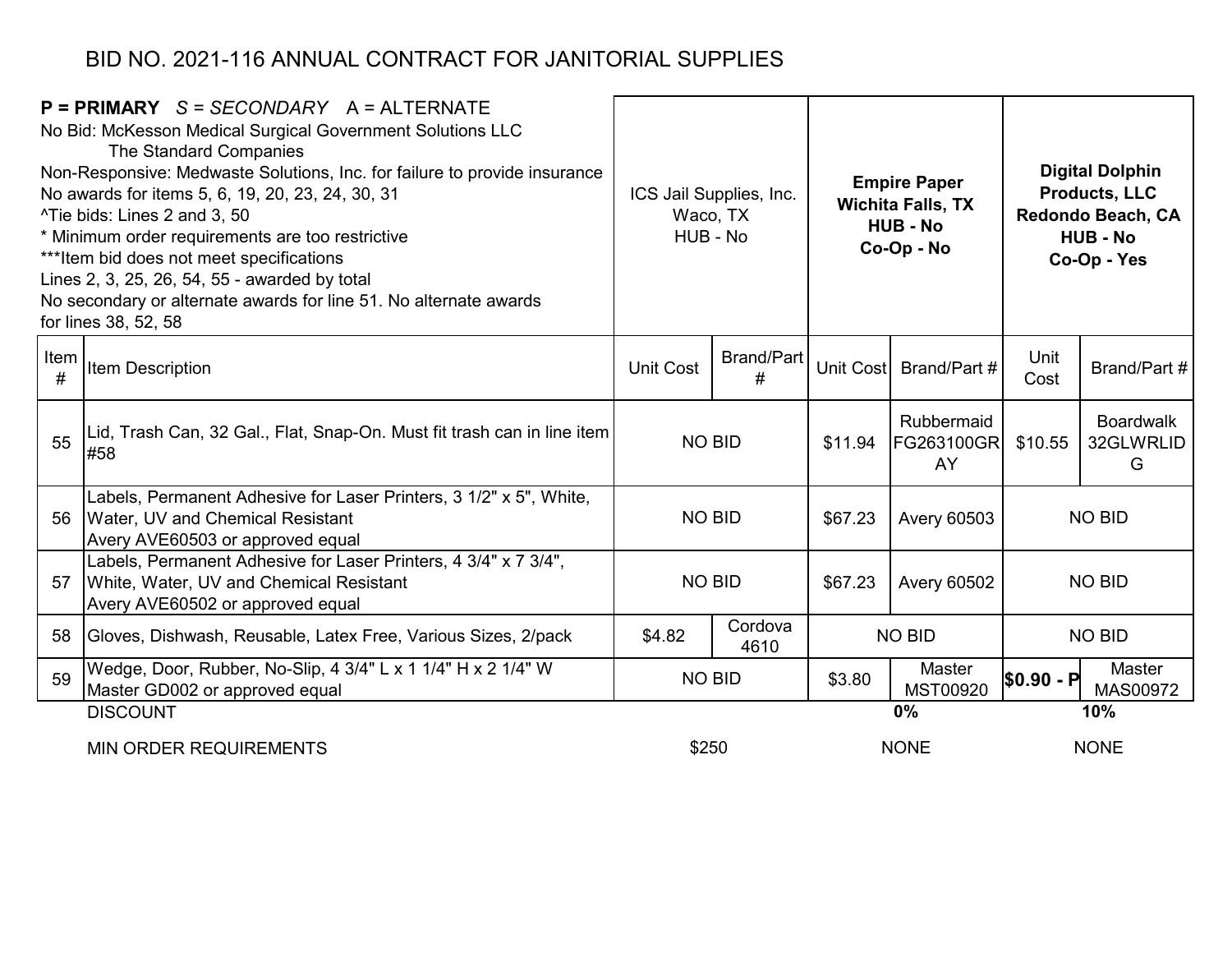# BID NO. 2021-116 ANNUAL CONTRACT FOR JANITORIAL SUPPLIES

**P = PRIMARY** *S = SECONDARY* A = ALTERNATE
No Bid: McKesson Medical Surgical Government Solutions LLC
The Standard Companies
Non-Responsive: Medwaste Solutions, Inc. for failure to provide insurance
No awards for items 5, 6, 19, 20, 23, 24, 30, 31
^Tie bids: Lines 2 and 3, 50
* Minimum order requirements are too restrictive
***Item bid does not meet specifications
Lines 2, 3, 25, 26, 54, 55 - awarded by total
No secondary or alternate awards for line 51. No alternate awards for lines 38, 52, 58

| | | ICS Jail Supplies, Inc. Waco, TX HUB - No | | **Empire Paper Wichita Falls, TX HUB - No Co-Op - No** | | **Digital Dolphin Products, LLC Redondo Beach, CA HUB - No Co-Op - Yes** | |
|---|---|---|---|---|---|---|---|
| Item # | Item Description | Unit Cost | Brand/Part # | Unit Cost | Brand/Part # | Unit Cost | Brand/Part # |
| 55 | Lid, Trash Can, 32 Gal., Flat, Snap-On. Must fit trash can in line item #58 | NO BID | | $11.94 | Rubbermaid FG263100GRAY | $10.55 | Boardwalk 32GLWRLIDG |
| 56 | Labels, Permanent Adhesive for Laser Printers, 3 1/2" x 5", White, Water, UV and Chemical Resistant Avery AVE60503 or approved equal | NO BID | | $67.23 | Avery 60503 | NO BID | |
| 57 | Labels, Permanent Adhesive for Laser Printers, 4 3/4" x 7 3/4", White, Water, UV and Chemical Resistant Avery AVE60502 or approved equal | NO BID | | $67.23 | Avery 60502 | NO BID | |
| 58 | Gloves, Dishwash, Reusable, Latex Free, Various Sizes, 2/pack | $4.82 | Cordova 4610 | NO BID | | NO BID | |
| 59 | Wedge, Door, Rubber, No-Slip, 4 3/4" L x 1 1/4" H x 2 1/4" W Master GD002 or approved equal | NO BID | | $3.80 | Master MST00920 | **$0.90 - P** | Master MAS00972 |
| | DISCOUNT | | | **0%** | | **10%** | |
| | MIN ORDER REQUIREMENTS | $250 | | NONE | | NONE | |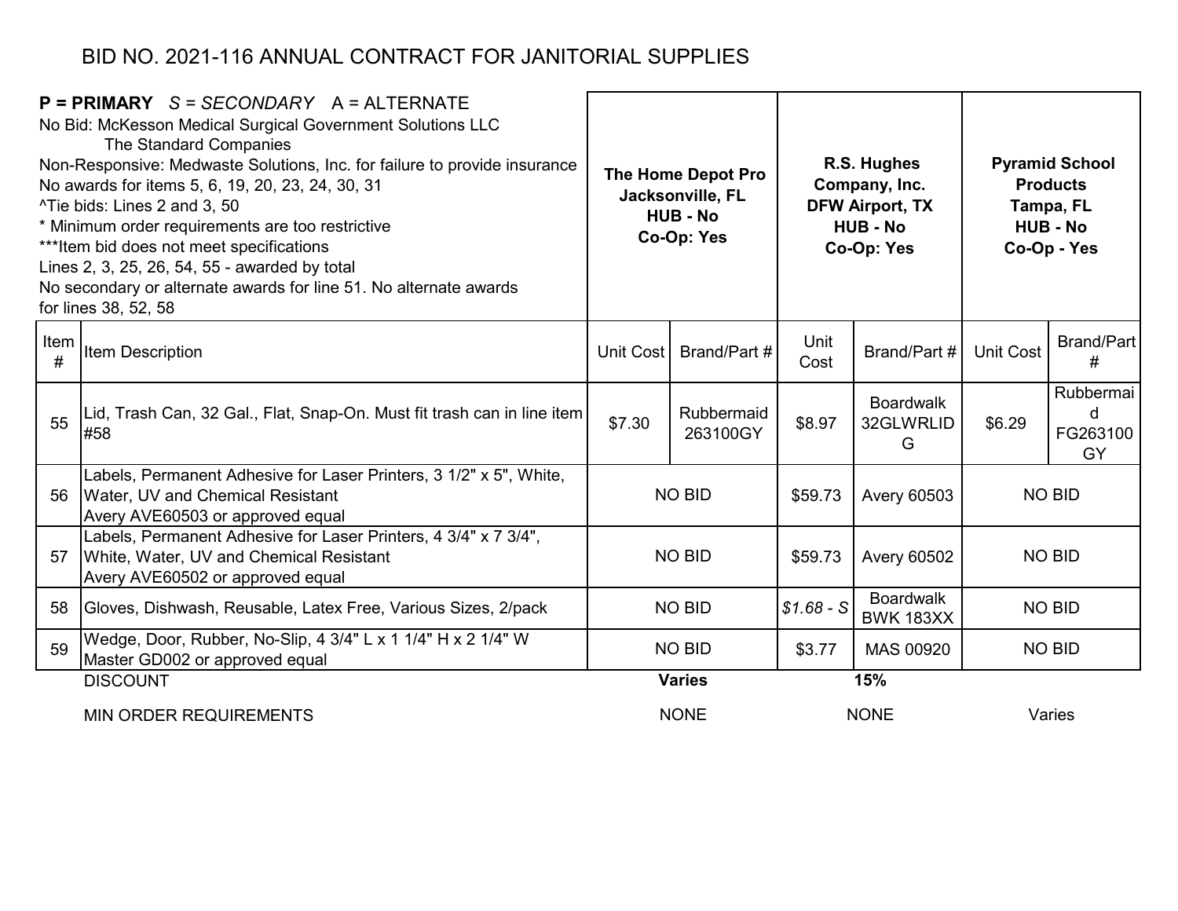# BID NO. 2021-116 ANNUAL CONTRACT FOR JANITORIAL SUPPLIES

**P = PRIMARY** *S = SECONDARY* A = ALTERNATE
No Bid: McKesson Medical Surgical Government Solutions LLC
The Standard Companies
Non-Responsive: Medwaste Solutions, Inc. for failure to provide insurance
No awards for items 5, 6, 19, 20, 23, 24, 30, 31
^Tie bids: Lines 2 and 3, 50
* Minimum order requirements are too restrictive
***Item bid does not meet specifications
Lines 2, 3, 25, 26, 54, 55 - awarded by total
No secondary or alternate awards for line 51. No alternate awards for lines 38, 52, 58

| | | **The Home Depot Pro Jacksonville, FL HUB - No Co-Op: Yes** | | **R.S. Hughes Company, Inc. DFW Airport, TX HUB - No Co-Op: Yes** | | **Pyramid School Products Tampa, FL HUB - No Co-Op - Yes** | |
|---|---|---|---|---|---|---|---|
| Item # | Item Description | Unit Cost | Brand/Part # | Unit Cost | Brand/Part # | Unit Cost | Brand/Part # |
| 55 | Lid, Trash Can, 32 Gal., Flat, Snap-On. Must fit trash can in line item #58 | $7.30 | Rubbermaid 263100GY | $8.97 | Boardwalk 32GLWRLIDG | $6.29 | Rubbermaid FG263100GY |
| 56 | Labels, Permanent Adhesive for Laser Printers, 3 1/2" x 5", White, Water, UV and Chemical Resistant Avery AVE60503 or approved equal | NO BID | | $59.73 | Avery 60503 | NO BID | |
| 57 | Labels, Permanent Adhesive for Laser Printers, 4 3/4" x 7 3/4", White, Water, UV and Chemical Resistant Avery AVE60502 or approved equal | NO BID | | $59.73 | Avery 60502 | NO BID | |
| 58 | Gloves, Dishwash, Reusable, Latex Free, Various Sizes, 2/pack | NO BID | | *$1.68 - S* | Boardwalk BWK 183XX | NO BID | |
| 59 | Wedge, Door, Rubber, No-Slip, 4 3/4" L x 1 1/4" H x 2 1/4" W Master GD002 or approved equal | NO BID | | $3.77 | MAS 00920 | NO BID | |
| | DISCOUNT | **Varies** | | **15%** | | | |
| | MIN ORDER REQUIREMENTS | NONE | | NONE | | Varies | |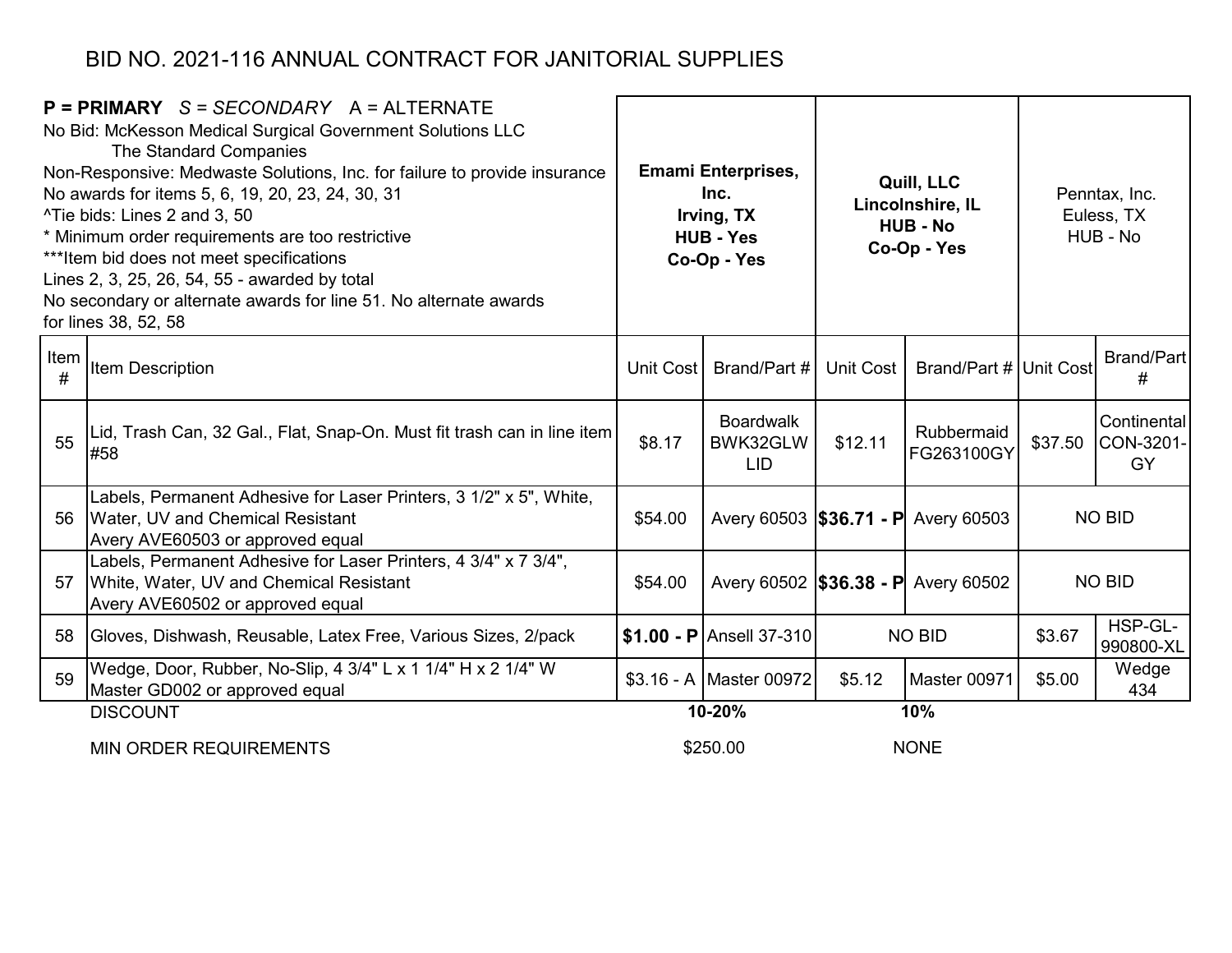# BID NO. 2021-116 ANNUAL CONTRACT FOR JANITORIAL SUPPLIES

**P = PRIMARY** *S = SECONDARY* A = ALTERNATE
No Bid: McKesson Medical Surgical Government Solutions LLC
The Standard Companies
Non-Responsive: Medwaste Solutions, Inc. for failure to provide insurance
No awards for items 5, 6, 19, 20, 23, 24, 30, 31
^Tie bids: Lines 2 and 3, 50
* Minimum order requirements are too restrictive
***Item bid does not meet specifications
Lines 2, 3, 25, 26, 54, 55 - awarded by total
No secondary or alternate awards for line 51. No alternate awards for lines 38, 52, 58

| Item # | Item Description | **Emami Enterprises, Inc. Irving, TX HUB - Yes Co-Op - Yes** | | **Quill, LLC Lincolnshire, IL HUB - No Co-Op - Yes** | | Penntax, Inc. Euless, TX HUB - No | |
|---|---|---|---|---|---|---|---|
| | | Unit Cost | Brand/Part # | Unit Cost | Brand/Part # | Unit Cost | Brand/Part # |
| 55 | Lid, Trash Can, 32 Gal., Flat, Snap-On. Must fit trash can in line item #58 | $8.17 | Boardwalk BWK32GLW LID | $12.11 | Rubbermaid FG263100GY | $37.50 | Continental CON-3201-GY |
| 56 | Labels, Permanent Adhesive for Laser Printers, 3 1/2" x 5", White, Water, UV and Chemical Resistant Avery AVE60503 or approved equal | $54.00 | Avery 60503 | **$36.71 - P** | Avery 60503 | NO BID | |
| 57 | Labels, Permanent Adhesive for Laser Printers, 4 3/4" x 7 3/4", White, Water, UV and Chemical Resistant Avery AVE60502 or approved equal | $54.00 | Avery 60502 | **$36.38 - P** | Avery 60502 | NO BID | |
| 58 | Gloves, Dishwash, Reusable, Latex Free, Various Sizes, 2/pack | **$1.00 - P** | Ansell 37-310 | NO BID | | $3.67 | HSP-GL-990800-XL |
| 59 | Wedge, Door, Rubber, No-Slip, 4 3/4" L x 1 1/4" H x 2 1/4" W Master GD002 or approved equal | $3.16 - A | Master 00972 | $5.12 | Master 00971 | $5.00 | Wedge 434 |
| | DISCOUNT | **10-20%** | | **10%** | | | |
| | MIN ORDER REQUIREMENTS | $250.00 | | NONE | | | |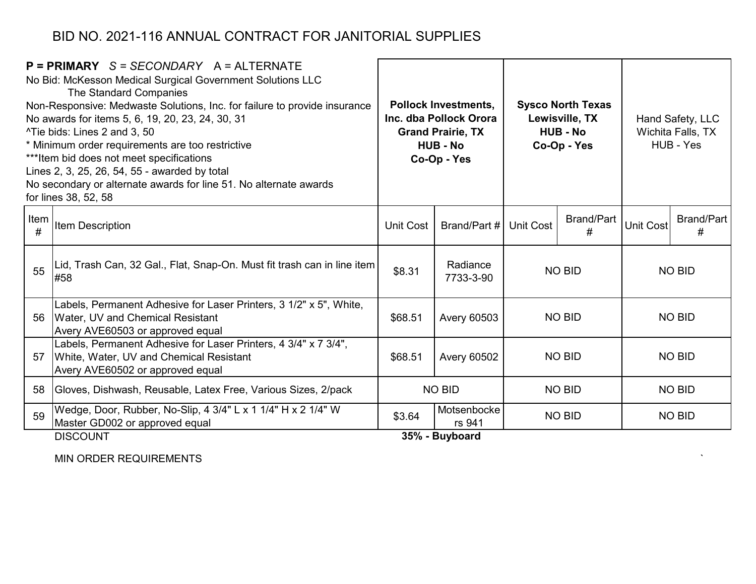# BID NO. 2021-116 ANNUAL CONTRACT FOR JANITORIAL SUPPLIES

**P = PRIMARY** *S = SECONDARY* A = ALTERNATE
No Bid: McKesson Medical Surgical Government Solutions LLC
The Standard Companies
Non-Responsive: Medwaste Solutions, Inc. for failure to provide insurance
No awards for items 5, 6, 19, 20, 23, 24, 30, 31
^Tie bids: Lines 2 and 3, 50
* Minimum order requirements are too restrictive
***Item bid does not meet specifications
Lines 2, 3, 25, 26, 54, 55 - awarded by total
No secondary or alternate awards for line 51. No alternate awards for lines 38, 52, 58

| | | **Pollock Investments, Inc. dba Pollock Orora Grand Prairie, TX HUB - No Co-Op - Yes** | | **Sysco North Texas Lewisville, TX HUB - No Co-Op - Yes** | | Hand Safety, LLC Wichita Falls, TX HUB - Yes | |
|---|---|---|---|---|---|---|---|
| Item # | Item Description | Unit Cost | Brand/Part # | Unit Cost | Brand/Part # | Unit Cost | Brand/Part # |
| 55 | Lid, Trash Can, 32 Gal., Flat, Snap-On. Must fit trash can in line item #58 | $8.31 | Radiance 7733-3-90 | NO BID | | NO BID | |
| 56 | Labels, Permanent Adhesive for Laser Printers, 3 1/2" x 5", White, Water, UV and Chemical Resistant Avery AVE60503 or approved equal | $68.51 | Avery 60503 | NO BID | | NO BID | |
| 57 | Labels, Permanent Adhesive for Laser Printers, 4 3/4" x 7 3/4", White, Water, UV and Chemical Resistant Avery AVE60502 or approved equal | $68.51 | Avery 60502 | NO BID | | NO BID | |
| 58 | Gloves, Dishwash, Reusable, Latex Free, Various Sizes, 2/pack | NO BID | | NO BID | | NO BID | |
| 59 | Wedge, Door, Rubber, No-Slip, 4 3/4" L x 1 1/4" H x 2 1/4" W Master GD002 or approved equal | $3.64 | Motsenbockers 941 | NO BID | | NO BID | |
| | DISCOUNT | **35% - Buyboard** | | | | | |
| | MIN ORDER REQUIREMENTS | | | | | | |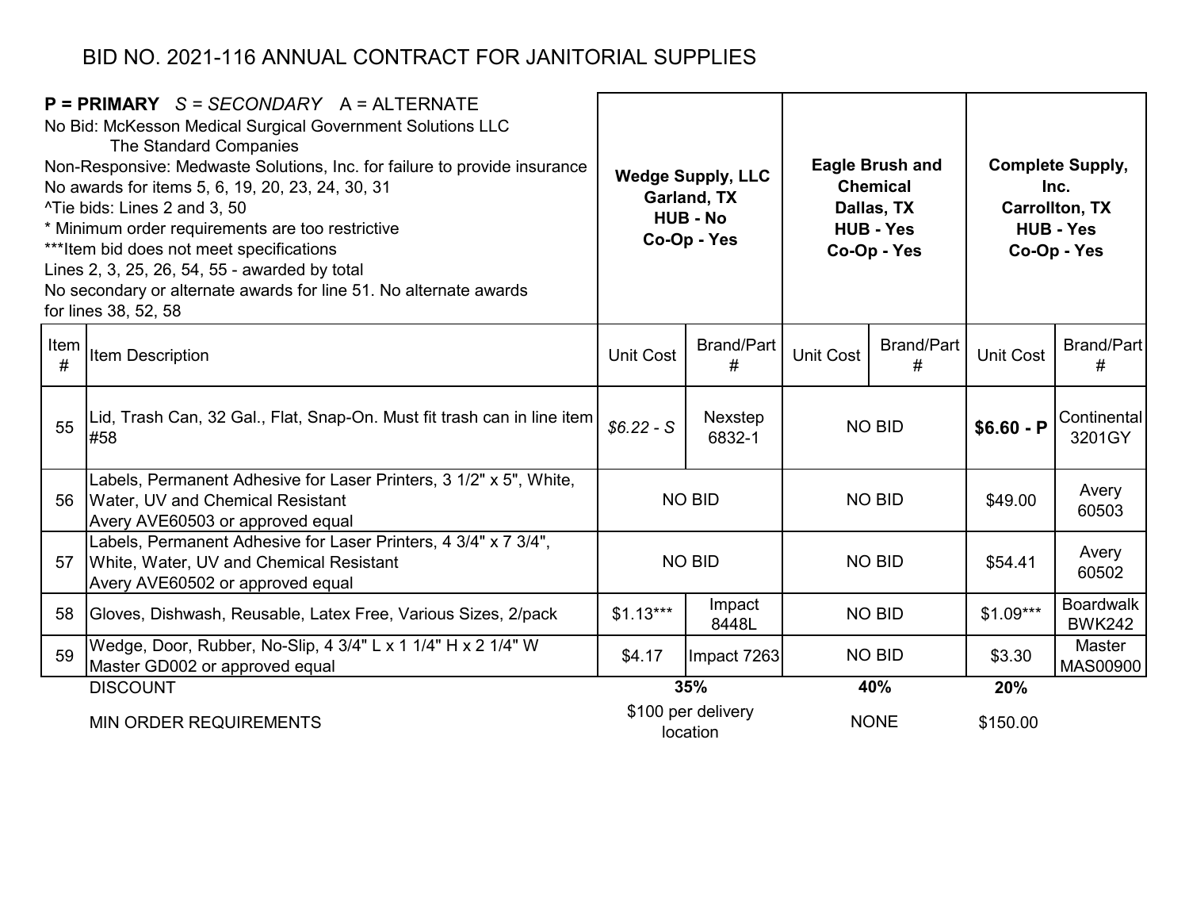# BID NO. 2021-116 ANNUAL CONTRACT FOR JANITORIAL SUPPLIES

**P = PRIMARY** *S = SECONDARY* A = ALTERNATE
No Bid: McKesson Medical Surgical Government Solutions LLC
The Standard Companies
Non-Responsive: Medwaste Solutions, Inc. for failure to provide insurance
No awards for items 5, 6, 19, 20, 23, 24, 30, 31
^Tie bids: Lines 2 and 3, 50
* Minimum order requirements are too restrictive
***Item bid does not meet specifications
Lines 2, 3, 25, 26, 54, 55 - awarded by total
No secondary or alternate awards for line 51. No alternate awards for lines 38, 52, 58

| | | **Wedge Supply, LLC Garland, TX HUB - No Co-Op - Yes** | | **Eagle Brush and Chemical Dallas, TX HUB - Yes Co-Op - Yes** | | **Complete Supply, Inc. Carrollton, TX HUB - Yes Co-Op - Yes** | |
|---|---|---|---|---|---|---|---|
| Item # | Item Description | Unit Cost | Brand/Part # | Unit Cost | Brand/Part # | Unit Cost | Brand/Part # |
| 55 | Lid, Trash Can, 32 Gal., Flat, Snap-On. Must fit trash can in line item #58 | *$6.22 - S* | Nexstep 6832-1 | NO BID | | **$6.60 - P** | Continental 3201GY |
| 56 | Labels, Permanent Adhesive for Laser Printers, 3 1/2" x 5", White, Water, UV and Chemical Resistant Avery AVE60503 or approved equal | NO BID | | NO BID | | $49.00 | Avery 60503 |
| 57 | Labels, Permanent Adhesive for Laser Printers, 4 3/4" x 7 3/4", White, Water, UV and Chemical Resistant Avery AVE60502 or approved equal | NO BID | | NO BID | | $54.41 | Avery 60502 |
| 58 | Gloves, Dishwash, Reusable, Latex Free, Various Sizes, 2/pack | $1.13*** | Impact 8448L | NO BID | | $1.09*** | Boardwalk BWK242 |
| 59 | Wedge, Door, Rubber, No-Slip, 4 3/4" L x 1 1/4" H x 2 1/4" W Master GD002 or approved equal | $4.17 | Impact 7263 | NO BID | | $3.30 | Master MAS00900 |
| | DISCOUNT | **35%** | | **40%** | | **20%** | |
| | MIN ORDER REQUIREMENTS | $100 per delivery location | | NONE | | $150.00 | |